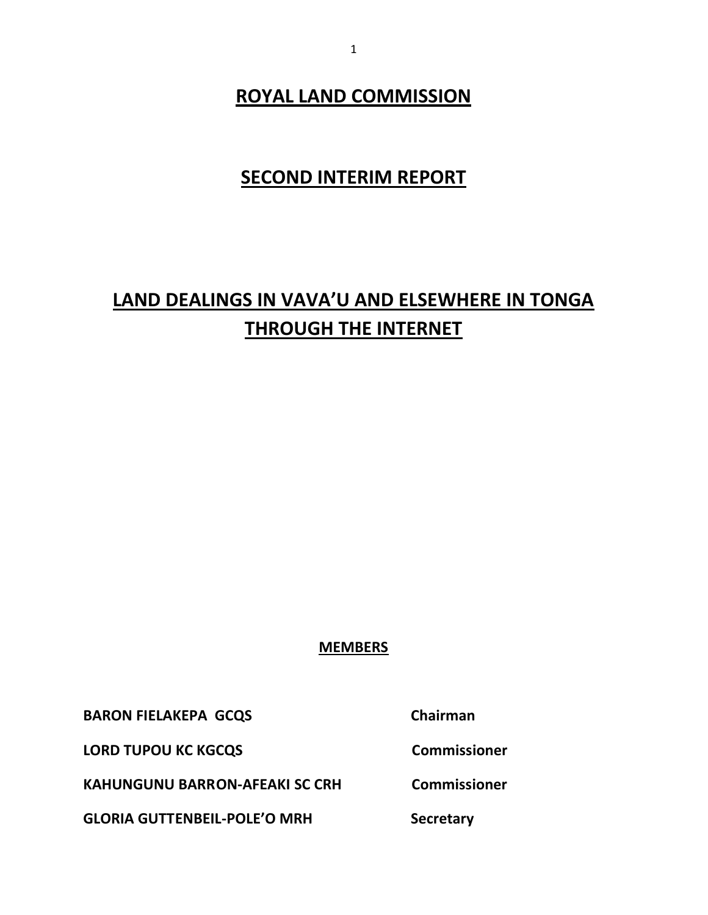# ROYAL LAND COMMISSION

## SECOND INTERIM REPORT

# LAND DEALINGS IN VAVA'U AND ELSEWHERE IN TONGA THROUGH THE INTERNET

**MEMBERS**

| | |
|---|---|
| **BARON FIELAKEPA GCQS** | **Chairman** |
| **LORD TUPOU KC KGCQS** | **Commissioner** |
| **KAHUNGUNU BARRON-AFEAKI SC CRH** | **Commissioner** |
| **GLORIA GUTTENBEIL-POLE'O MRH** | **Secretary** |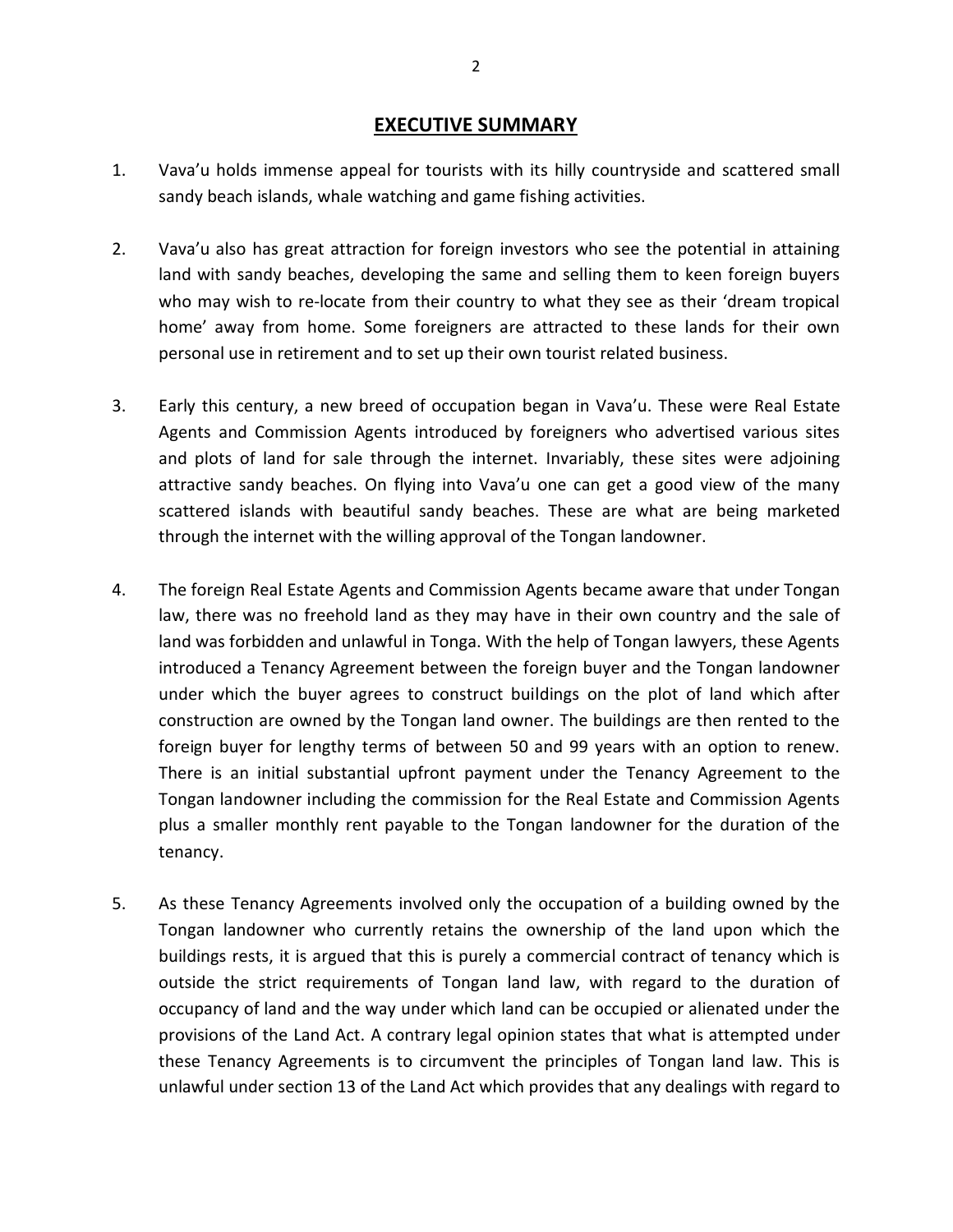## EXECUTIVE SUMMARY

1. Vava'u holds immense appeal for tourists with its hilly countryside and scattered small sandy beach islands, whale watching and game fishing activities.

2. Vava'u also has great attraction for foreign investors who see the potential in attaining land with sandy beaches, developing the same and selling them to keen foreign buyers who may wish to re-locate from their country to what they see as their 'dream tropical home' away from home. Some foreigners are attracted to these lands for their own personal use in retirement and to set up their own tourist related business.

3. Early this century, a new breed of occupation began in Vava'u. These were Real Estate Agents and Commission Agents introduced by foreigners who advertised various sites and plots of land for sale through the internet. Invariably, these sites were adjoining attractive sandy beaches. On flying into Vava'u one can get a good view of the many scattered islands with beautiful sandy beaches. These are what are being marketed through the internet with the willing approval of the Tongan landowner.

4. The foreign Real Estate Agents and Commission Agents became aware that under Tongan law, there was no freehold land as they may have in their own country and the sale of land was forbidden and unlawful in Tonga. With the help of Tongan lawyers, these Agents introduced a Tenancy Agreement between the foreign buyer and the Tongan landowner under which the buyer agrees to construct buildings on the plot of land which after construction are owned by the Tongan land owner. The buildings are then rented to the foreign buyer for lengthy terms of between 50 and 99 years with an option to renew. There is an initial substantial upfront payment under the Tenancy Agreement to the Tongan landowner including the commission for the Real Estate and Commission Agents plus a smaller monthly rent payable to the Tongan landowner for the duration of the tenancy.

5. As these Tenancy Agreements involved only the occupation of a building owned by the Tongan landowner who currently retains the ownership of the land upon which the buildings rests, it is argued that this is purely a commercial contract of tenancy which is outside the strict requirements of Tongan land law, with regard to the duration of occupancy of land and the way under which land can be occupied or alienated under the provisions of the Land Act. A contrary legal opinion states that what is attempted under these Tenancy Agreements is to circumvent the principles of Tongan land law. This is unlawful under section 13 of the Land Act which provides that any dealings with regard to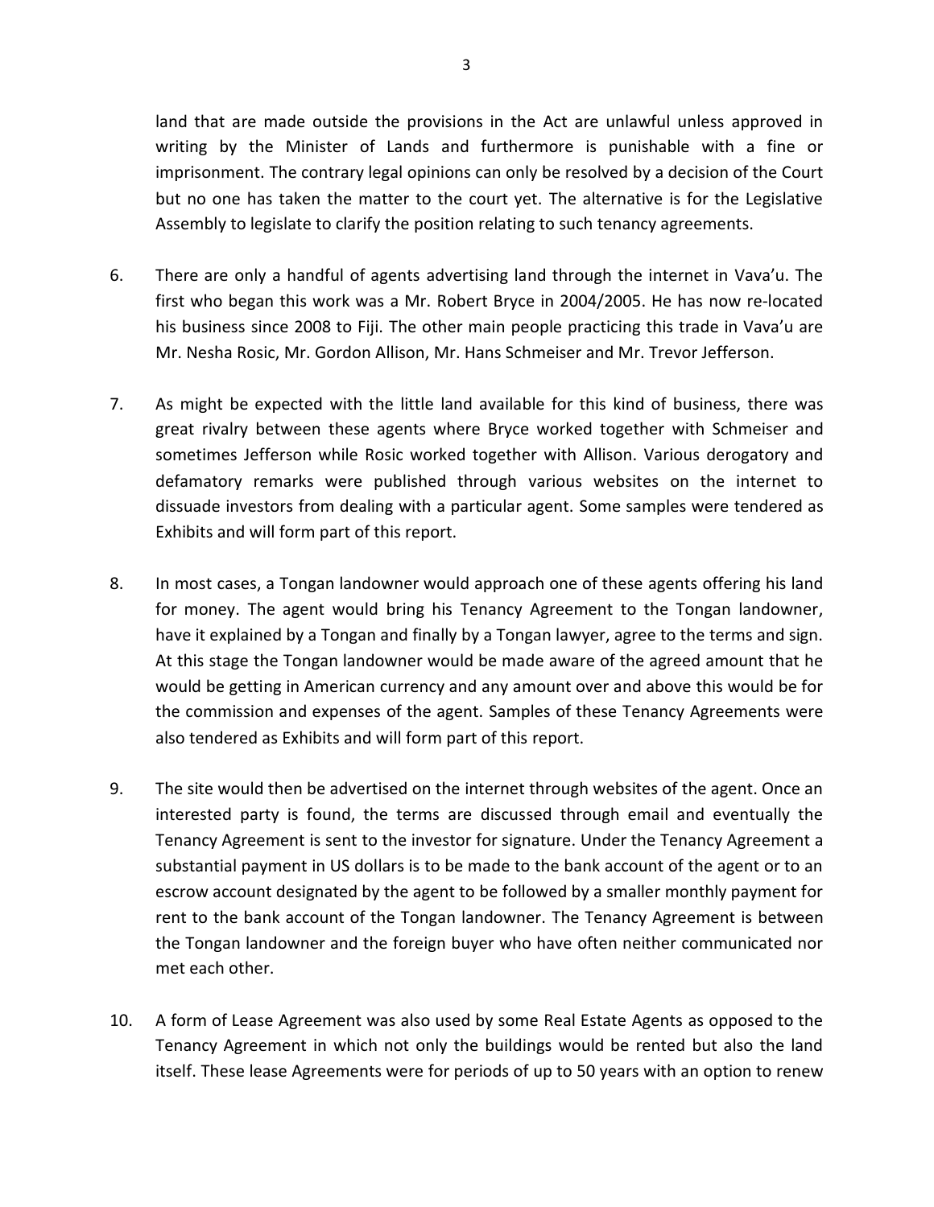land that are made outside the provisions in the Act are unlawful unless approved in writing by the Minister of Lands and furthermore is punishable with a fine or imprisonment. The contrary legal opinions can only be resolved by a decision of the Court but no one has taken the matter to the court yet. The alternative is for the Legislative Assembly to legislate to clarify the position relating to such tenancy agreements.

6. There are only a handful of agents advertising land through the internet in Vava'u. The first who began this work was a Mr. Robert Bryce in 2004/2005. He has now re-located his business since 2008 to Fiji. The other main people practicing this trade in Vava'u are Mr. Nesha Rosic, Mr. Gordon Allison, Mr. Hans Schmeiser and Mr. Trevor Jefferson.

7. As might be expected with the little land available for this kind of business, there was great rivalry between these agents where Bryce worked together with Schmeiser and sometimes Jefferson while Rosic worked together with Allison. Various derogatory and defamatory remarks were published through various websites on the internet to dissuade investors from dealing with a particular agent. Some samples were tendered as Exhibits and will form part of this report.

8. In most cases, a Tongan landowner would approach one of these agents offering his land for money. The agent would bring his Tenancy Agreement to the Tongan landowner, have it explained by a Tongan and finally by a Tongan lawyer, agree to the terms and sign. At this stage the Tongan landowner would be made aware of the agreed amount that he would be getting in American currency and any amount over and above this would be for the commission and expenses of the agent. Samples of these Tenancy Agreements were also tendered as Exhibits and will form part of this report.

9. The site would then be advertised on the internet through websites of the agent. Once an interested party is found, the terms are discussed through email and eventually the Tenancy Agreement is sent to the investor for signature. Under the Tenancy Agreement a substantial payment in US dollars is to be made to the bank account of the agent or to an escrow account designated by the agent to be followed by a smaller monthly payment for rent to the bank account of the Tongan landowner. The Tenancy Agreement is between the Tongan landowner and the foreign buyer who have often neither communicated nor met each other.

10. A form of Lease Agreement was also used by some Real Estate Agents as opposed to the Tenancy Agreement in which not only the buildings would be rented but also the land itself. These lease Agreements were for periods of up to 50 years with an option to renew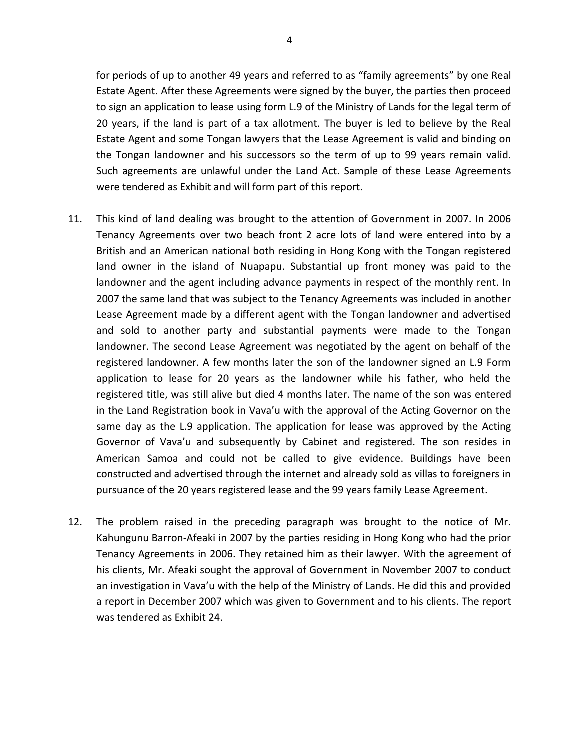for periods of up to another 49 years and referred to as "family agreements" by one Real Estate Agent. After these Agreements were signed by the buyer, the parties then proceed to sign an application to lease using form L.9 of the Ministry of Lands for the legal term of 20 years, if the land is part of a tax allotment. The buyer is led to believe by the Real Estate Agent and some Tongan lawyers that the Lease Agreement is valid and binding on the Tongan landowner and his successors so the term of up to 99 years remain valid. Such agreements are unlawful under the Land Act. Sample of these Lease Agreements were tendered as Exhibit and will form part of this report.

11. This kind of land dealing was brought to the attention of Government in 2007. In 2006 Tenancy Agreements over two beach front 2 acre lots of land were entered into by a British and an American national both residing in Hong Kong with the Tongan registered land owner in the island of Nuapapu. Substantial up front money was paid to the landowner and the agent including advance payments in respect of the monthly rent. In 2007 the same land that was subject to the Tenancy Agreements was included in another Lease Agreement made by a different agent with the Tongan landowner and advertised and sold to another party and substantial payments were made to the Tongan landowner. The second Lease Agreement was negotiated by the agent on behalf of the registered landowner. A few months later the son of the landowner signed an L.9 Form application to lease for 20 years as the landowner while his father, who held the registered title, was still alive but died 4 months later. The name of the son was entered in the Land Registration book in Vava'u with the approval of the Acting Governor on the same day as the L.9 application. The application for lease was approved by the Acting Governor of Vava'u and subsequently by Cabinet and registered. The son resides in American Samoa and could not be called to give evidence. Buildings have been constructed and advertised through the internet and already sold as villas to foreigners in pursuance of the 20 years registered lease and the 99 years family Lease Agreement.

12. The problem raised in the preceding paragraph was brought to the notice of Mr. Kahungunu Barron-Afeaki in 2007 by the parties residing in Hong Kong who had the prior Tenancy Agreements in 2006. They retained him as their lawyer. With the agreement of his clients, Mr. Afeaki sought the approval of Government in November 2007 to conduct an investigation in Vava'u with the help of the Ministry of Lands. He did this and provided a report in December 2007 which was given to Government and to his clients. The report was tendered as Exhibit 24.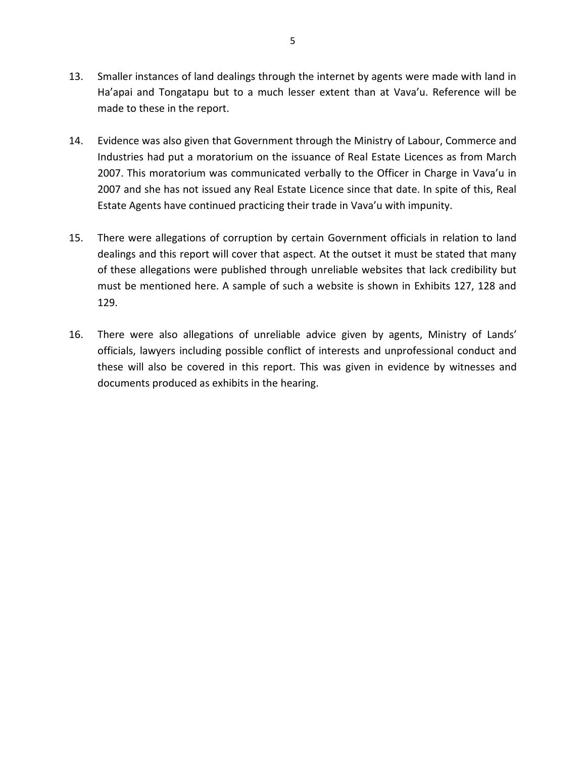13. Smaller instances of land dealings through the internet by agents were made with land in Ha'apai and Tongatapu but to a much lesser extent than at Vava'u. Reference will be made to these in the report.

14. Evidence was also given that Government through the Ministry of Labour, Commerce and Industries had put a moratorium on the issuance of Real Estate Licences as from March 2007. This moratorium was communicated verbally to the Officer in Charge in Vava'u in 2007 and she has not issued any Real Estate Licence since that date. In spite of this, Real Estate Agents have continued practicing their trade in Vava'u with impunity.

15. There were allegations of corruption by certain Government officials in relation to land dealings and this report will cover that aspect. At the outset it must be stated that many of these allegations were published through unreliable websites that lack credibility but must be mentioned here. A sample of such a website is shown in Exhibits 127, 128 and 129.

16. There were also allegations of unreliable advice given by agents, Ministry of Lands' officials, lawyers including possible conflict of interests and unprofessional conduct and these will also be covered in this report. This was given in evidence by witnesses and documents produced as exhibits in the hearing.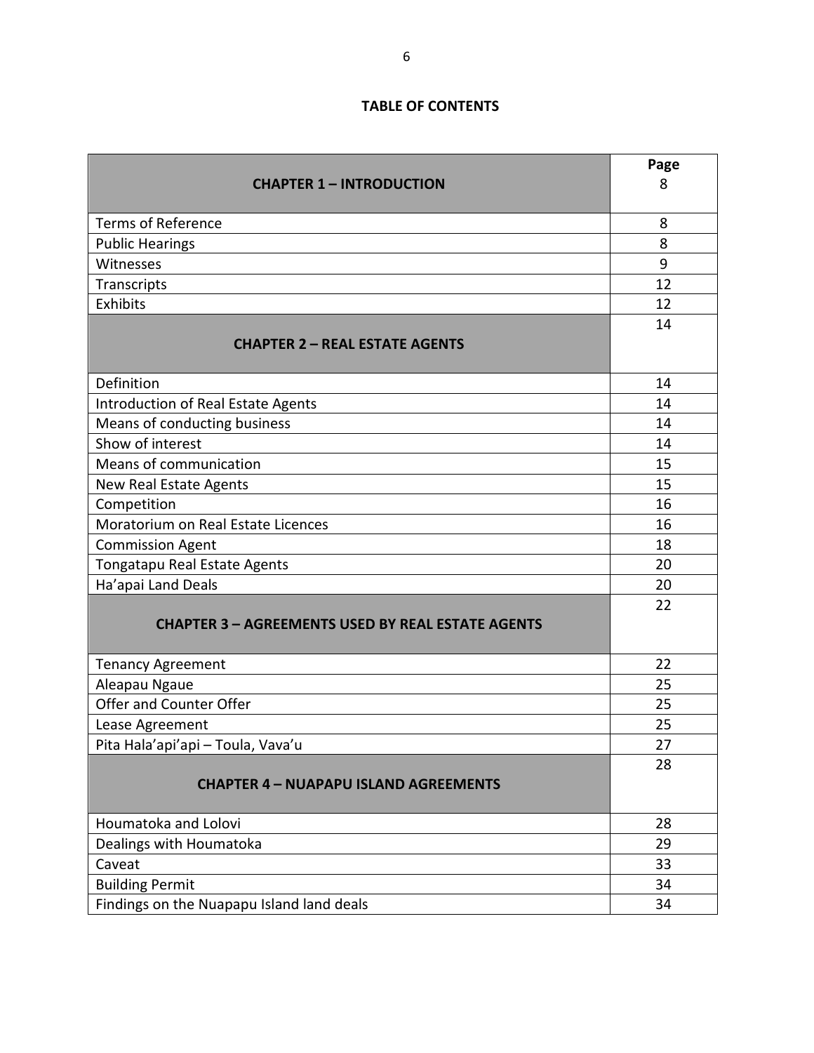**TABLE OF CONTENTS**

| **CHAPTER 1 – INTRODUCTION** | **Page** 8 |
|---|---|
| Terms of Reference | 8 |
| Public Hearings | 8 |
| Witnesses | 9 |
| Transcripts | 12 |
| Exhibits | 12 |
| **CHAPTER 2 – REAL ESTATE AGENTS** | 14 |
| Definition | 14 |
| Introduction of Real Estate Agents | 14 |
| Means of conducting business | 14 |
| Show of interest | 14 |
| Means of communication | 15 |
| New Real Estate Agents | 15 |
| Competition | 16 |
| Moratorium on Real Estate Licences | 16 |
| Commission Agent | 18 |
| Tongatapu Real Estate Agents | 20 |
| Ha'apai Land Deals | 20 |
| **CHAPTER 3 – AGREEMENTS USED BY REAL ESTATE AGENTS** | 22 |
| Tenancy Agreement | 22 |
| Aleapau Ngaue | 25 |
| Offer and Counter Offer | 25 |
| Lease Agreement | 25 |
| Pita Hala'api'api – Toula, Vava'u | 27 |
| **CHAPTER 4 – NUAPAPU ISLAND AGREEMENTS** | 28 |
| Houmatoka and Lolovi | 28 |
| Dealings with Houmatoka | 29 |
| Caveat | 33 |
| Building Permit | 34 |
| Findings on the Nuapapu Island land deals | 34 |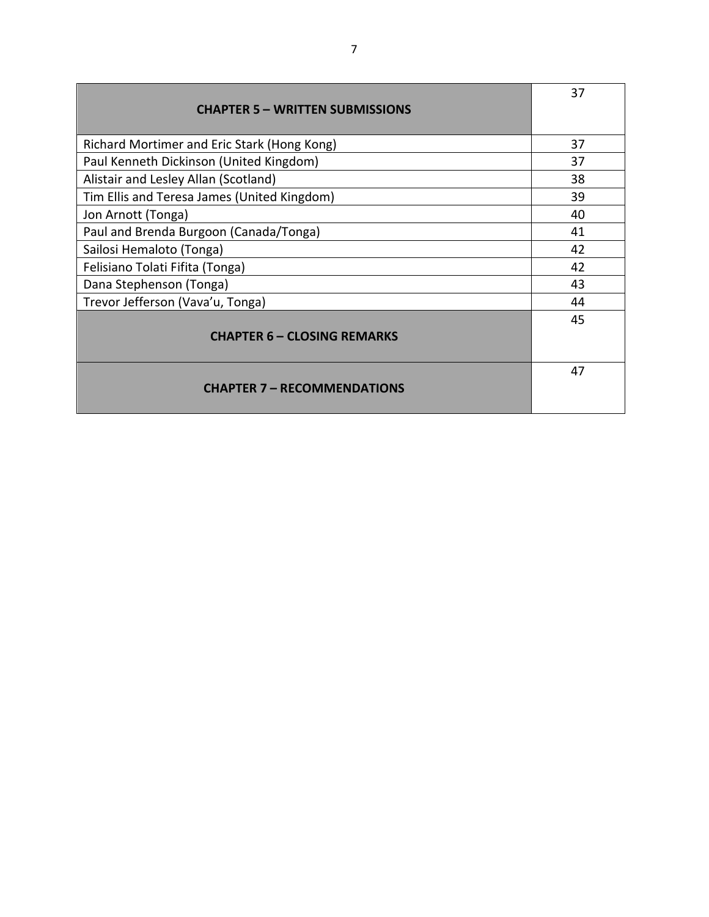| **CHAPTER 5 – WRITTEN SUBMISSIONS** | 37 |
| --- | --- |
| Richard Mortimer and Eric Stark (Hong Kong) | 37 |
| Paul Kenneth Dickinson (United Kingdom) | 37 |
| Alistair and Lesley Allan (Scotland) | 38 |
| Tim Ellis and Teresa James (United Kingdom) | 39 |
| Jon Arnott (Tonga) | 40 |
| Paul and Brenda Burgoon (Canada/Tonga) | 41 |
| Sailosi Hemaloto (Tonga) | 42 |
| Felisiano Tolati Fifita (Tonga) | 42 |
| Dana Stephenson (Tonga) | 43 |
| Trevor Jefferson (Vava'u, Tonga) | 44 |
| **CHAPTER 6 – CLOSING REMARKS** | 45 |
| **CHAPTER 7 – RECOMMENDATIONS** | 47 |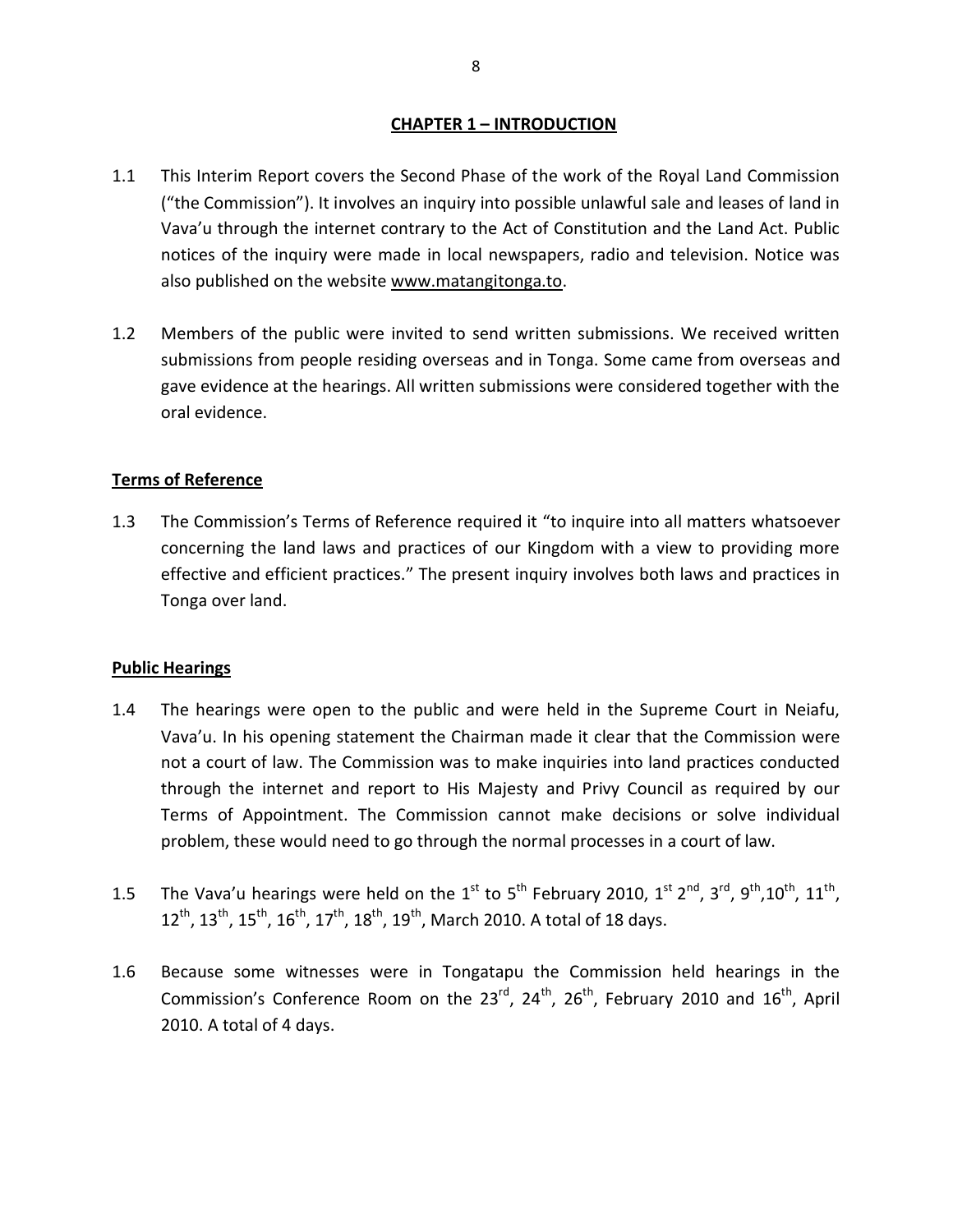## CHAPTER 1 – INTRODUCTION

1.1 This Interim Report covers the Second Phase of the work of the Royal Land Commission ("the Commission"). It involves an inquiry into possible unlawful sale and leases of land in Vava'u through the internet contrary to the Act of Constitution and the Land Act. Public notices of the inquiry were made in local newspapers, radio and television. Notice was also published on the website www.matangitonga.to.

1.2 Members of the public were invited to send written submissions. We received written submissions from people residing overseas and in Tonga. Some came from overseas and gave evidence at the hearings. All written submissions were considered together with the oral evidence.

### Terms of Reference

1.3 The Commission's Terms of Reference required it "to inquire into all matters whatsoever concerning the land laws and practices of our Kingdom with a view to providing more effective and efficient practices." The present inquiry involves both laws and practices in Tonga over land.

### Public Hearings

1.4 The hearings were open to the public and were held in the Supreme Court in Neiafu, Vava'u. In his opening statement the Chairman made it clear that the Commission were not a court of law. The Commission was to make inquiries into land practices conducted through the internet and report to His Majesty and Privy Council as required by our Terms of Appointment. The Commission cannot make decisions or solve individual problem, these would need to go through the normal processes in a court of law.

1.5 The Vava'u hearings were held on the 1st to 5th February 2010, 1st 2nd, 3rd, 9th,10th, 11th, 12th, 13th, 15th, 16th, 17th, 18th, 19th, March 2010. A total of 18 days.

1.6 Because some witnesses were in Tongatapu the Commission held hearings in the Commission's Conference Room on the 23rd, 24th, 26th, February 2010 and 16th, April 2010. A total of 4 days.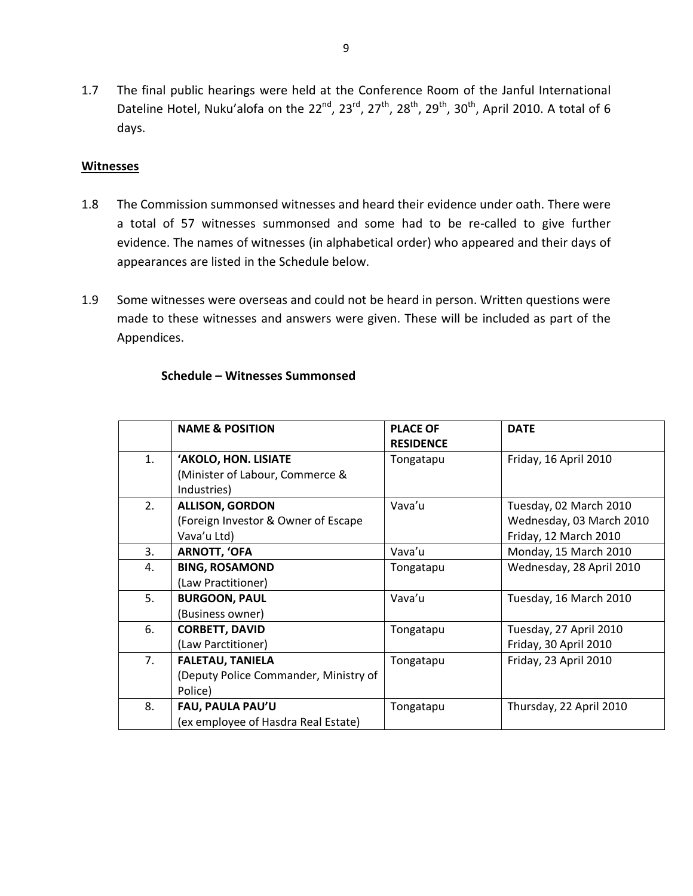1.7 The final public hearings were held at the Conference Room of the Janful International Dateline Hotel, Nuku'alofa on the 22nd, 23rd, 27th, 28th, 29th, 30th, April 2010. A total of 6 days.

**Witnesses**

1.8 The Commission summonsed witnesses and heard their evidence under oath. There were a total of 57 witnesses summonsed and some had to be re-called to give further evidence. The names of witnesses (in alphabetical order) who appeared and their days of appearances are listed in the Schedule below.

1.9 Some witnesses were overseas and could not be heard in person. Written questions were made to these witnesses and answers were given. These will be included as part of the Appendices.

**Schedule – Witnesses Summonsed**

| | NAME & POSITION | PLACE OF RESIDENCE | DATE |
|---|---|---|---|
| 1. | **'AKOLO, HON. LISIATE** (Minister of Labour, Commerce & Industries) | Tongatapu | Friday, 16 April 2010 |
| 2. | **ALLISON, GORDON** (Foreign Investor & Owner of Escape Vava'u Ltd) | Vava'u | Tuesday, 02 March 2010<br>Wednesday, 03 March 2010<br>Friday, 12 March 2010 |
| 3. | **ARNOTT, 'OFA** | Vava'u | Monday, 15 March 2010 |
| 4. | **BING, ROSAMOND** (Law Practitioner) | Tongatapu | Wednesday, 28 April 2010 |
| 5. | **BURGOON, PAUL** (Business owner) | Vava'u | Tuesday, 16 March 2010 |
| 6. | **CORBETT, DAVID** (Law Parctitioner) | Tongatapu | Tuesday, 27 April 2010<br>Friday, 30 April 2010 |
| 7. | **FALETAU, TANIELA** (Deputy Police Commander, Ministry of Police) | Tongatapu | Friday, 23 April 2010 |
| 8. | **FAU, PAULA PAU'U** (ex employee of Hasdra Real Estate) | Tongatapu | Thursday, 22 April 2010 |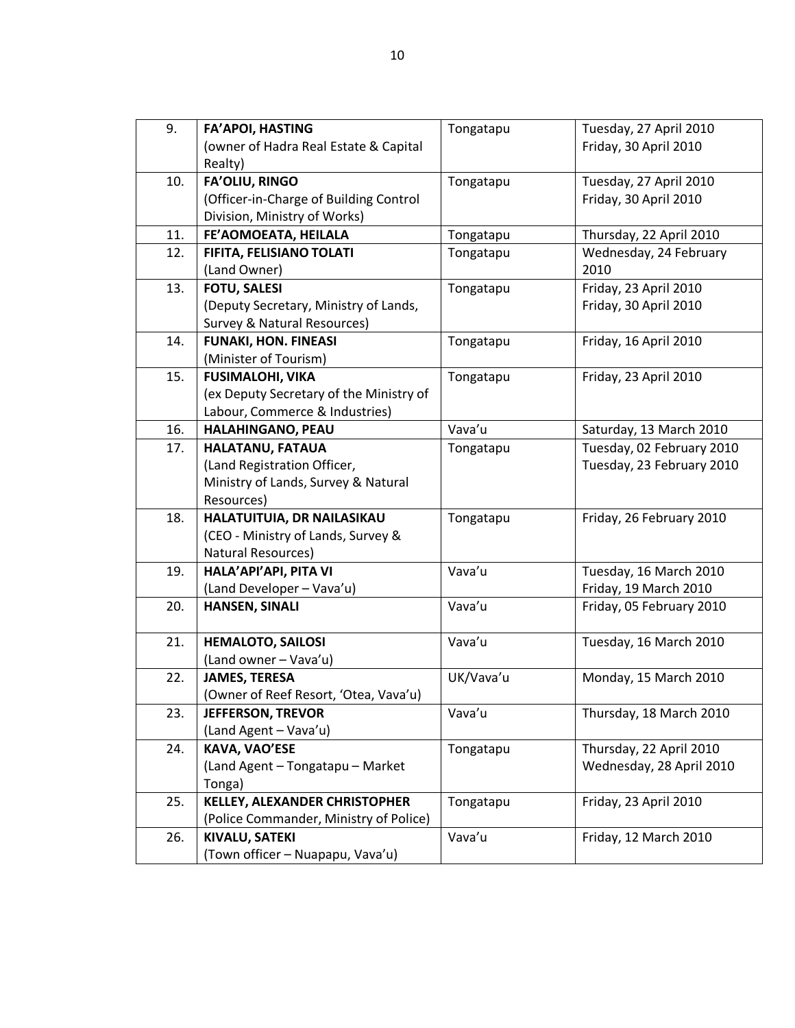| | | | |
|---|---|---|---|
| 9. | **FA'APOI, HASTING**<br>(owner of Hadra Real Estate & Capital Realty) | Tongatapu | Tuesday, 27 April 2010<br>Friday, 30 April 2010 |
| 10. | **FA'OLIU, RINGO**<br>(Officer-in-Charge of Building Control Division, Ministry of Works) | Tongatapu | Tuesday, 27 April 2010<br>Friday, 30 April 2010 |
| 11. | **FE'AOMOEATA, HEILALA** | Tongatapu | Thursday, 22 April 2010 |
| 12. | **FIFITA, FELISIANO TOLATI**<br>(Land Owner) | Tongatapu | Wednesday, 24 February 2010 |
| 13. | **FOTU, SALESI**<br>(Deputy Secretary, Ministry of Lands, Survey & Natural Resources) | Tongatapu | Friday, 23 April 2010<br>Friday, 30 April 2010 |
| 14. | **FUNAKI, HON. FINEASI**<br>(Minister of Tourism) | Tongatapu | Friday, 16 April 2010 |
| 15. | **FUSIMALOHI, VIKA**<br>(ex Deputy Secretary of the Ministry of Labour, Commerce & Industries) | Tongatapu | Friday, 23 April 2010 |
| 16. | **HALAHINGANO, PEAU** | Vava'u | Saturday, 13 March 2010 |
| 17. | **HALATANU, FATAUA**<br>(Land Registration Officer, Ministry of Lands, Survey & Natural Resources) | Tongatapu | Tuesday, 02 February 2010<br>Tuesday, 23 February 2010 |
| 18. | **HALATUITUIA, DR NAILASIKAU**<br>(CEO - Ministry of Lands, Survey & Natural Resources) | Tongatapu | Friday, 26 February 2010 |
| 19. | **HALA'API'API, PITA VI**<br>(Land Developer – Vava'u) | Vava'u | Tuesday, 16 March 2010<br>Friday, 19 March 2010 |
| 20. | **HANSEN, SINALI** | Vava'u | Friday, 05 February 2010 |
| 21. | **HEMALOTO, SAILOSI**<br>(Land owner – Vava'u) | Vava'u | Tuesday, 16 March 2010 |
| 22. | **JAMES, TERESA**<br>(Owner of Reef Resort, 'Otea, Vava'u) | UK/Vava'u | Monday, 15 March 2010 |
| 23. | **JEFFERSON, TREVOR**<br>(Land Agent – Vava'u) | Vava'u | Thursday, 18 March 2010 |
| 24. | **KAVA, VAO'ESE**<br>(Land Agent – Tongatapu – Market Tonga) | Tongatapu | Thursday, 22 April 2010<br>Wednesday, 28 April 2010 |
| 25. | **KELLEY, ALEXANDER CHRISTOPHER**<br>(Police Commander, Ministry of Police) | Tongatapu | Friday, 23 April 2010 |
| 26. | **KIVALU, SATEKI**<br>(Town officer – Nuapapu, Vava'u) | Vava'u | Friday, 12 March 2010 |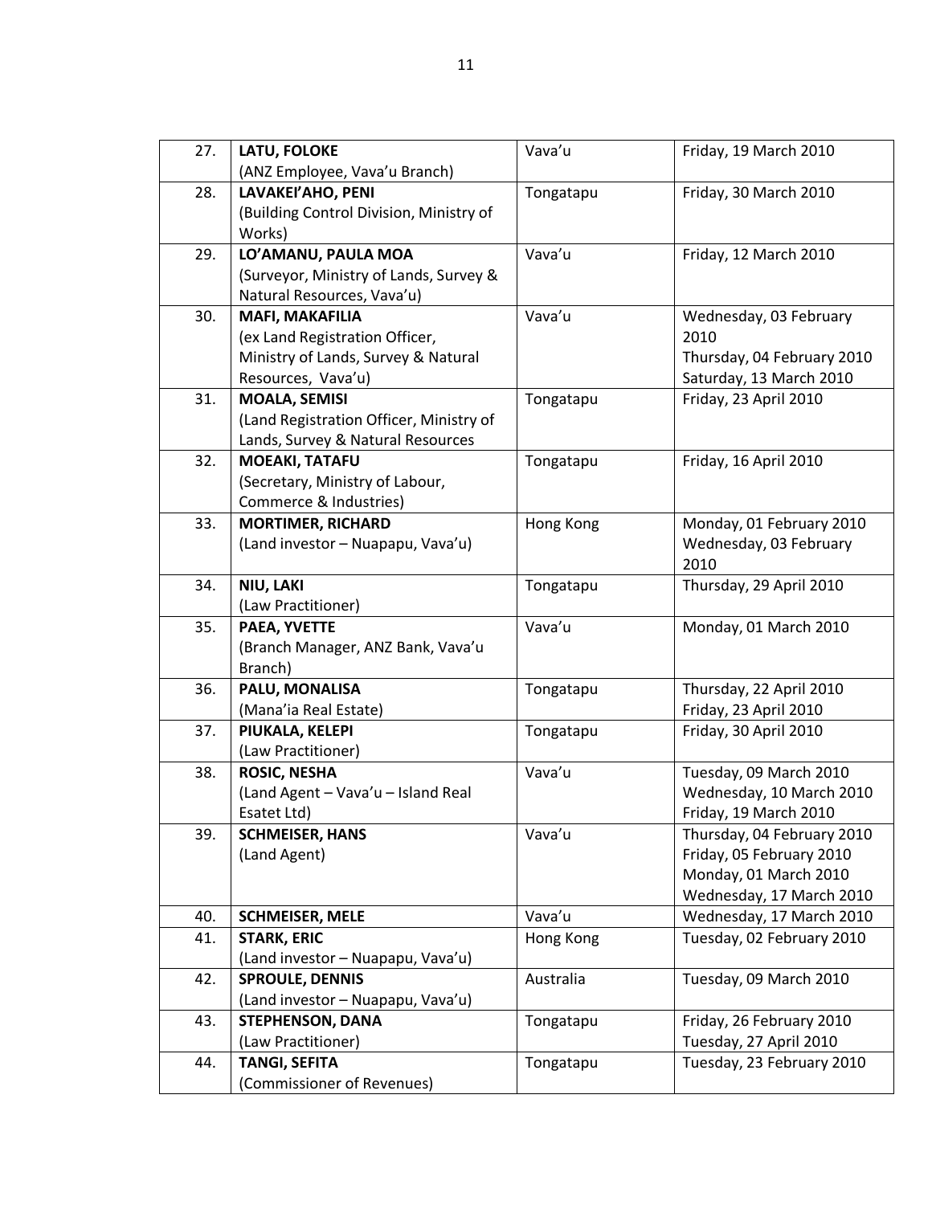| 27. | **LATU, FOLOKE**<br>(ANZ Employee, Vava'u Branch) | Vava'u | Friday, 19 March 2010 |
|---|---|---|---|
| 28. | **LAVAKEI'AHO, PENI**<br>(Building Control Division, Ministry of Works) | Tongatapu | Friday, 30 March 2010 |
| 29. | **LO'AMANU, PAULA MOA**<br>(Surveyor, Ministry of Lands, Survey & Natural Resources, Vava'u) | Vava'u | Friday, 12 March 2010 |
| 30. | **MAFI, MAKAFILIA**<br>(ex Land Registration Officer, Ministry of Lands, Survey & Natural Resources, Vava'u) | Vava'u | Wednesday, 03 February 2010<br>Thursday, 04 February 2010<br>Saturday, 13 March 2010 |
| 31. | **MOALA, SEMISI**<br>(Land Registration Officer, Ministry of Lands, Survey & Natural Resources | Tongatapu | Friday, 23 April 2010 |
| 32. | **MOEAKI, TATAFU**<br>(Secretary, Ministry of Labour, Commerce & Industries) | Tongatapu | Friday, 16 April 2010 |
| 33. | **MORTIMER, RICHARD**<br>(Land investor – Nuapapu, Vava'u) | Hong Kong | Monday, 01 February 2010<br>Wednesday, 03 February 2010 |
| 34. | **NIU, LAKI**<br>(Law Practitioner) | Tongatapu | Thursday, 29 April 2010 |
| 35. | **PAEA, YVETTE**<br>(Branch Manager, ANZ Bank, Vava'u Branch) | Vava'u | Monday, 01 March 2010 |
| 36. | **PALU, MONALISA**<br>(Mana'ia Real Estate) | Tongatapu | Thursday, 22 April 2010<br>Friday, 23 April 2010 |
| 37. | **PIUKALA, KELEPI**<br>(Law Practitioner) | Tongatapu | Friday, 30 April 2010 |
| 38. | **ROSIC, NESHA**<br>(Land Agent – Vava'u – Island Real Esatet Ltd) | Vava'u | Tuesday, 09 March 2010<br>Wednesday, 10 March 2010<br>Friday, 19 March 2010 |
| 39. | **SCHMEISER, HANS**<br>(Land Agent) | Vava'u | Thursday, 04 February 2010<br>Friday, 05 February 2010<br>Monday, 01 March 2010<br>Wednesday, 17 March 2010 |
| 40. | **SCHMEISER, MELE** | Vava'u | Wednesday, 17 March 2010 |
| 41. | **STARK, ERIC**<br>(Land investor – Nuapapu, Vava'u) | Hong Kong | Tuesday, 02 February 2010 |
| 42. | **SPROULE, DENNIS**<br>(Land investor – Nuapapu, Vava'u) | Australia | Tuesday, 09 March 2010 |
| 43. | **STEPHENSON, DANA**<br>(Law Practitioner) | Tongatapu | Friday, 26 February 2010<br>Tuesday, 27 April 2010 |
| 44. | **TANGI, SEFITA**<br>(Commissioner of Revenues) | Tongatapu | Tuesday, 23 February 2010 |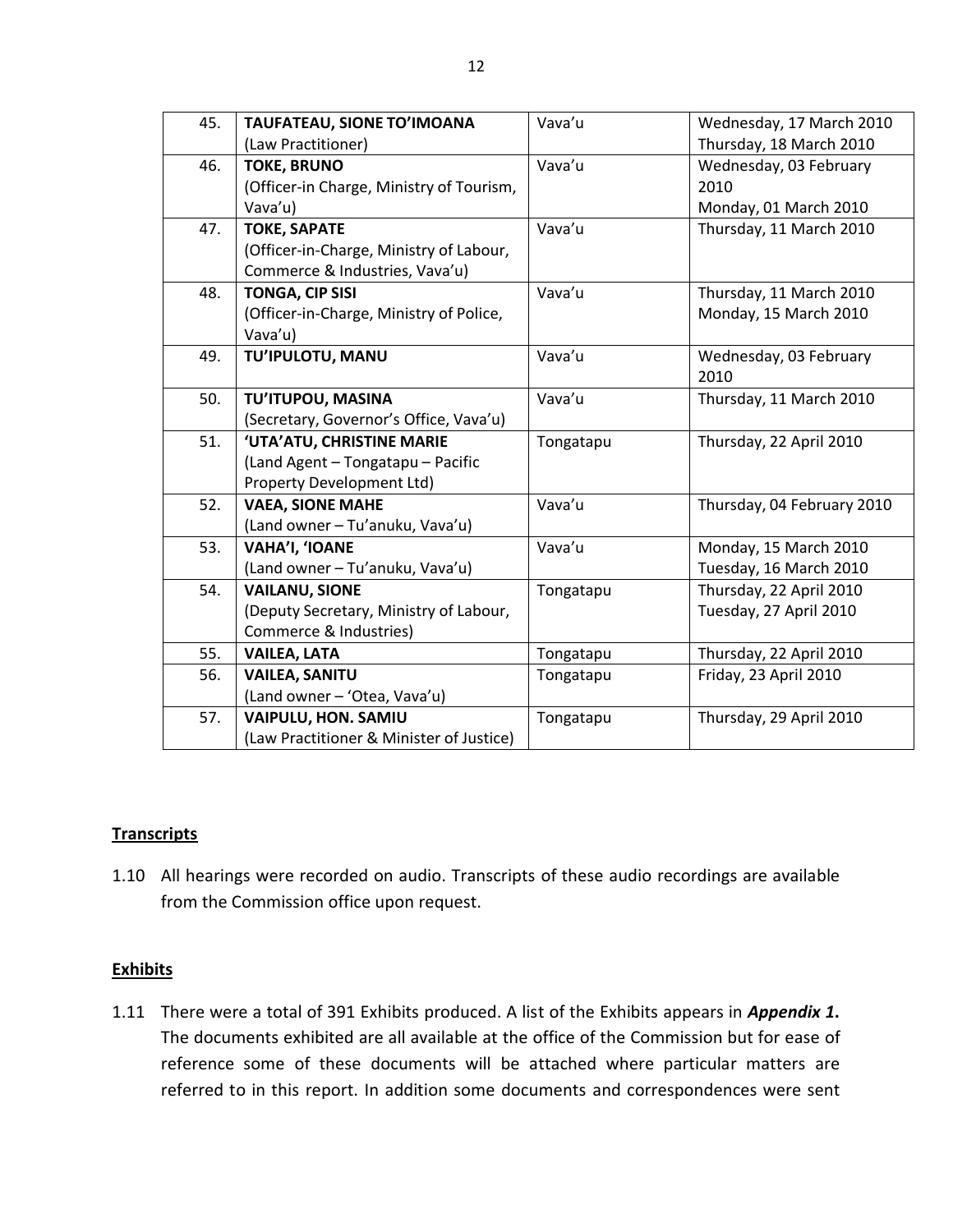| 45. | **TAUFATEAU, SIONE TO'IMOANA** (Law Practitioner) | Vava'u | Wednesday, 17 March 2010<br>Thursday, 18 March 2010 |
|---|---|---|---|
| 46. | **TOKE, BRUNO** (Officer-in Charge, Ministry of Tourism, Vava'u) | Vava'u | Wednesday, 03 February 2010<br>Monday, 01 March 2010 |
| 47. | **TOKE, SAPATE** (Officer-in-Charge, Ministry of Labour, Commerce & Industries, Vava'u) | Vava'u | Thursday, 11 March 2010 |
| 48. | **TONGA, CIP SISI** (Officer-in-Charge, Ministry of Police, Vava'u) | Vava'u | Thursday, 11 March 2010<br>Monday, 15 March 2010 |
| 49. | **TU'IPULOTU, MANU** | Vava'u | Wednesday, 03 February 2010 |
| 50. | **TU'ITUPOU, MASINA** (Secretary, Governor's Office, Vava'u) | Vava'u | Thursday, 11 March 2010 |
| 51. | **'UTA'ATU, CHRISTINE MARIE** (Land Agent – Tongatapu – Pacific Property Development Ltd) | Tongatapu | Thursday, 22 April 2010 |
| 52. | **VAEA, SIONE MAHE** (Land owner – Tu'anuku, Vava'u) | Vava'u | Thursday, 04 February 2010 |
| 53. | **VAHA'I, 'IOANE** (Land owner – Tu'anuku, Vava'u) | Vava'u | Monday, 15 March 2010<br>Tuesday, 16 March 2010 |
| 54. | **VAILANU, SIONE** (Deputy Secretary, Ministry of Labour, Commerce & Industries) | Tongatapu | Thursday, 22 April 2010<br>Tuesday, 27 April 2010 |
| 55. | **VAILEA, LATA** | Tongatapu | Thursday, 22 April 2010 |
| 56. | **VAILEA, SANITU** (Land owner – 'Otea, Vava'u) | Tongatapu | Friday, 23 April 2010 |
| 57. | **VAIPULU, HON. SAMIU** (Law Practitioner & Minister of Justice) | Tongatapu | Thursday, 29 April 2010 |

**Transcripts**

1.10 All hearings were recorded on audio. Transcripts of these audio recordings are available from the Commission office upon request.

**Exhibits**

1.11 There were a total of 391 Exhibits produced. A list of the Exhibits appears in ***Appendix 1*.** The documents exhibited are all available at the office of the Commission but for ease of reference some of these documents will be attached where particular matters are referred to in this report. In addition some documents and correspondences were sent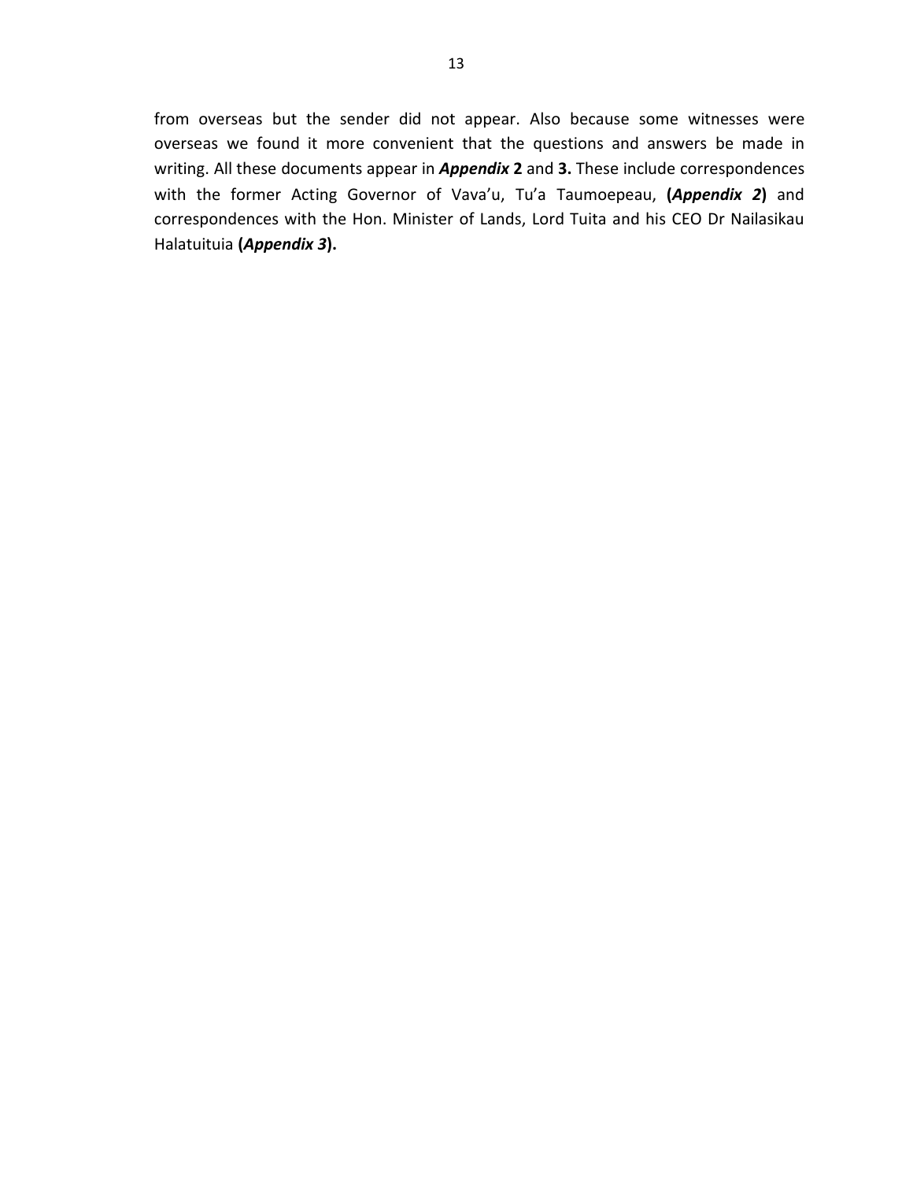from overseas but the sender did not appear. Also because some witnesses were overseas we found it more convenient that the questions and answers be made in writing. All these documents appear in ***Appendix* 2** and **3.** These include correspondences with the former Acting Governor of Vava'u, Tu'a Taumoepeau, **(*Appendix 2*)** and correspondences with the Hon. Minister of Lands, Lord Tuita and his CEO Dr Nailasikau Halatuituia **(*Appendix 3*).**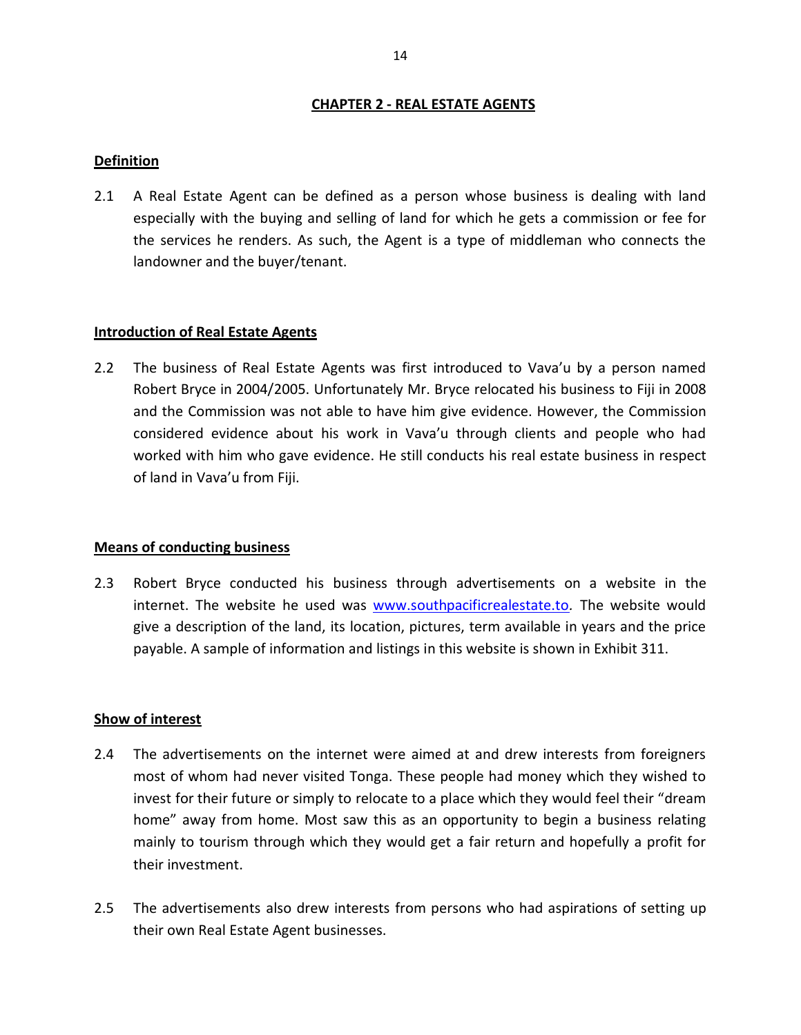## CHAPTER 2 - REAL ESTATE AGENTS

### Definition

2.1 A Real Estate Agent can be defined as a person whose business is dealing with land especially with the buying and selling of land for which he gets a commission or fee for the services he renders. As such, the Agent is a type of middleman who connects the landowner and the buyer/tenant.

### Introduction of Real Estate Agents

2.2 The business of Real Estate Agents was first introduced to Vava'u by a person named Robert Bryce in 2004/2005. Unfortunately Mr. Bryce relocated his business to Fiji in 2008 and the Commission was not able to have him give evidence. However, the Commission considered evidence about his work in Vava'u through clients and people who had worked with him who gave evidence. He still conducts his real estate business in respect of land in Vava'u from Fiji.

### Means of conducting business

2.3 Robert Bryce conducted his business through advertisements on a website in the internet. The website he used was www.southpacificrealestate.to. The website would give a description of the land, its location, pictures, term available in years and the price payable. A sample of information and listings in this website is shown in Exhibit 311.

### Show of interest

2.4 The advertisements on the internet were aimed at and drew interests from foreigners most of whom had never visited Tonga. These people had money which they wished to invest for their future or simply to relocate to a place which they would feel their "dream home" away from home. Most saw this as an opportunity to begin a business relating mainly to tourism through which they would get a fair return and hopefully a profit for their investment.

2.5 The advertisements also drew interests from persons who had aspirations of setting up their own Real Estate Agent businesses.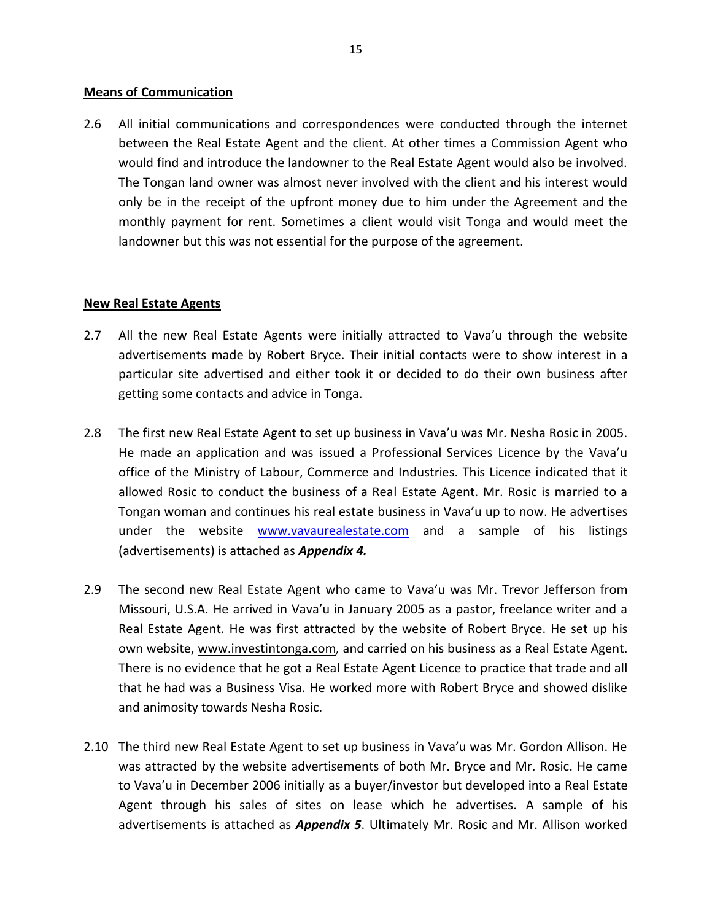**Means of Communication**

2.6 All initial communications and correspondences were conducted through the internet between the Real Estate Agent and the client. At other times a Commission Agent who would find and introduce the landowner to the Real Estate Agent would also be involved. The Tongan land owner was almost never involved with the client and his interest would only be in the receipt of the upfront money due to him under the Agreement and the monthly payment for rent. Sometimes a client would visit Tonga and would meet the landowner but this was not essential for the purpose of the agreement.

**New Real Estate Agents**

2.7 All the new Real Estate Agents were initially attracted to Vava'u through the website advertisements made by Robert Bryce. Their initial contacts were to show interest in a particular site advertised and either took it or decided to do their own business after getting some contacts and advice in Tonga.

2.8 The first new Real Estate Agent to set up business in Vava'u was Mr. Nesha Rosic in 2005. He made an application and was issued a Professional Services Licence by the Vava'u office of the Ministry of Labour, Commerce and Industries. This Licence indicated that it allowed Rosic to conduct the business of a Real Estate Agent. Mr. Rosic is married to a Tongan woman and continues his real estate business in Vava'u up to now. He advertises under the website www.vavaurealestate.com and a sample of his listings (advertisements) is attached as ***Appendix 4.***

2.9 The second new Real Estate Agent who came to Vava'u was Mr. Trevor Jefferson from Missouri, U.S.A. He arrived in Vava'u in January 2005 as a pastor, freelance writer and a Real Estate Agent. He was first attracted by the website of Robert Bryce. He set up his own website, www.investintonga.com, and carried on his business as a Real Estate Agent. There is no evidence that he got a Real Estate Agent Licence to practice that trade and all that he had was a Business Visa. He worked more with Robert Bryce and showed dislike and animosity towards Nesha Rosic.

2.10 The third new Real Estate Agent to set up business in Vava'u was Mr. Gordon Allison. He was attracted by the website advertisements of both Mr. Bryce and Mr. Rosic. He came to Vava'u in December 2006 initially as a buyer/investor but developed into a Real Estate Agent through his sales of sites on lease which he advertises. A sample of his advertisements is attached as ***Appendix 5***. Ultimately Mr. Rosic and Mr. Allison worked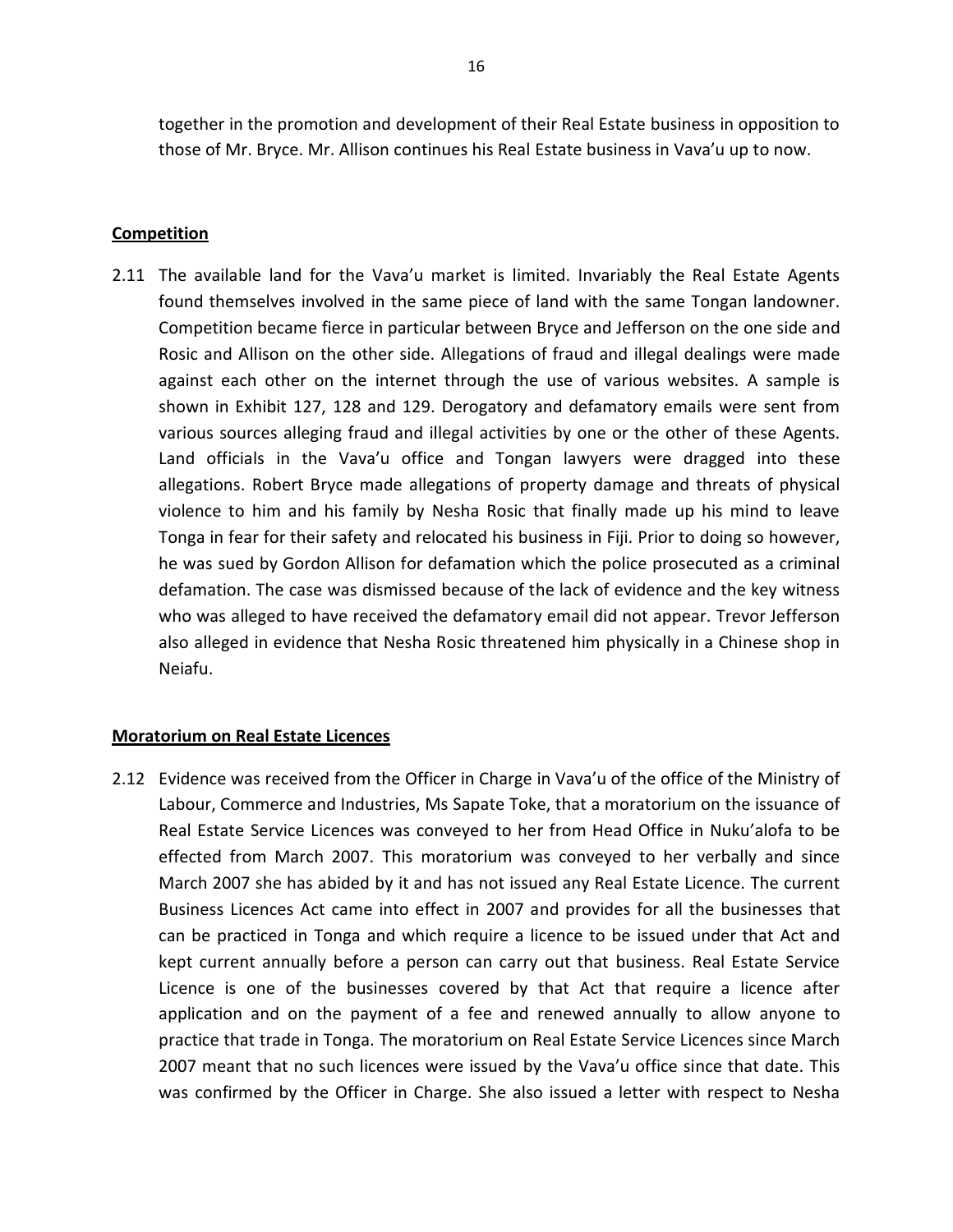together in the promotion and development of their Real Estate business in opposition to those of Mr. Bryce. Mr. Allison continues his Real Estate business in Vava'u up to now.

**Competition**

2.11 The available land for the Vava'u market is limited. Invariably the Real Estate Agents found themselves involved in the same piece of land with the same Tongan landowner. Competition became fierce in particular between Bryce and Jefferson on the one side and Rosic and Allison on the other side. Allegations of fraud and illegal dealings were made against each other on the internet through the use of various websites. A sample is shown in Exhibit 127, 128 and 129. Derogatory and defamatory emails were sent from various sources alleging fraud and illegal activities by one or the other of these Agents. Land officials in the Vava'u office and Tongan lawyers were dragged into these allegations. Robert Bryce made allegations of property damage and threats of physical violence to him and his family by Nesha Rosic that finally made up his mind to leave Tonga in fear for their safety and relocated his business in Fiji. Prior to doing so however, he was sued by Gordon Allison for defamation which the police prosecuted as a criminal defamation. The case was dismissed because of the lack of evidence and the key witness who was alleged to have received the defamatory email did not appear. Trevor Jefferson also alleged in evidence that Nesha Rosic threatened him physically in a Chinese shop in Neiafu.

**Moratorium on Real Estate Licences**

2.12 Evidence was received from the Officer in Charge in Vava'u of the office of the Ministry of Labour, Commerce and Industries, Ms Sapate Toke, that a moratorium on the issuance of Real Estate Service Licences was conveyed to her from Head Office in Nuku'alofa to be effected from March 2007. This moratorium was conveyed to her verbally and since March 2007 she has abided by it and has not issued any Real Estate Licence. The current Business Licences Act came into effect in 2007 and provides for all the businesses that can be practiced in Tonga and which require a licence to be issued under that Act and kept current annually before a person can carry out that business. Real Estate Service Licence is one of the businesses covered by that Act that require a licence after application and on the payment of a fee and renewed annually to allow anyone to practice that trade in Tonga. The moratorium on Real Estate Service Licences since March 2007 meant that no such licences were issued by the Vava'u office since that date. This was confirmed by the Officer in Charge. She also issued a letter with respect to Nesha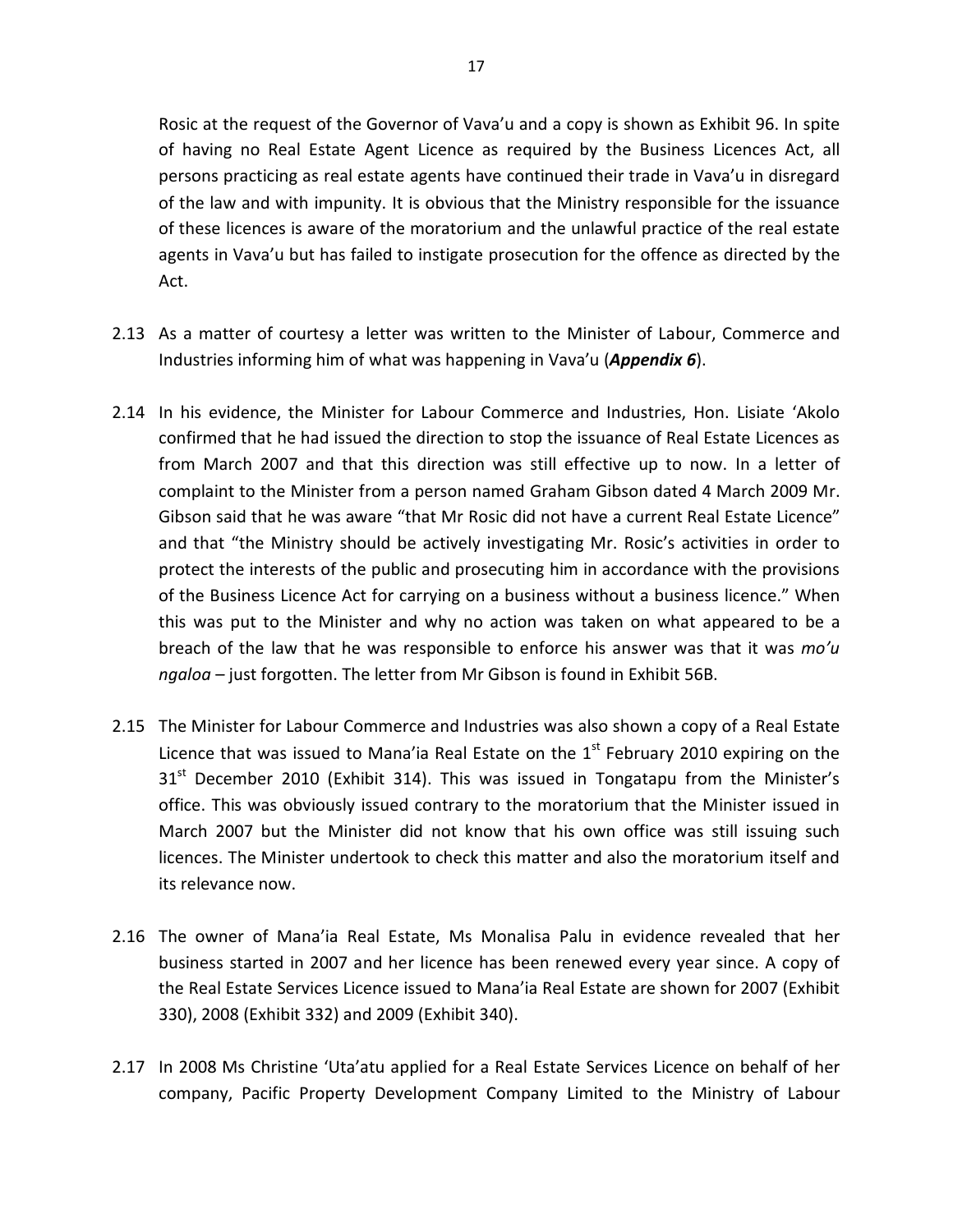Rosic at the request of the Governor of Vava'u and a copy is shown as Exhibit 96. In spite of having no Real Estate Agent Licence as required by the Business Licences Act, all persons practicing as real estate agents have continued their trade in Vava'u in disregard of the law and with impunity. It is obvious that the Ministry responsible for the issuance of these licences is aware of the moratorium and the unlawful practice of the real estate agents in Vava'u but has failed to instigate prosecution for the offence as directed by the Act.

2.13 As a matter of courtesy a letter was written to the Minister of Labour, Commerce and Industries informing him of what was happening in Vava'u (***Appendix 6***).

2.14 In his evidence, the Minister for Labour Commerce and Industries, Hon. Lisiate 'Akolo confirmed that he had issued the direction to stop the issuance of Real Estate Licences as from March 2007 and that this direction was still effective up to now. In a letter of complaint to the Minister from a person named Graham Gibson dated 4 March 2009 Mr. Gibson said that he was aware "that Mr Rosic did not have a current Real Estate Licence" and that "the Ministry should be actively investigating Mr. Rosic's activities in order to protect the interests of the public and prosecuting him in accordance with the provisions of the Business Licence Act for carrying on a business without a business licence." When this was put to the Minister and why no action was taken on what appeared to be a breach of the law that he was responsible to enforce his answer was that it was *mo'u ngaloa* – just forgotten. The letter from Mr Gibson is found in Exhibit 56B.

2.15 The Minister for Labour Commerce and Industries was also shown a copy of a Real Estate Licence that was issued to Mana'ia Real Estate on the 1st February 2010 expiring on the 31st December 2010 (Exhibit 314). This was issued in Tongatapu from the Minister's office. This was obviously issued contrary to the moratorium that the Minister issued in March 2007 but the Minister did not know that his own office was still issuing such licences. The Minister undertook to check this matter and also the moratorium itself and its relevance now.

2.16 The owner of Mana'ia Real Estate, Ms Monalisa Palu in evidence revealed that her business started in 2007 and her licence has been renewed every year since. A copy of the Real Estate Services Licence issued to Mana'ia Real Estate are shown for 2007 (Exhibit 330), 2008 (Exhibit 332) and 2009 (Exhibit 340).

2.17 In 2008 Ms Christine 'Uta'atu applied for a Real Estate Services Licence on behalf of her company, Pacific Property Development Company Limited to the Ministry of Labour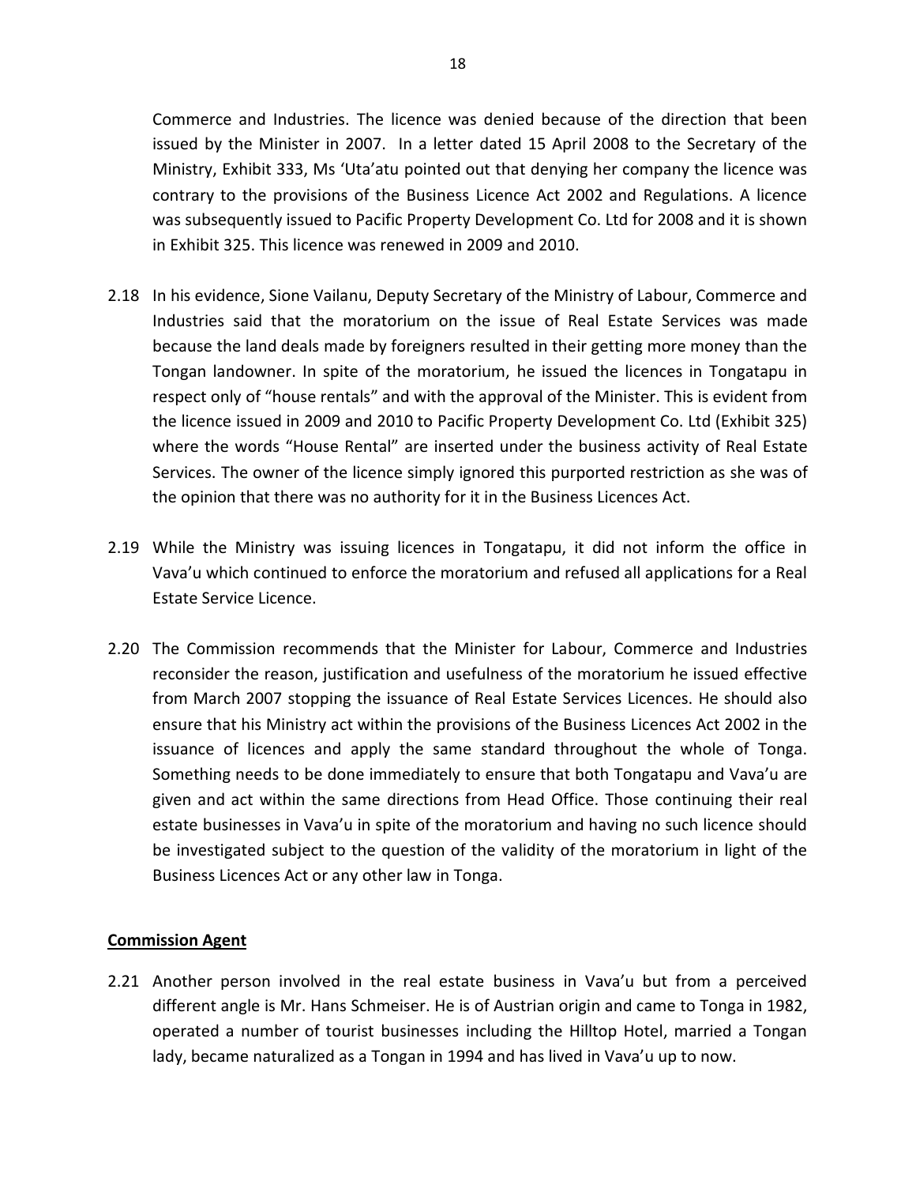Commerce and Industries. The licence was denied because of the direction that been issued by the Minister in 2007. In a letter dated 15 April 2008 to the Secretary of the Ministry, Exhibit 333, Ms 'Uta'atu pointed out that denying her company the licence was contrary to the provisions of the Business Licence Act 2002 and Regulations. A licence was subsequently issued to Pacific Property Development Co. Ltd for 2008 and it is shown in Exhibit 325. This licence was renewed in 2009 and 2010.

2.18 In his evidence, Sione Vailanu, Deputy Secretary of the Ministry of Labour, Commerce and Industries said that the moratorium on the issue of Real Estate Services was made because the land deals made by foreigners resulted in their getting more money than the Tongan landowner. In spite of the moratorium, he issued the licences in Tongatapu in respect only of "house rentals" and with the approval of the Minister. This is evident from the licence issued in 2009 and 2010 to Pacific Property Development Co. Ltd (Exhibit 325) where the words "House Rental" are inserted under the business activity of Real Estate Services. The owner of the licence simply ignored this purported restriction as she was of the opinion that there was no authority for it in the Business Licences Act.

2.19 While the Ministry was issuing licences in Tongatapu, it did not inform the office in Vava'u which continued to enforce the moratorium and refused all applications for a Real Estate Service Licence.

2.20 The Commission recommends that the Minister for Labour, Commerce and Industries reconsider the reason, justification and usefulness of the moratorium he issued effective from March 2007 stopping the issuance of Real Estate Services Licences. He should also ensure that his Ministry act within the provisions of the Business Licences Act 2002 in the issuance of licences and apply the same standard throughout the whole of Tonga. Something needs to be done immediately to ensure that both Tongatapu and Vava'u are given and act within the same directions from Head Office. Those continuing their real estate businesses in Vava'u in spite of the moratorium and having no such licence should be investigated subject to the question of the validity of the moratorium in light of the Business Licences Act or any other law in Tonga.

**Commission Agent**

2.21 Another person involved in the real estate business in Vava'u but from a perceived different angle is Mr. Hans Schmeiser. He is of Austrian origin and came to Tonga in 1982, operated a number of tourist businesses including the Hilltop Hotel, married a Tongan lady, became naturalized as a Tongan in 1994 and has lived in Vava'u up to now.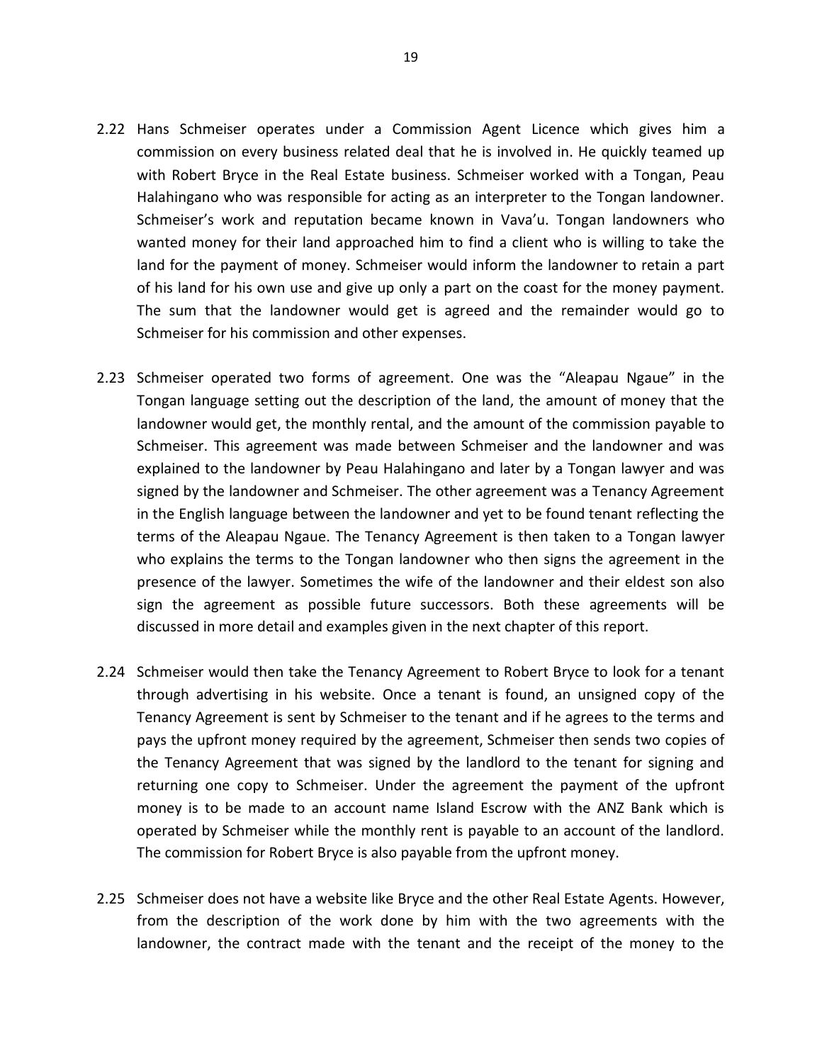2.22 Hans Schmeiser operates under a Commission Agent Licence which gives him a commission on every business related deal that he is involved in. He quickly teamed up with Robert Bryce in the Real Estate business. Schmeiser worked with a Tongan, Peau Halahingano who was responsible for acting as an interpreter to the Tongan landowner. Schmeiser's work and reputation became known in Vava'u. Tongan landowners who wanted money for their land approached him to find a client who is willing to take the land for the payment of money. Schmeiser would inform the landowner to retain a part of his land for his own use and give up only a part on the coast for the money payment. The sum that the landowner would get is agreed and the remainder would go to Schmeiser for his commission and other expenses.

2.23 Schmeiser operated two forms of agreement. One was the "Aleapau Ngaue" in the Tongan language setting out the description of the land, the amount of money that the landowner would get, the monthly rental, and the amount of the commission payable to Schmeiser. This agreement was made between Schmeiser and the landowner and was explained to the landowner by Peau Halahingano and later by a Tongan lawyer and was signed by the landowner and Schmeiser. The other agreement was a Tenancy Agreement in the English language between the landowner and yet to be found tenant reflecting the terms of the Aleapau Ngaue. The Tenancy Agreement is then taken to a Tongan lawyer who explains the terms to the Tongan landowner who then signs the agreement in the presence of the lawyer. Sometimes the wife of the landowner and their eldest son also sign the agreement as possible future successors. Both these agreements will be discussed in more detail and examples given in the next chapter of this report.

2.24 Schmeiser would then take the Tenancy Agreement to Robert Bryce to look for a tenant through advertising in his website. Once a tenant is found, an unsigned copy of the Tenancy Agreement is sent by Schmeiser to the tenant and if he agrees to the terms and pays the upfront money required by the agreement, Schmeiser then sends two copies of the Tenancy Agreement that was signed by the landlord to the tenant for signing and returning one copy to Schmeiser. Under the agreement the payment of the upfront money is to be made to an account name Island Escrow with the ANZ Bank which is operated by Schmeiser while the monthly rent is payable to an account of the landlord. The commission for Robert Bryce is also payable from the upfront money.

2.25 Schmeiser does not have a website like Bryce and the other Real Estate Agents. However, from the description of the work done by him with the two agreements with the landowner, the contract made with the tenant and the receipt of the money to the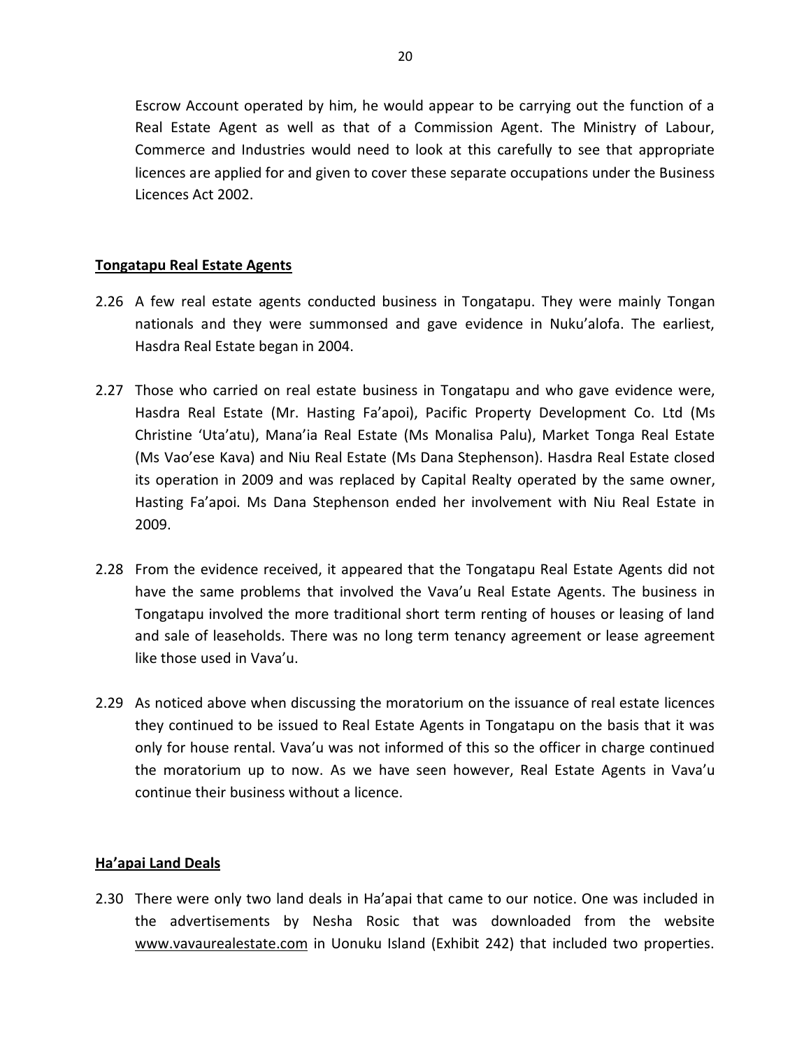Escrow Account operated by him, he would appear to be carrying out the function of a Real Estate Agent as well as that of a Commission Agent. The Ministry of Labour, Commerce and Industries would need to look at this carefully to see that appropriate licences are applied for and given to cover these separate occupations under the Business Licences Act 2002.

**Tongatapu Real Estate Agents**

2.26 A few real estate agents conducted business in Tongatapu. They were mainly Tongan nationals and they were summonsed and gave evidence in Nuku'alofa. The earliest, Hasdra Real Estate began in 2004.

2.27 Those who carried on real estate business in Tongatapu and who gave evidence were, Hasdra Real Estate (Mr. Hasting Fa'apoi), Pacific Property Development Co. Ltd (Ms Christine 'Uta'atu), Mana'ia Real Estate (Ms Monalisa Palu), Market Tonga Real Estate (Ms Vao'ese Kava) and Niu Real Estate (Ms Dana Stephenson). Hasdra Real Estate closed its operation in 2009 and was replaced by Capital Realty operated by the same owner, Hasting Fa'apoi. Ms Dana Stephenson ended her involvement with Niu Real Estate in 2009.

2.28 From the evidence received, it appeared that the Tongatapu Real Estate Agents did not have the same problems that involved the Vava'u Real Estate Agents. The business in Tongatapu involved the more traditional short term renting of houses or leasing of land and sale of leaseholds. There was no long term tenancy agreement or lease agreement like those used in Vava'u.

2.29 As noticed above when discussing the moratorium on the issuance of real estate licences they continued to be issued to Real Estate Agents in Tongatapu on the basis that it was only for house rental. Vava'u was not informed of this so the officer in charge continued the moratorium up to now. As we have seen however, Real Estate Agents in Vava'u continue their business without a licence.

**Ha'apai Land Deals**

2.30 There were only two land deals in Ha'apai that came to our notice. One was included in the advertisements by Nesha Rosic that was downloaded from the website www.vavaurealestate.com in Uonuku Island (Exhibit 242) that included two properties.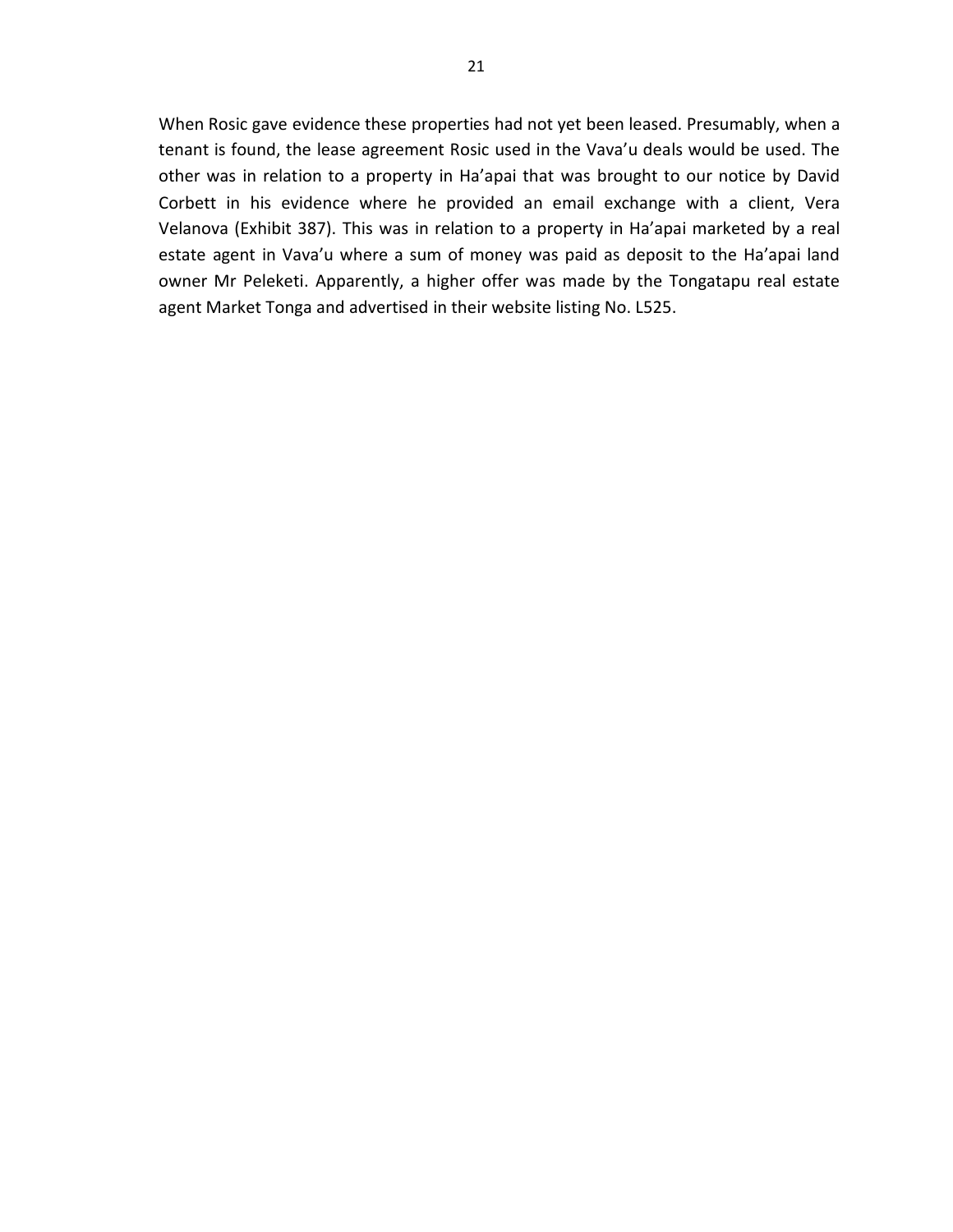When Rosic gave evidence these properties had not yet been leased. Presumably, when a tenant is found, the lease agreement Rosic used in the Vava'u deals would be used. The other was in relation to a property in Ha'apai that was brought to our notice by David Corbett in his evidence where he provided an email exchange with a client, Vera Velanova (Exhibit 387). This was in relation to a property in Ha'apai marketed by a real estate agent in Vava'u where a sum of money was paid as deposit to the Ha'apai land owner Mr Peleketi. Apparently, a higher offer was made by the Tongatapu real estate agent Market Tonga and advertised in their website listing No. L525.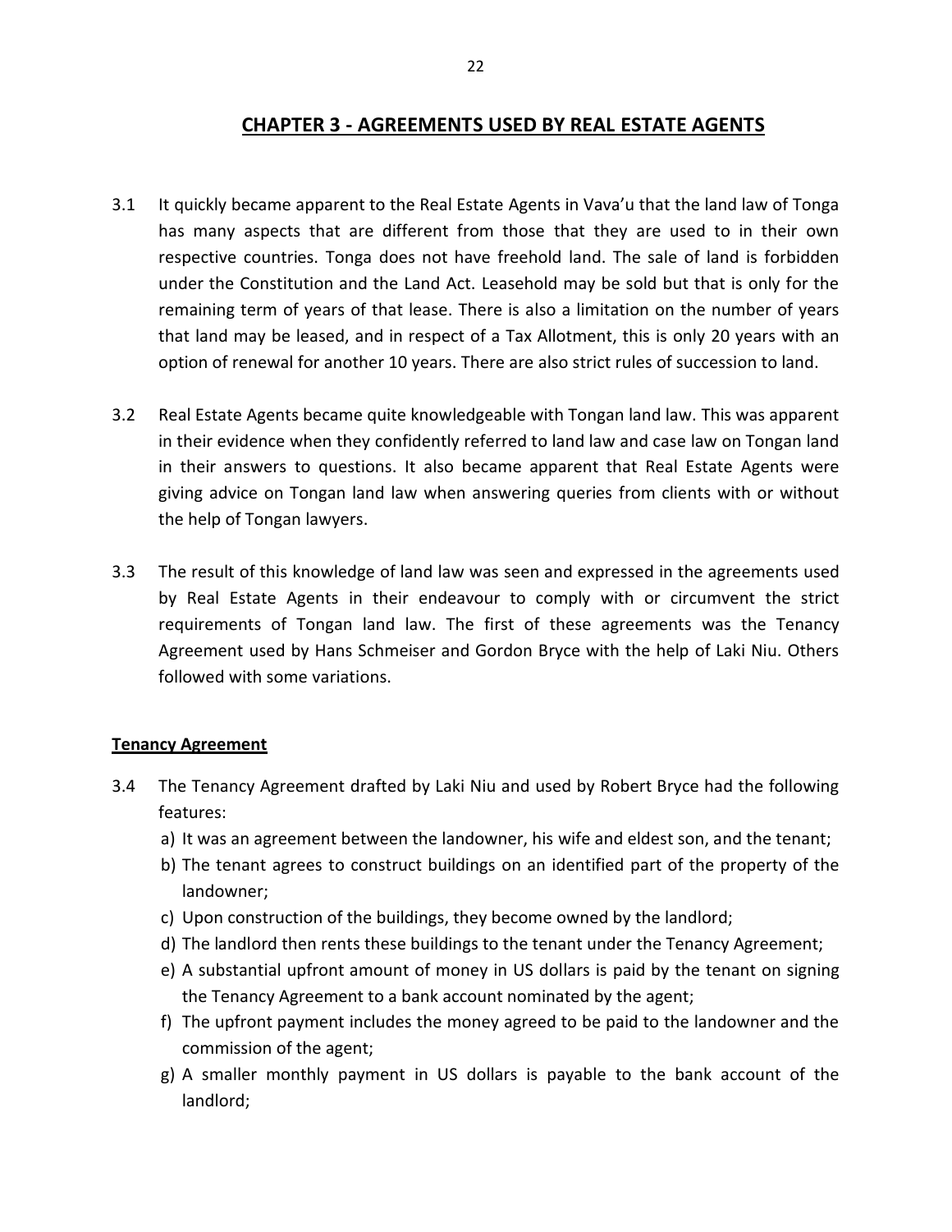## CHAPTER 3 - AGREEMENTS USED BY REAL ESTATE AGENTS

3.1 It quickly became apparent to the Real Estate Agents in Vava'u that the land law of Tonga has many aspects that are different from those that they are used to in their own respective countries. Tonga does not have freehold land. The sale of land is forbidden under the Constitution and the Land Act. Leasehold may be sold but that is only for the remaining term of years of that lease. There is also a limitation on the number of years that land may be leased, and in respect of a Tax Allotment, this is only 20 years with an option of renewal for another 10 years. There are also strict rules of succession to land.

3.2 Real Estate Agents became quite knowledgeable with Tongan land law. This was apparent in their evidence when they confidently referred to land law and case law on Tongan land in their answers to questions. It also became apparent that Real Estate Agents were giving advice on Tongan land law when answering queries from clients with or without the help of Tongan lawyers.

3.3 The result of this knowledge of land law was seen and expressed in the agreements used by Real Estate Agents in their endeavour to comply with or circumvent the strict requirements of Tongan land law. The first of these agreements was the Tenancy Agreement used by Hans Schmeiser and Gordon Bryce with the help of Laki Niu. Others followed with some variations.

**Tenancy Agreement**

3.4 The Tenancy Agreement drafted by Laki Niu and used by Robert Bryce had the following features:

a) It was an agreement between the landowner, his wife and eldest son, and the tenant;
b) The tenant agrees to construct buildings on an identified part of the property of the landowner;
c) Upon construction of the buildings, they become owned by the landlord;
d) The landlord then rents these buildings to the tenant under the Tenancy Agreement;
e) A substantial upfront amount of money in US dollars is paid by the tenant on signing the Tenancy Agreement to a bank account nominated by the agent;
f) The upfront payment includes the money agreed to be paid to the landowner and the commission of the agent;
g) A smaller monthly payment in US dollars is payable to the bank account of the landlord;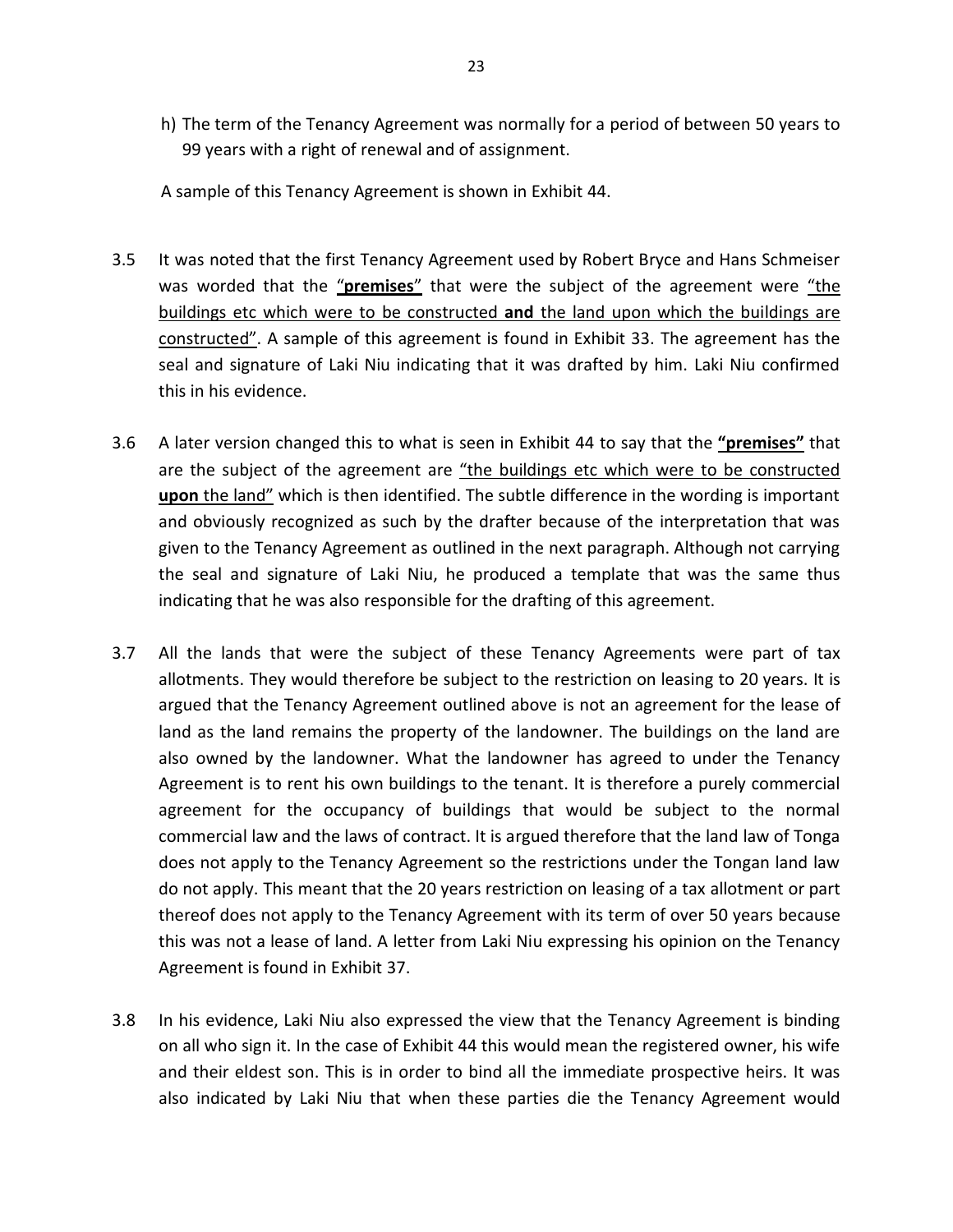h) The term of the Tenancy Agreement was normally for a period of between 50 years to 99 years with a right of renewal and of assignment.

A sample of this Tenancy Agreement is shown in Exhibit 44.

3.5 It was noted that the first Tenancy Agreement used by Robert Bryce and Hans Schmeiser was worded that the "**premises**" that were the subject of the agreement were "the buildings etc which were to be constructed **and** the land upon which the buildings are constructed". A sample of this agreement is found in Exhibit 33. The agreement has the seal and signature of Laki Niu indicating that it was drafted by him. Laki Niu confirmed this in his evidence.

3.6 A later version changed this to what is seen in Exhibit 44 to say that the **"premises"** that are the subject of the agreement are "the buildings etc which were to be constructed **upon** the land" which is then identified. The subtle difference in the wording is important and obviously recognized as such by the drafter because of the interpretation that was given to the Tenancy Agreement as outlined in the next paragraph. Although not carrying the seal and signature of Laki Niu, he produced a template that was the same thus indicating that he was also responsible for the drafting of this agreement.

3.7 All the lands that were the subject of these Tenancy Agreements were part of tax allotments. They would therefore be subject to the restriction on leasing to 20 years. It is argued that the Tenancy Agreement outlined above is not an agreement for the lease of land as the land remains the property of the landowner. The buildings on the land are also owned by the landowner. What the landowner has agreed to under the Tenancy Agreement is to rent his own buildings to the tenant. It is therefore a purely commercial agreement for the occupancy of buildings that would be subject to the normal commercial law and the laws of contract. It is argued therefore that the land law of Tonga does not apply to the Tenancy Agreement so the restrictions under the Tongan land law do not apply. This meant that the 20 years restriction on leasing of a tax allotment or part thereof does not apply to the Tenancy Agreement with its term of over 50 years because this was not a lease of land. A letter from Laki Niu expressing his opinion on the Tenancy Agreement is found in Exhibit 37.

3.8 In his evidence, Laki Niu also expressed the view that the Tenancy Agreement is binding on all who sign it. In the case of Exhibit 44 this would mean the registered owner, his wife and their eldest son. This is in order to bind all the immediate prospective heirs. It was also indicated by Laki Niu that when these parties die the Tenancy Agreement would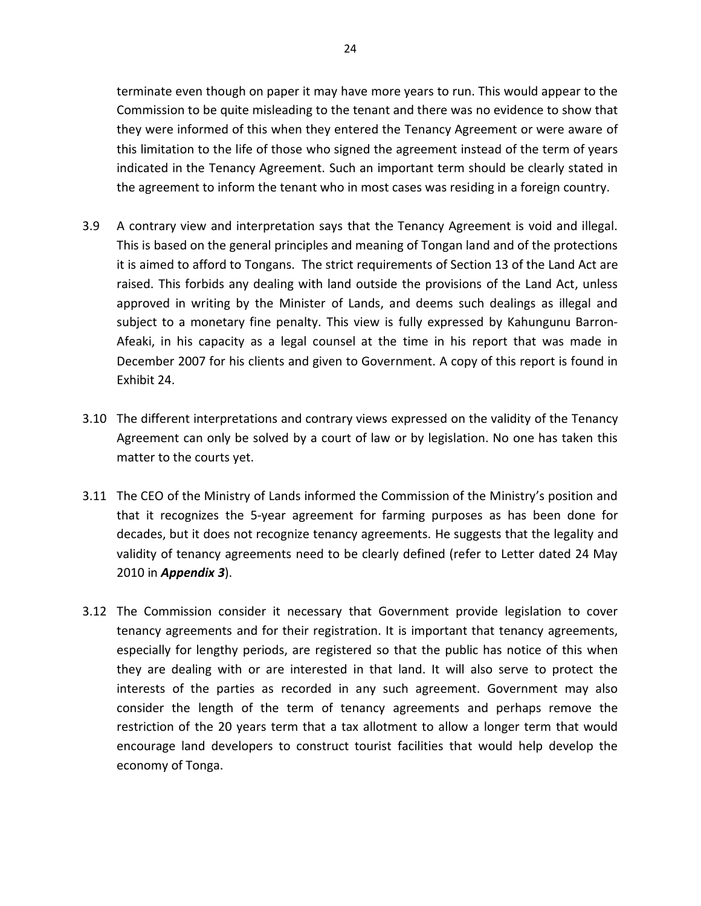terminate even though on paper it may have more years to run. This would appear to the Commission to be quite misleading to the tenant and there was no evidence to show that they were informed of this when they entered the Tenancy Agreement or were aware of this limitation to the life of those who signed the agreement instead of the term of years indicated in the Tenancy Agreement. Such an important term should be clearly stated in the agreement to inform the tenant who in most cases was residing in a foreign country.

3.9 A contrary view and interpretation says that the Tenancy Agreement is void and illegal. This is based on the general principles and meaning of Tongan land and of the protections it is aimed to afford to Tongans. The strict requirements of Section 13 of the Land Act are raised. This forbids any dealing with land outside the provisions of the Land Act, unless approved in writing by the Minister of Lands, and deems such dealings as illegal and subject to a monetary fine penalty. This view is fully expressed by Kahungunu Barron-Afeaki, in his capacity as a legal counsel at the time in his report that was made in December 2007 for his clients and given to Government. A copy of this report is found in Exhibit 24.

3.10 The different interpretations and contrary views expressed on the validity of the Tenancy Agreement can only be solved by a court of law or by legislation. No one has taken this matter to the courts yet.

3.11 The CEO of the Ministry of Lands informed the Commission of the Ministry's position and that it recognizes the 5-year agreement for farming purposes as has been done for decades, but it does not recognize tenancy agreements. He suggests that the legality and validity of tenancy agreements need to be clearly defined (refer to Letter dated 24 May 2010 in ***Appendix 3***).

3.12 The Commission consider it necessary that Government provide legislation to cover tenancy agreements and for their registration. It is important that tenancy agreements, especially for lengthy periods, are registered so that the public has notice of this when they are dealing with or are interested in that land. It will also serve to protect the interests of the parties as recorded in any such agreement. Government may also consider the length of the term of tenancy agreements and perhaps remove the restriction of the 20 years term that a tax allotment to allow a longer term that would encourage land developers to construct tourist facilities that would help develop the economy of Tonga.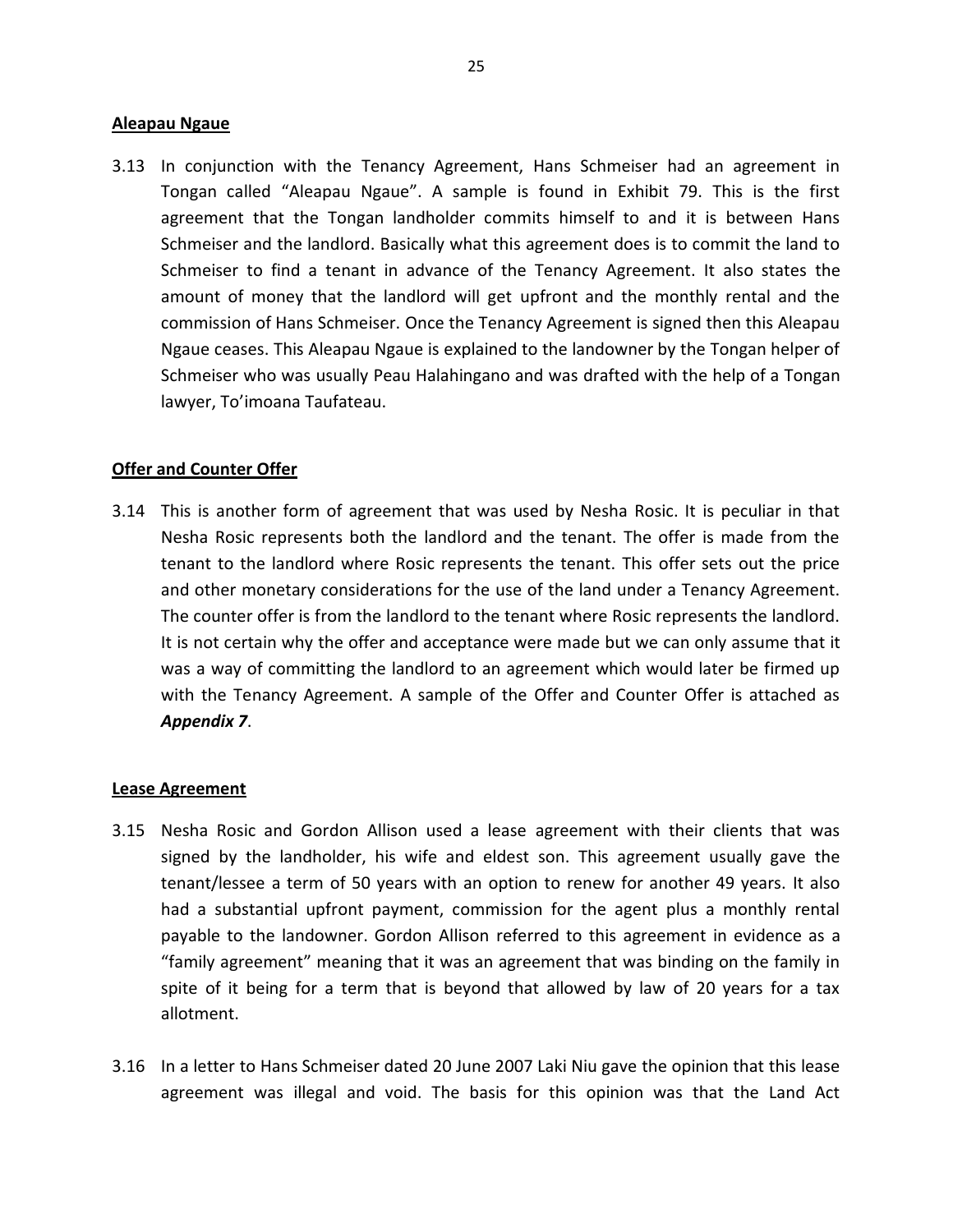**Aleapau Ngaue**

3.13 In conjunction with the Tenancy Agreement, Hans Schmeiser had an agreement in Tongan called "Aleapau Ngaue". A sample is found in Exhibit 79. This is the first agreement that the Tongan landholder commits himself to and it is between Hans Schmeiser and the landlord. Basically what this agreement does is to commit the land to Schmeiser to find a tenant in advance of the Tenancy Agreement. It also states the amount of money that the landlord will get upfront and the monthly rental and the commission of Hans Schmeiser. Once the Tenancy Agreement is signed then this Aleapau Ngaue ceases. This Aleapau Ngaue is explained to the landowner by the Tongan helper of Schmeiser who was usually Peau Halahingano and was drafted with the help of a Tongan lawyer, To'imoana Taufateau.

**Offer and Counter Offer**

3.14 This is another form of agreement that was used by Nesha Rosic. It is peculiar in that Nesha Rosic represents both the landlord and the tenant. The offer is made from the tenant to the landlord where Rosic represents the tenant. This offer sets out the price and other monetary considerations for the use of the land under a Tenancy Agreement. The counter offer is from the landlord to the tenant where Rosic represents the landlord. It is not certain why the offer and acceptance were made but we can only assume that it was a way of committing the landlord to an agreement which would later be firmed up with the Tenancy Agreement. A sample of the Offer and Counter Offer is attached as ***Appendix 7***.

**Lease Agreement**

3.15 Nesha Rosic and Gordon Allison used a lease agreement with their clients that was signed by the landholder, his wife and eldest son. This agreement usually gave the tenant/lessee a term of 50 years with an option to renew for another 49 years. It also had a substantial upfront payment, commission for the agent plus a monthly rental payable to the landowner. Gordon Allison referred to this agreement in evidence as a "family agreement" meaning that it was an agreement that was binding on the family in spite of it being for a term that is beyond that allowed by law of 20 years for a tax allotment.

3.16 In a letter to Hans Schmeiser dated 20 June 2007 Laki Niu gave the opinion that this lease agreement was illegal and void. The basis for this opinion was that the Land Act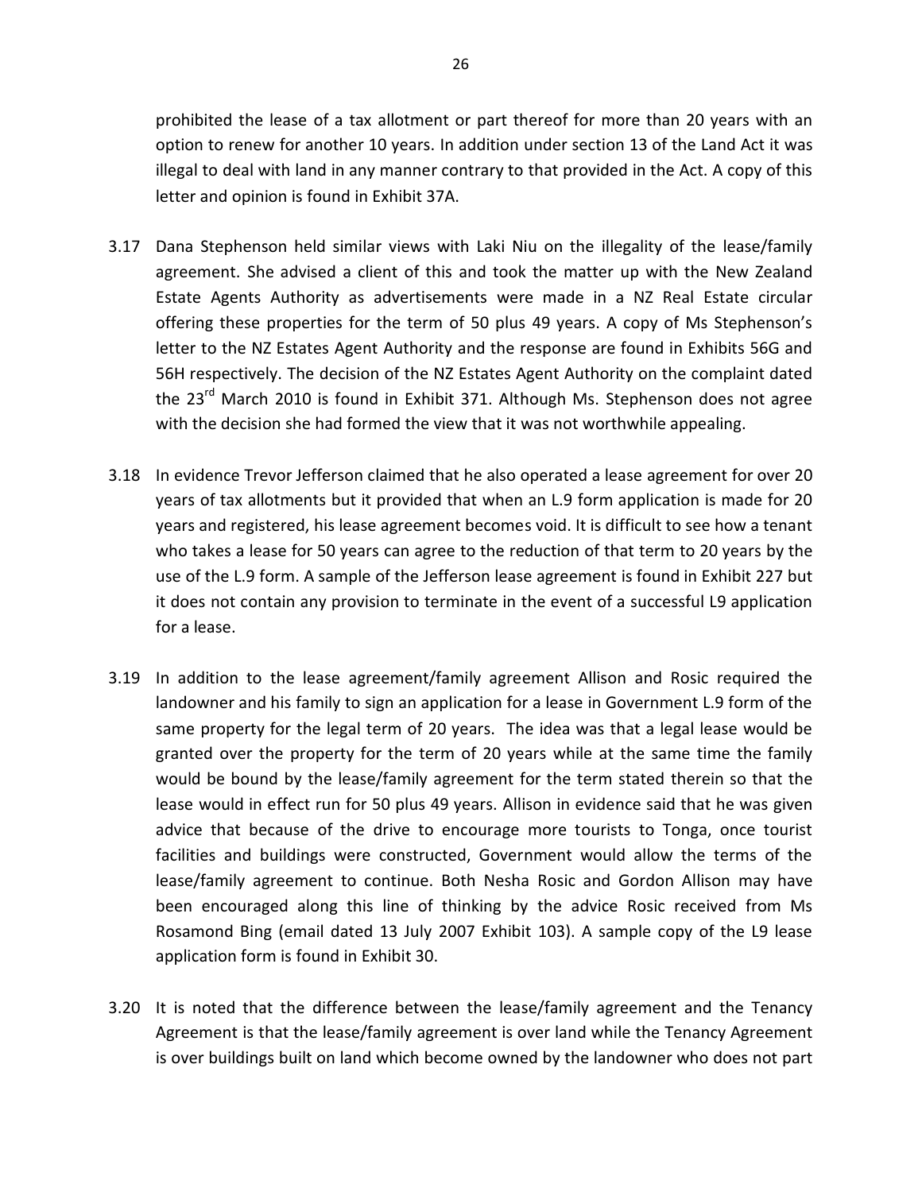prohibited the lease of a tax allotment or part thereof for more than 20 years with an option to renew for another 10 years. In addition under section 13 of the Land Act it was illegal to deal with land in any manner contrary to that provided in the Act. A copy of this letter and opinion is found in Exhibit 37A.

3.17 Dana Stephenson held similar views with Laki Niu on the illegality of the lease/family agreement. She advised a client of this and took the matter up with the New Zealand Estate Agents Authority as advertisements were made in a NZ Real Estate circular offering these properties for the term of 50 plus 49 years. A copy of Ms Stephenson's letter to the NZ Estates Agent Authority and the response are found in Exhibits 56G and 56H respectively. The decision of the NZ Estates Agent Authority on the complaint dated the 23rd March 2010 is found in Exhibit 371. Although Ms. Stephenson does not agree with the decision she had formed the view that it was not worthwhile appealing.

3.18 In evidence Trevor Jefferson claimed that he also operated a lease agreement for over 20 years of tax allotments but it provided that when an L.9 form application is made for 20 years and registered, his lease agreement becomes void. It is difficult to see how a tenant who takes a lease for 50 years can agree to the reduction of that term to 20 years by the use of the L.9 form. A sample of the Jefferson lease agreement is found in Exhibit 227 but it does not contain any provision to terminate in the event of a successful L9 application for a lease.

3.19 In addition to the lease agreement/family agreement Allison and Rosic required the landowner and his family to sign an application for a lease in Government L.9 form of the same property for the legal term of 20 years. The idea was that a legal lease would be granted over the property for the term of 20 years while at the same time the family would be bound by the lease/family agreement for the term stated therein so that the lease would in effect run for 50 plus 49 years. Allison in evidence said that he was given advice that because of the drive to encourage more tourists to Tonga, once tourist facilities and buildings were constructed, Government would allow the terms of the lease/family agreement to continue. Both Nesha Rosic and Gordon Allison may have been encouraged along this line of thinking by the advice Rosic received from Ms Rosamond Bing (email dated 13 July 2007 Exhibit 103). A sample copy of the L9 lease application form is found in Exhibit 30.

3.20 It is noted that the difference between the lease/family agreement and the Tenancy Agreement is that the lease/family agreement is over land while the Tenancy Agreement is over buildings built on land which become owned by the landowner who does not part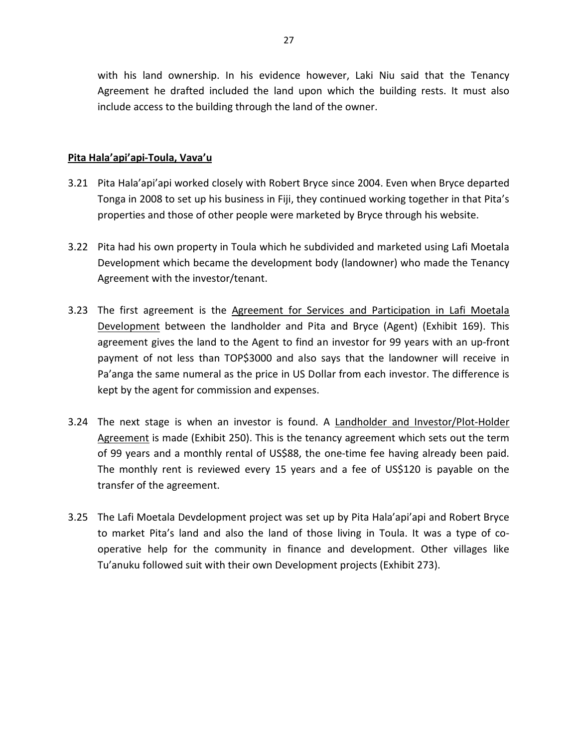with his land ownership. In his evidence however, Laki Niu said that the Tenancy Agreement he drafted included the land upon which the building rests. It must also include access to the building through the land of the owner.

**<u>Pita Hala'api'api-Toula, Vava'u</u>**

3.21 Pita Hala'api'api worked closely with Robert Bryce since 2004. Even when Bryce departed Tonga in 2008 to set up his business in Fiji, they continued working together in that Pita's properties and those of other people were marketed by Bryce through his website.

3.22 Pita had his own property in Toula which he subdivided and marketed using Lafi Moetala Development which became the development body (landowner) who made the Tenancy Agreement with the investor/tenant.

3.23 The first agreement is the <u>Agreement for Services and Participation in Lafi Moetala Development</u> between the landholder and Pita and Bryce (Agent) (Exhibit 169). This agreement gives the land to the Agent to find an investor for 99 years with an up-front payment of not less than TOP$3000 and also says that the landowner will receive in Pa'anga the same numeral as the price in US Dollar from each investor. The difference is kept by the agent for commission and expenses.

3.24 The next stage is when an investor is found. A <u>Landholder and Investor/Plot-Holder Agreement</u> is made (Exhibit 250). This is the tenancy agreement which sets out the term of 99 years and a monthly rental of US$88, the one-time fee having already been paid. The monthly rent is reviewed every 15 years and a fee of US$120 is payable on the transfer of the agreement.

3.25 The Lafi Moetala Devdelopment project was set up by Pita Hala'api'api and Robert Bryce to market Pita's land and also the land of those living in Toula. It was a type of co-operative help for the community in finance and development. Other villages like Tu'anuku followed suit with their own Development projects (Exhibit 273).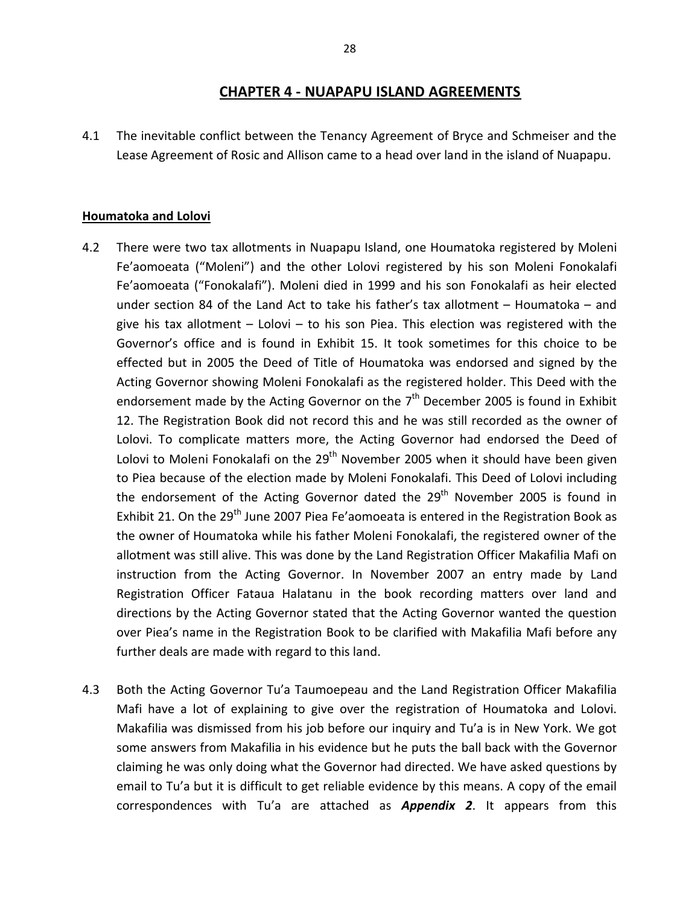## CHAPTER 4 - NUAPAPU ISLAND AGREEMENTS

4.1 The inevitable conflict between the Tenancy Agreement of Bryce and Schmeiser and the Lease Agreement of Rosic and Allison came to a head over land in the island of Nuapapu.

### Houmatoka and Lolovi

4.2 There were two tax allotments in Nuapapu Island, one Houmatoka registered by Moleni Fe'aomoeata ("Moleni") and the other Lolovi registered by his son Moleni Fonokalafi Fe'aomoeata ("Fonokalafi"). Moleni died in 1999 and his son Fonokalafi as heir elected under section 84 of the Land Act to take his father's tax allotment – Houmatoka – and give his tax allotment – Lolovi – to his son Piea. This election was registered with the Governor's office and is found in Exhibit 15. It took sometimes for this choice to be effected but in 2005 the Deed of Title of Houmatoka was endorsed and signed by the Acting Governor showing Moleni Fonokalafi as the registered holder. This Deed with the endorsement made by the Acting Governor on the 7th December 2005 is found in Exhibit 12. The Registration Book did not record this and he was still recorded as the owner of Lolovi. To complicate matters more, the Acting Governor had endorsed the Deed of Lolovi to Moleni Fonokalafi on the 29th November 2005 when it should have been given to Piea because of the election made by Moleni Fonokalafi. This Deed of Lolovi including the endorsement of the Acting Governor dated the 29th November 2005 is found in Exhibit 21. On the 29th June 2007 Piea Fe'aomoeata is entered in the Registration Book as the owner of Houmatoka while his father Moleni Fonokalafi, the registered owner of the allotment was still alive. This was done by the Land Registration Officer Makafilia Mafi on instruction from the Acting Governor. In November 2007 an entry made by Land Registration Officer Fataua Halatanu in the book recording matters over land and directions by the Acting Governor stated that the Acting Governor wanted the question over Piea's name in the Registration Book to be clarified with Makafilia Mafi before any further deals are made with regard to this land.

4.3 Both the Acting Governor Tu'a Taumoepeau and the Land Registration Officer Makafilia Mafi have a lot of explaining to give over the registration of Houmatoka and Lolovi. Makafilia was dismissed from his job before our inquiry and Tu'a is in New York. We got some answers from Makafilia in his evidence but he puts the ball back with the Governor claiming he was only doing what the Governor had directed. We have asked questions by email to Tu'a but it is difficult to get reliable evidence by this means. A copy of the email correspondences with Tu'a are attached as ***Appendix 2***. It appears from this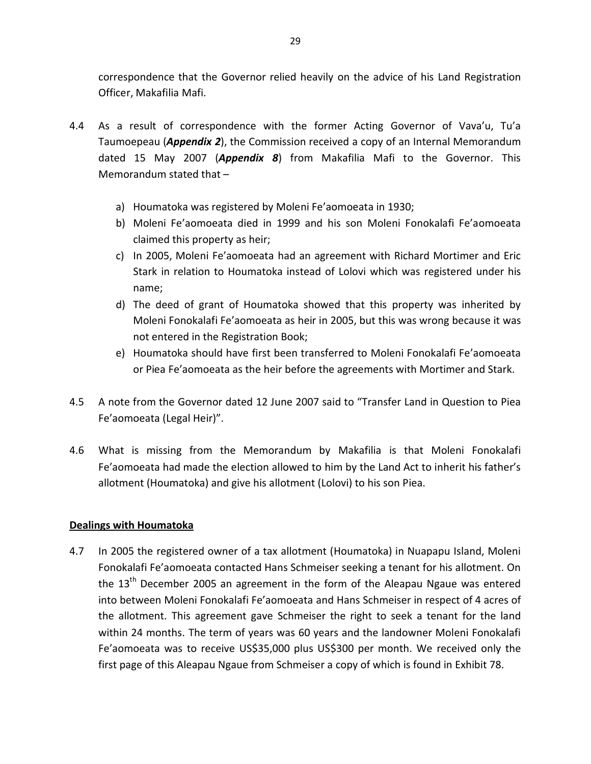correspondence that the Governor relied heavily on the advice of his Land Registration Officer, Makafilia Mafi.

4.4 As a result of correspondence with the former Acting Governor of Vava'u, Tu'a Taumoepeau (***Appendix 2***), the Commission received a copy of an Internal Memorandum dated 15 May 2007 (***Appendix 8***) from Makafilia Mafi to the Governor. This Memorandum stated that –

a) Houmatoka was registered by Moleni Fe'aomoeata in 1930;
b) Moleni Fe'aomoeata died in 1999 and his son Moleni Fonokalafi Fe'aomoeata claimed this property as heir;
c) In 2005, Moleni Fe'aomoeata had an agreement with Richard Mortimer and Eric Stark in relation to Houmatoka instead of Lolovi which was registered under his name;
d) The deed of grant of Houmatoka showed that this property was inherited by Moleni Fonokalafi Fe'aomoeata as heir in 2005, but this was wrong because it was not entered in the Registration Book;
e) Houmatoka should have first been transferred to Moleni Fonokalafi Fe'aomoeata or Piea Fe'aomoeata as the heir before the agreements with Mortimer and Stark.

4.5 A note from the Governor dated 12 June 2007 said to "Transfer Land in Question to Piea Fe'aomoeata (Legal Heir)".

4.6 What is missing from the Memorandum by Makafilia is that Moleni Fonokalafi Fe'aomoeata had made the election allowed to him by the Land Act to inherit his father's allotment (Houmatoka) and give his allotment (Lolovi) to his son Piea.

**Dealings with Houmatoka**

4.7 In 2005 the registered owner of a tax allotment (Houmatoka) in Nuapapu Island, Moleni Fonokalafi Fe'aomoeata contacted Hans Schmeiser seeking a tenant for his allotment. On the 13th December 2005 an agreement in the form of the Aleapau Ngaue was entered into between Moleni Fonokalafi Fe'aomoeata and Hans Schmeiser in respect of 4 acres of the allotment. This agreement gave Schmeiser the right to seek a tenant for the land within 24 months. The term of years was 60 years and the landowner Moleni Fonokalafi Fe'aomoeata was to receive US$35,000 plus US$300 per month. We received only the first page of this Aleapau Ngaue from Schmeiser a copy of which is found in Exhibit 78.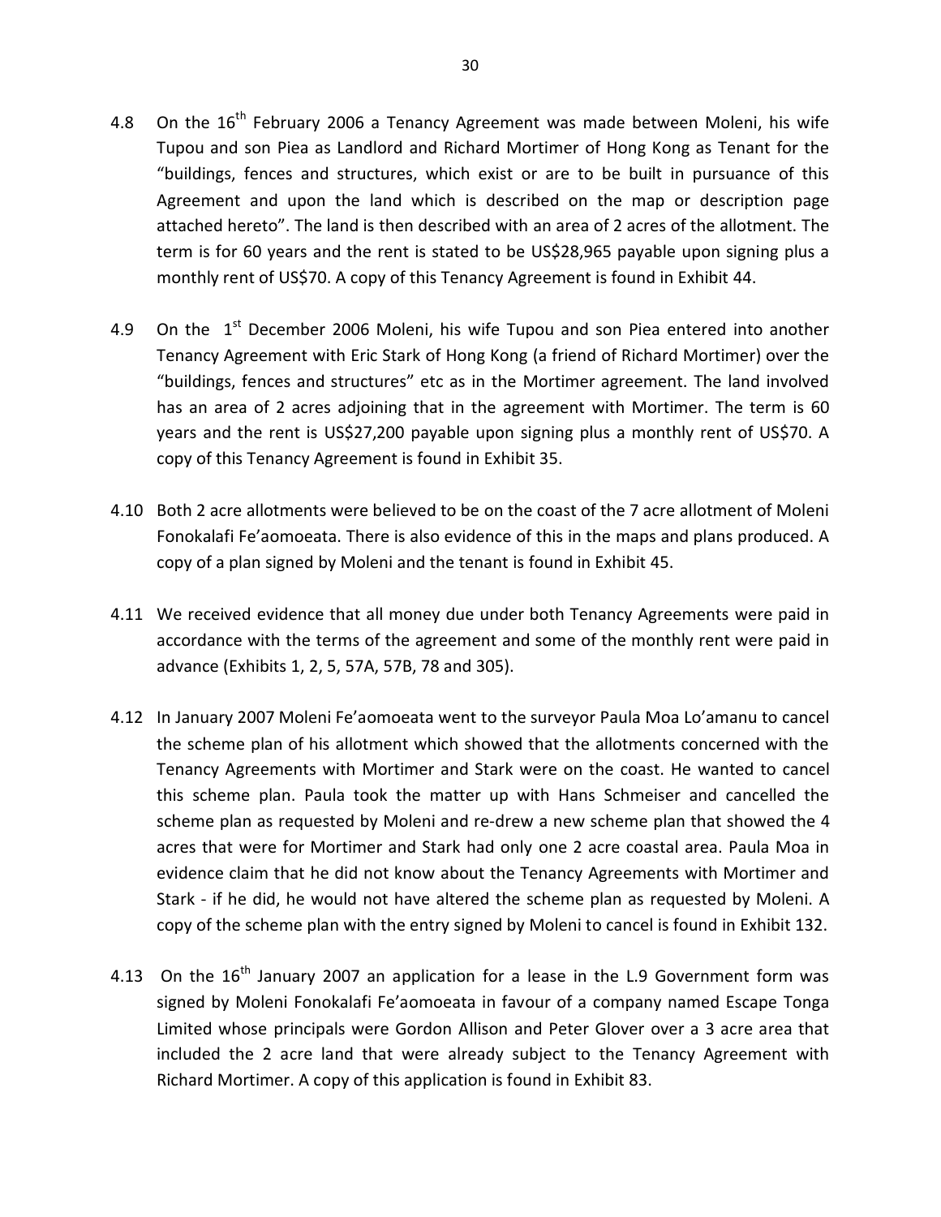4.8 On the 16th February 2006 a Tenancy Agreement was made between Moleni, his wife Tupou and son Piea as Landlord and Richard Mortimer of Hong Kong as Tenant for the "buildings, fences and structures, which exist or are to be built in pursuance of this Agreement and upon the land which is described on the map or description page attached hereto". The land is then described with an area of 2 acres of the allotment. The term is for 60 years and the rent is stated to be US$28,965 payable upon signing plus a monthly rent of US$70. A copy of this Tenancy Agreement is found in Exhibit 44.

4.9 On the 1st December 2006 Moleni, his wife Tupou and son Piea entered into another Tenancy Agreement with Eric Stark of Hong Kong (a friend of Richard Mortimer) over the "buildings, fences and structures" etc as in the Mortimer agreement. The land involved has an area of 2 acres adjoining that in the agreement with Mortimer. The term is 60 years and the rent is US$27,200 payable upon signing plus a monthly rent of US$70. A copy of this Tenancy Agreement is found in Exhibit 35.

4.10 Both 2 acre allotments were believed to be on the coast of the 7 acre allotment of Moleni Fonokalafi Fe'aomoeata. There is also evidence of this in the maps and plans produced. A copy of a plan signed by Moleni and the tenant is found in Exhibit 45.

4.11 We received evidence that all money due under both Tenancy Agreements were paid in accordance with the terms of the agreement and some of the monthly rent were paid in advance (Exhibits 1, 2, 5, 57A, 57B, 78 and 305).

4.12 In January 2007 Moleni Fe'aomoeata went to the surveyor Paula Moa Lo'amanu to cancel the scheme plan of his allotment which showed that the allotments concerned with the Tenancy Agreements with Mortimer and Stark were on the coast. He wanted to cancel this scheme plan. Paula took the matter up with Hans Schmeiser and cancelled the scheme plan as requested by Moleni and re-drew a new scheme plan that showed the 4 acres that were for Mortimer and Stark had only one 2 acre coastal area. Paula Moa in evidence claim that he did not know about the Tenancy Agreements with Mortimer and Stark - if he did, he would not have altered the scheme plan as requested by Moleni. A copy of the scheme plan with the entry signed by Moleni to cancel is found in Exhibit 132.

4.13 On the 16th January 2007 an application for a lease in the L.9 Government form was signed by Moleni Fonokalafi Fe'aomoeata in favour of a company named Escape Tonga Limited whose principals were Gordon Allison and Peter Glover over a 3 acre area that included the 2 acre land that were already subject to the Tenancy Agreement with Richard Mortimer. A copy of this application is found in Exhibit 83.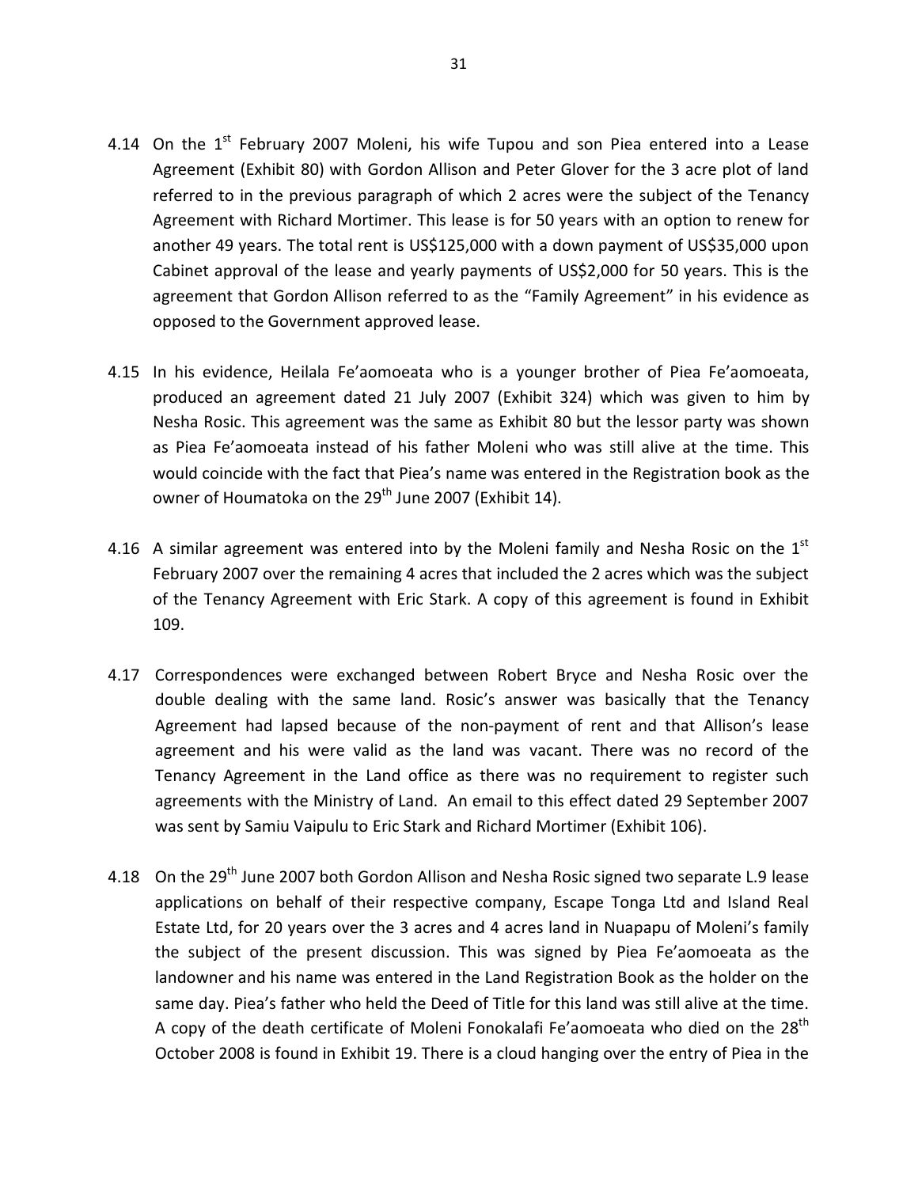4.14 On the 1st February 2007 Moleni, his wife Tupou and son Piea entered into a Lease Agreement (Exhibit 80) with Gordon Allison and Peter Glover for the 3 acre plot of land referred to in the previous paragraph of which 2 acres were the subject of the Tenancy Agreement with Richard Mortimer. This lease is for 50 years with an option to renew for another 49 years. The total rent is US$125,000 with a down payment of US$35,000 upon Cabinet approval of the lease and yearly payments of US$2,000 for 50 years. This is the agreement that Gordon Allison referred to as the "Family Agreement" in his evidence as opposed to the Government approved lease.

4.15 In his evidence, Heilala Fe'aomoeata who is a younger brother of Piea Fe'aomoeata, produced an agreement dated 21 July 2007 (Exhibit 324) which was given to him by Nesha Rosic. This agreement was the same as Exhibit 80 but the lessor party was shown as Piea Fe'aomoeata instead of his father Moleni who was still alive at the time. This would coincide with the fact that Piea's name was entered in the Registration book as the owner of Houmatoka on the 29th June 2007 (Exhibit 14).

4.16 A similar agreement was entered into by the Moleni family and Nesha Rosic on the 1st February 2007 over the remaining 4 acres that included the 2 acres which was the subject of the Tenancy Agreement with Eric Stark. A copy of this agreement is found in Exhibit 109.

4.17 Correspondences were exchanged between Robert Bryce and Nesha Rosic over the double dealing with the same land. Rosic's answer was basically that the Tenancy Agreement had lapsed because of the non-payment of rent and that Allison's lease agreement and his were valid as the land was vacant. There was no record of the Tenancy Agreement in the Land office as there was no requirement to register such agreements with the Ministry of Land. An email to this effect dated 29 September 2007 was sent by Samiu Vaipulu to Eric Stark and Richard Mortimer (Exhibit 106).

4.18 On the 29th June 2007 both Gordon Allison and Nesha Rosic signed two separate L.9 lease applications on behalf of their respective company, Escape Tonga Ltd and Island Real Estate Ltd, for 20 years over the 3 acres and 4 acres land in Nuapapu of Moleni's family the subject of the present discussion. This was signed by Piea Fe'aomoeata as the landowner and his name was entered in the Land Registration Book as the holder on the same day. Piea's father who held the Deed of Title for this land was still alive at the time. A copy of the death certificate of Moleni Fonokalafi Fe'aomoeata who died on the 28th October 2008 is found in Exhibit 19. There is a cloud hanging over the entry of Piea in the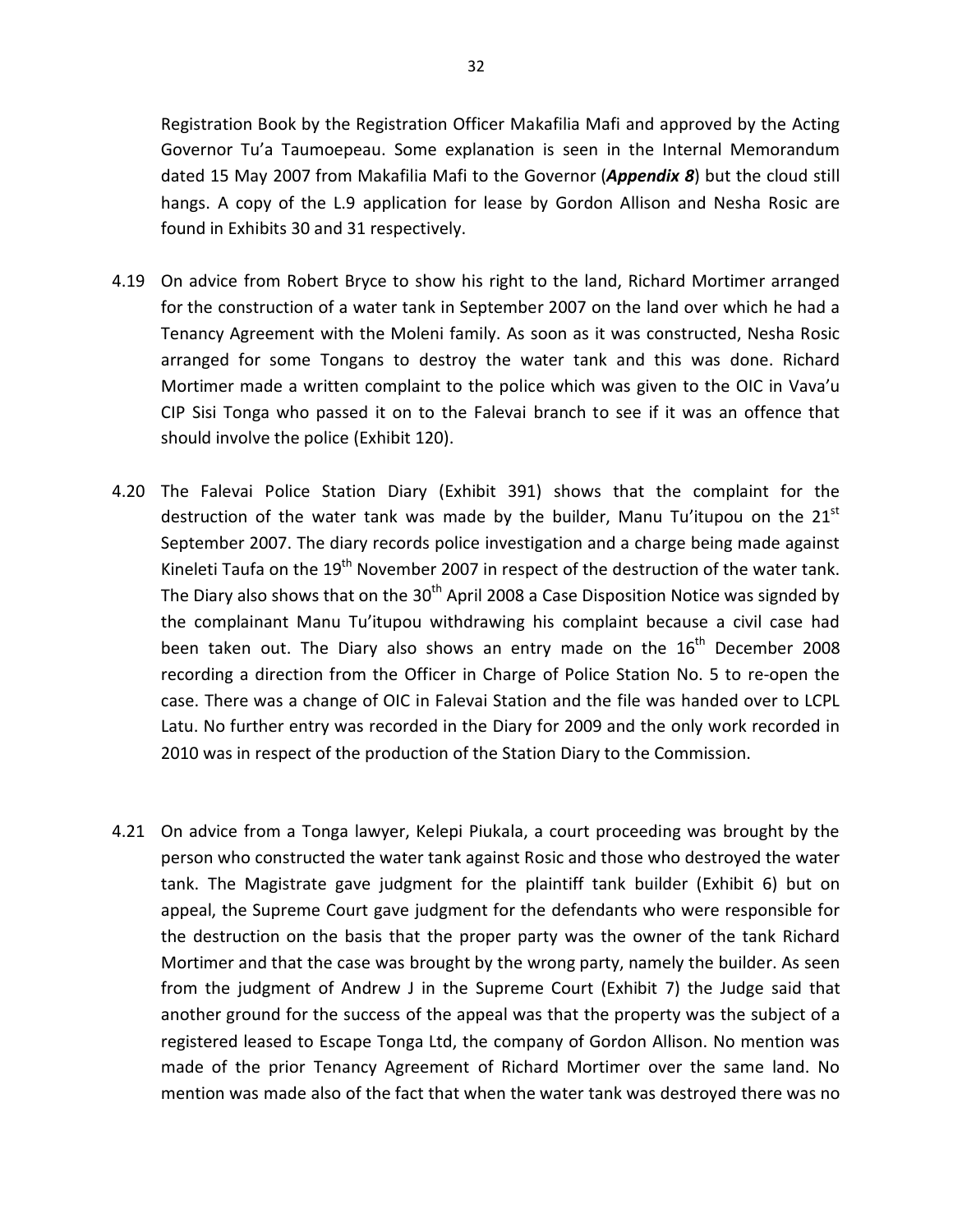Registration Book by the Registration Officer Makafilia Mafi and approved by the Acting Governor Tu'a Taumoepeau. Some explanation is seen in the Internal Memorandum dated 15 May 2007 from Makafilia Mafi to the Governor (***Appendix 8***) but the cloud still hangs. A copy of the L.9 application for lease by Gordon Allison and Nesha Rosic are found in Exhibits 30 and 31 respectively.

4.19 On advice from Robert Bryce to show his right to the land, Richard Mortimer arranged for the construction of a water tank in September 2007 on the land over which he had a Tenancy Agreement with the Moleni family. As soon as it was constructed, Nesha Rosic arranged for some Tongans to destroy the water tank and this was done. Richard Mortimer made a written complaint to the police which was given to the OIC in Vava'u CIP Sisi Tonga who passed it on to the Falevai branch to see if it was an offence that should involve the police (Exhibit 120).

4.20 The Falevai Police Station Diary (Exhibit 391) shows that the complaint for the destruction of the water tank was made by the builder, Manu Tu'itupou on the 21st September 2007. The diary records police investigation and a charge being made against Kineleti Taufa on the 19th November 2007 in respect of the destruction of the water tank. The Diary also shows that on the 30th April 2008 a Case Disposition Notice was signded by the complainant Manu Tu'itupou withdrawing his complaint because a civil case had been taken out. The Diary also shows an entry made on the 16th December 2008 recording a direction from the Officer in Charge of Police Station No. 5 to re-open the case. There was a change of OIC in Falevai Station and the file was handed over to LCPL Latu. No further entry was recorded in the Diary for 2009 and the only work recorded in 2010 was in respect of the production of the Station Diary to the Commission.

4.21 On advice from a Tonga lawyer, Kelepi Piukala, a court proceeding was brought by the person who constructed the water tank against Rosic and those who destroyed the water tank. The Magistrate gave judgment for the plaintiff tank builder (Exhibit 6) but on appeal, the Supreme Court gave judgment for the defendants who were responsible for the destruction on the basis that the proper party was the owner of the tank Richard Mortimer and that the case was brought by the wrong party, namely the builder. As seen from the judgment of Andrew J in the Supreme Court (Exhibit 7) the Judge said that another ground for the success of the appeal was that the property was the subject of a registered leased to Escape Tonga Ltd, the company of Gordon Allison. No mention was made of the prior Tenancy Agreement of Richard Mortimer over the same land. No mention was made also of the fact that when the water tank was destroyed there was no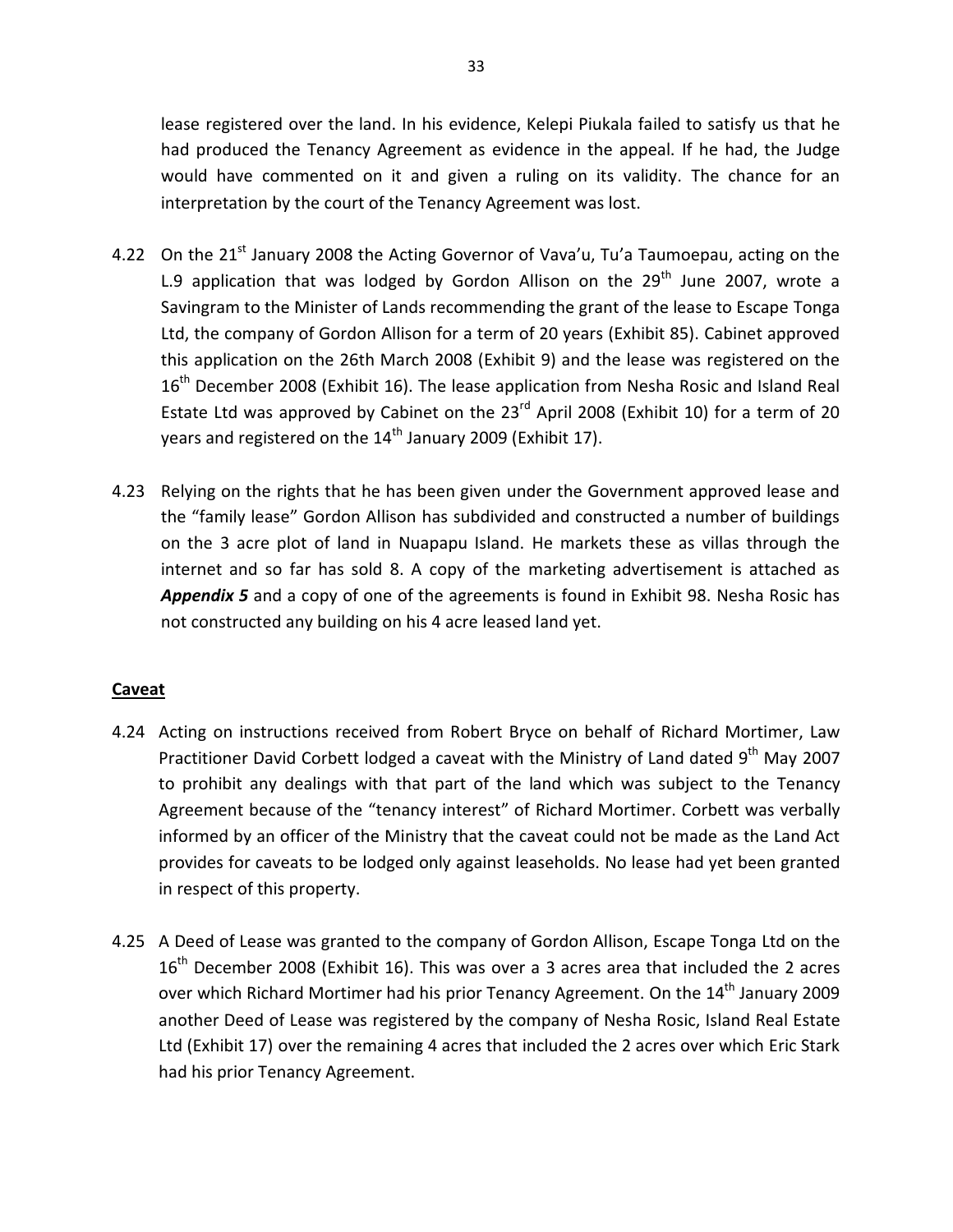lease registered over the land. In his evidence, Kelepi Piukala failed to satisfy us that he had produced the Tenancy Agreement as evidence in the appeal. If he had, the Judge would have commented on it and given a ruling on its validity. The chance for an interpretation by the court of the Tenancy Agreement was lost.

4.22 On the 21st January 2008 the Acting Governor of Vava'u, Tu'a Taumoepau, acting on the L.9 application that was lodged by Gordon Allison on the 29th June 2007, wrote a Savingram to the Minister of Lands recommending the grant of the lease to Escape Tonga Ltd, the company of Gordon Allison for a term of 20 years (Exhibit 85). Cabinet approved this application on the 26th March 2008 (Exhibit 9) and the lease was registered on the 16th December 2008 (Exhibit 16). The lease application from Nesha Rosic and Island Real Estate Ltd was approved by Cabinet on the 23rd April 2008 (Exhibit 10) for a term of 20 years and registered on the 14th January 2009 (Exhibit 17).

4.23 Relying on the rights that he has been given under the Government approved lease and the "family lease" Gordon Allison has subdivided and constructed a number of buildings on the 3 acre plot of land in Nuapapu Island. He markets these as villas through the internet and so far has sold 8. A copy of the marketing advertisement is attached as ***Appendix 5*** and a copy of one of the agreements is found in Exhibit 98. Nesha Rosic has not constructed any building on his 4 acre leased land yet.

**Caveat**

4.24 Acting on instructions received from Robert Bryce on behalf of Richard Mortimer, Law Practitioner David Corbett lodged a caveat with the Ministry of Land dated 9th May 2007 to prohibit any dealings with that part of the land which was subject to the Tenancy Agreement because of the "tenancy interest" of Richard Mortimer. Corbett was verbally informed by an officer of the Ministry that the caveat could not be made as the Land Act provides for caveats to be lodged only against leaseholds. No lease had yet been granted in respect of this property.

4.25 A Deed of Lease was granted to the company of Gordon Allison, Escape Tonga Ltd on the 16th December 2008 (Exhibit 16). This was over a 3 acres area that included the 2 acres over which Richard Mortimer had his prior Tenancy Agreement. On the 14th January 2009 another Deed of Lease was registered by the company of Nesha Rosic, Island Real Estate Ltd (Exhibit 17) over the remaining 4 acres that included the 2 acres over which Eric Stark had his prior Tenancy Agreement.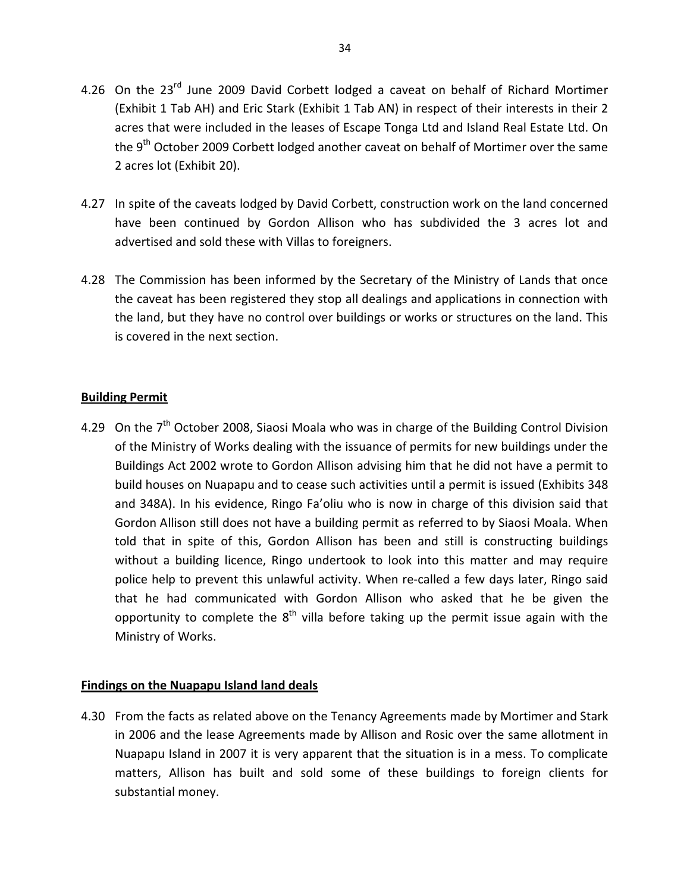4.26 On the 23rd June 2009 David Corbett lodged a caveat on behalf of Richard Mortimer (Exhibit 1 Tab AH) and Eric Stark (Exhibit 1 Tab AN) in respect of their interests in their 2 acres that were included in the leases of Escape Tonga Ltd and Island Real Estate Ltd. On the 9th October 2009 Corbett lodged another caveat on behalf of Mortimer over the same 2 acres lot (Exhibit 20).

4.27 In spite of the caveats lodged by David Corbett, construction work on the land concerned have been continued by Gordon Allison who has subdivided the 3 acres lot and advertised and sold these with Villas to foreigners.

4.28 The Commission has been informed by the Secretary of the Ministry of Lands that once the caveat has been registered they stop all dealings and applications in connection with the land, but they have no control over buildings or works or structures on the land. This is covered in the next section.

## Building Permit

4.29 On the 7th October 2008, Siaosi Moala who was in charge of the Building Control Division of the Ministry of Works dealing with the issuance of permits for new buildings under the Buildings Act 2002 wrote to Gordon Allison advising him that he did not have a permit to build houses on Nuapapu and to cease such activities until a permit is issued (Exhibits 348 and 348A). In his evidence, Ringo Fa'oliu who is now in charge of this division said that Gordon Allison still does not have a building permit as referred to by Siaosi Moala. When told that in spite of this, Gordon Allison has been and still is constructing buildings without a building licence, Ringo undertook to look into this matter and may require police help to prevent this unlawful activity. When re-called a few days later, Ringo said that he had communicated with Gordon Allison who asked that he be given the opportunity to complete the 8th villa before taking up the permit issue again with the Ministry of Works.

## Findings on the Nuapapu Island land deals

4.30 From the facts as related above on the Tenancy Agreements made by Mortimer and Stark in 2006 and the lease Agreements made by Allison and Rosic over the same allotment in Nuapapu Island in 2007 it is very apparent that the situation is in a mess. To complicate matters, Allison has built and sold some of these buildings to foreign clients for substantial money.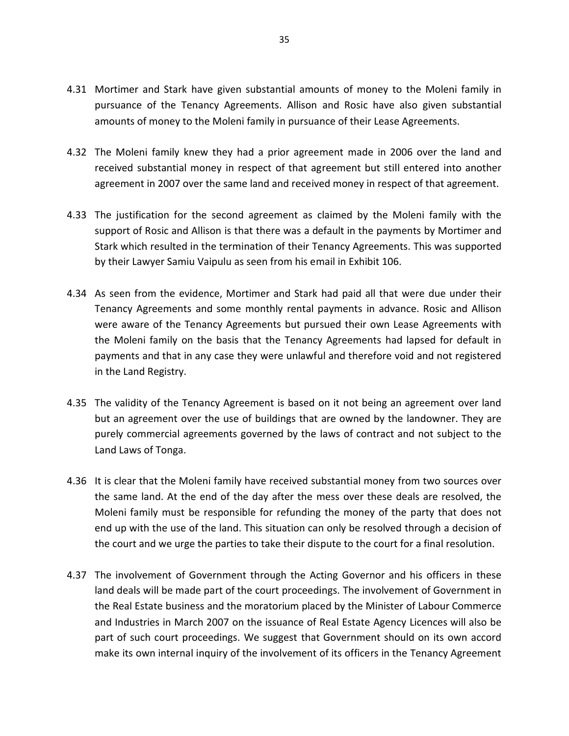4.31 Mortimer and Stark have given substantial amounts of money to the Moleni family in pursuance of the Tenancy Agreements. Allison and Rosic have also given substantial amounts of money to the Moleni family in pursuance of their Lease Agreements.

4.32 The Moleni family knew they had a prior agreement made in 2006 over the land and received substantial money in respect of that agreement but still entered into another agreement in 2007 over the same land and received money in respect of that agreement.

4.33 The justification for the second agreement as claimed by the Moleni family with the support of Rosic and Allison is that there was a default in the payments by Mortimer and Stark which resulted in the termination of their Tenancy Agreements. This was supported by their Lawyer Samiu Vaipulu as seen from his email in Exhibit 106.

4.34 As seen from the evidence, Mortimer and Stark had paid all that were due under their Tenancy Agreements and some monthly rental payments in advance. Rosic and Allison were aware of the Tenancy Agreements but pursued their own Lease Agreements with the Moleni family on the basis that the Tenancy Agreements had lapsed for default in payments and that in any case they were unlawful and therefore void and not registered in the Land Registry.

4.35 The validity of the Tenancy Agreement is based on it not being an agreement over land but an agreement over the use of buildings that are owned by the landowner. They are purely commercial agreements governed by the laws of contract and not subject to the Land Laws of Tonga.

4.36 It is clear that the Moleni family have received substantial money from two sources over the same land. At the end of the day after the mess over these deals are resolved, the Moleni family must be responsible for refunding the money of the party that does not end up with the use of the land. This situation can only be resolved through a decision of the court and we urge the parties to take their dispute to the court for a final resolution.

4.37 The involvement of Government through the Acting Governor and his officers in these land deals will be made part of the court proceedings. The involvement of Government in the Real Estate business and the moratorium placed by the Minister of Labour Commerce and Industries in March 2007 on the issuance of Real Estate Agency Licences will also be part of such court proceedings. We suggest that Government should on its own accord make its own internal inquiry of the involvement of its officers in the Tenancy Agreement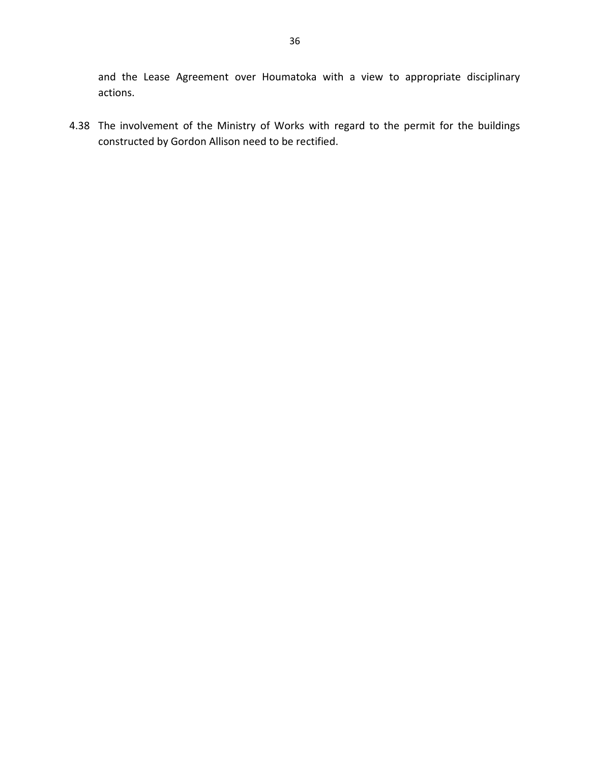and the Lease Agreement over Houmatoka with a view to appropriate disciplinary actions.

4.38 The involvement of the Ministry of Works with regard to the permit for the buildings constructed by Gordon Allison need to be rectified.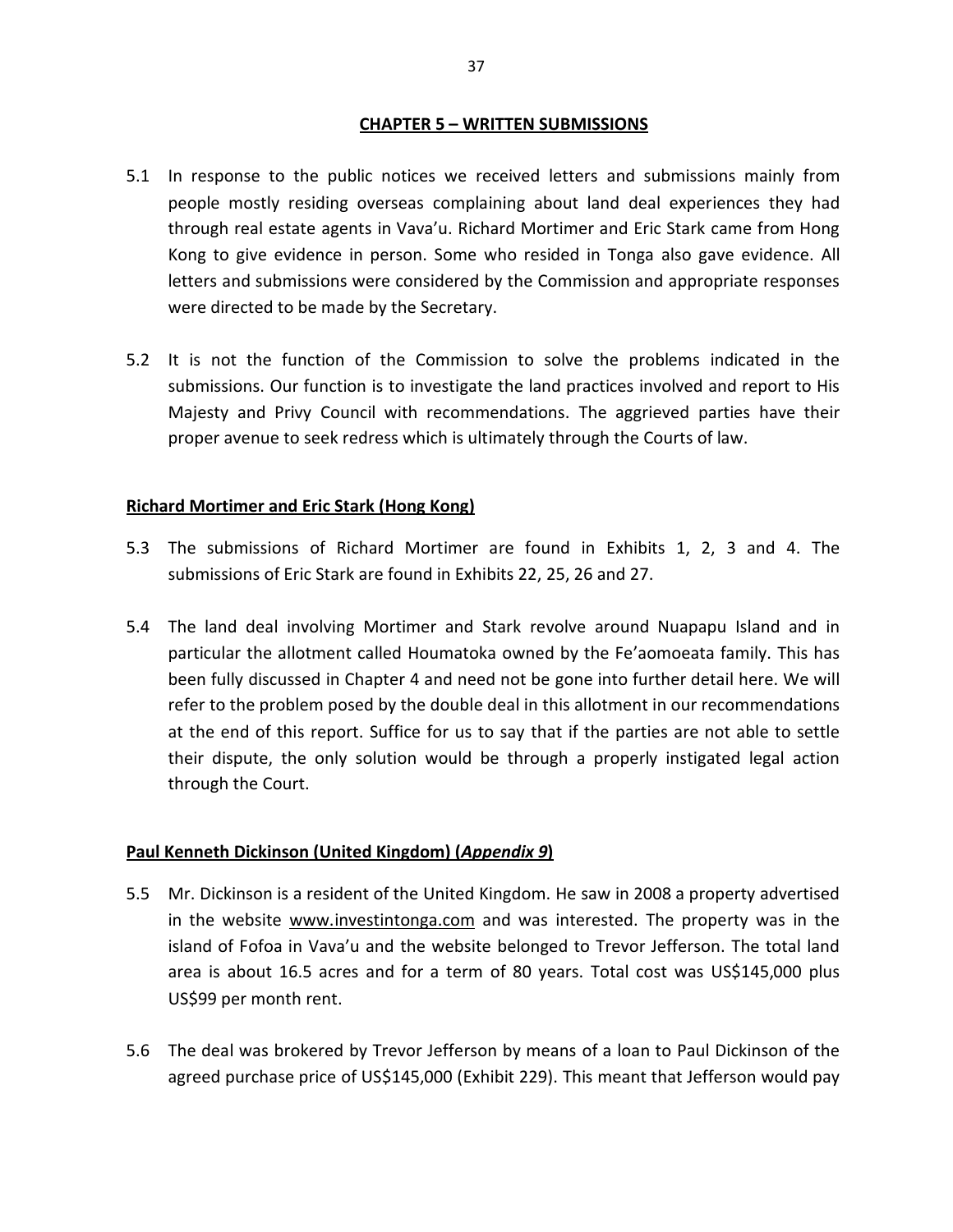# CHAPTER 5 – WRITTEN SUBMISSIONS

5.1 In response to the public notices we received letters and submissions mainly from people mostly residing overseas complaining about land deal experiences they had through real estate agents in Vava'u. Richard Mortimer and Eric Stark came from Hong Kong to give evidence in person. Some who resided in Tonga also gave evidence. All letters and submissions were considered by the Commission and appropriate responses were directed to be made by the Secretary.

5.2 It is not the function of the Commission to solve the problems indicated in the submissions. Our function is to investigate the land practices involved and report to His Majesty and Privy Council with recommendations. The aggrieved parties have their proper avenue to seek redress which is ultimately through the Courts of law.

## Richard Mortimer and Eric Stark (Hong Kong)

5.3 The submissions of Richard Mortimer are found in Exhibits 1, 2, 3 and 4. The submissions of Eric Stark are found in Exhibits 22, 25, 26 and 27.

5.4 The land deal involving Mortimer and Stark revolve around Nuapapu Island and in particular the allotment called Houmatoka owned by the Fe'aomoeata family. This has been fully discussed in Chapter 4 and need not be gone into further detail here. We will refer to the problem posed by the double deal in this allotment in our recommendations at the end of this report. Suffice for us to say that if the parties are not able to settle their dispute, the only solution would be through a properly instigated legal action through the Court.

## Paul Kenneth Dickinson (United Kingdom) (*Appendix 9*)

5.5 Mr. Dickinson is a resident of the United Kingdom. He saw in 2008 a property advertised in the website www.investintonga.com and was interested. The property was in the island of Fofoa in Vava'u and the website belonged to Trevor Jefferson. The total land area is about 16.5 acres and for a term of 80 years. Total cost was US$145,000 plus US$99 per month rent.

5.6 The deal was brokered by Trevor Jefferson by means of a loan to Paul Dickinson of the agreed purchase price of US$145,000 (Exhibit 229). This meant that Jefferson would pay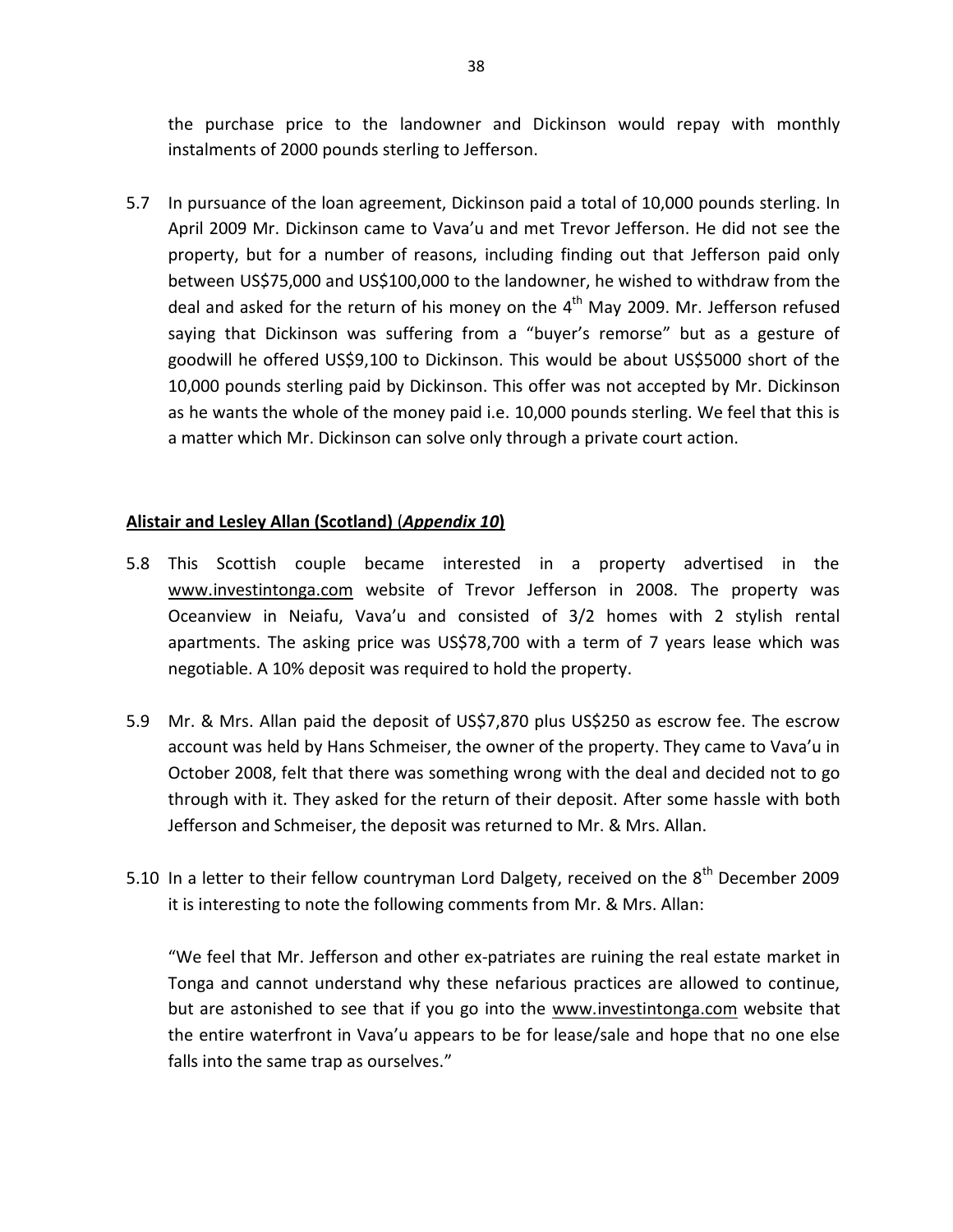the purchase price to the landowner and Dickinson would repay with monthly instalments of 2000 pounds sterling to Jefferson.

5.7 In pursuance of the loan agreement, Dickinson paid a total of 10,000 pounds sterling. In April 2009 Mr. Dickinson came to Vava'u and met Trevor Jefferson. He did not see the property, but for a number of reasons, including finding out that Jefferson paid only between US$75,000 and US$100,000 to the landowner, he wished to withdraw from the deal and asked for the return of his money on the 4th May 2009. Mr. Jefferson refused saying that Dickinson was suffering from a "buyer's remorse" but as a gesture of goodwill he offered US$9,100 to Dickinson. This would be about US$5000 short of the 10,000 pounds sterling paid by Dickinson. This offer was not accepted by Mr. Dickinson as he wants the whole of the money paid i.e. 10,000 pounds sterling. We feel that this is a matter which Mr. Dickinson can solve only through a private court action.

**Alistair and Lesley Allan (Scotland) (*Appendix 10*)**

5.8 This Scottish couple became interested in a property advertised in the www.investintonga.com website of Trevor Jefferson in 2008. The property was Oceanview in Neiafu, Vava'u and consisted of 3/2 homes with 2 stylish rental apartments. The asking price was US$78,700 with a term of 7 years lease which was negotiable. A 10% deposit was required to hold the property.

5.9 Mr. & Mrs. Allan paid the deposit of US$7,870 plus US$250 as escrow fee. The escrow account was held by Hans Schmeiser, the owner of the property. They came to Vava'u in October 2008, felt that there was something wrong with the deal and decided not to go through with it. They asked for the return of their deposit. After some hassle with both Jefferson and Schmeiser, the deposit was returned to Mr. & Mrs. Allan.

5.10 In a letter to their fellow countryman Lord Dalgety, received on the 8th December 2009 it is interesting to note the following comments from Mr. & Mrs. Allan:

"We feel that Mr. Jefferson and other ex-patriates are ruining the real estate market in Tonga and cannot understand why these nefarious practices are allowed to continue, but are astonished to see that if you go into the www.investintonga.com website that the entire waterfront in Vava'u appears to be for lease/sale and hope that no one else falls into the same trap as ourselves."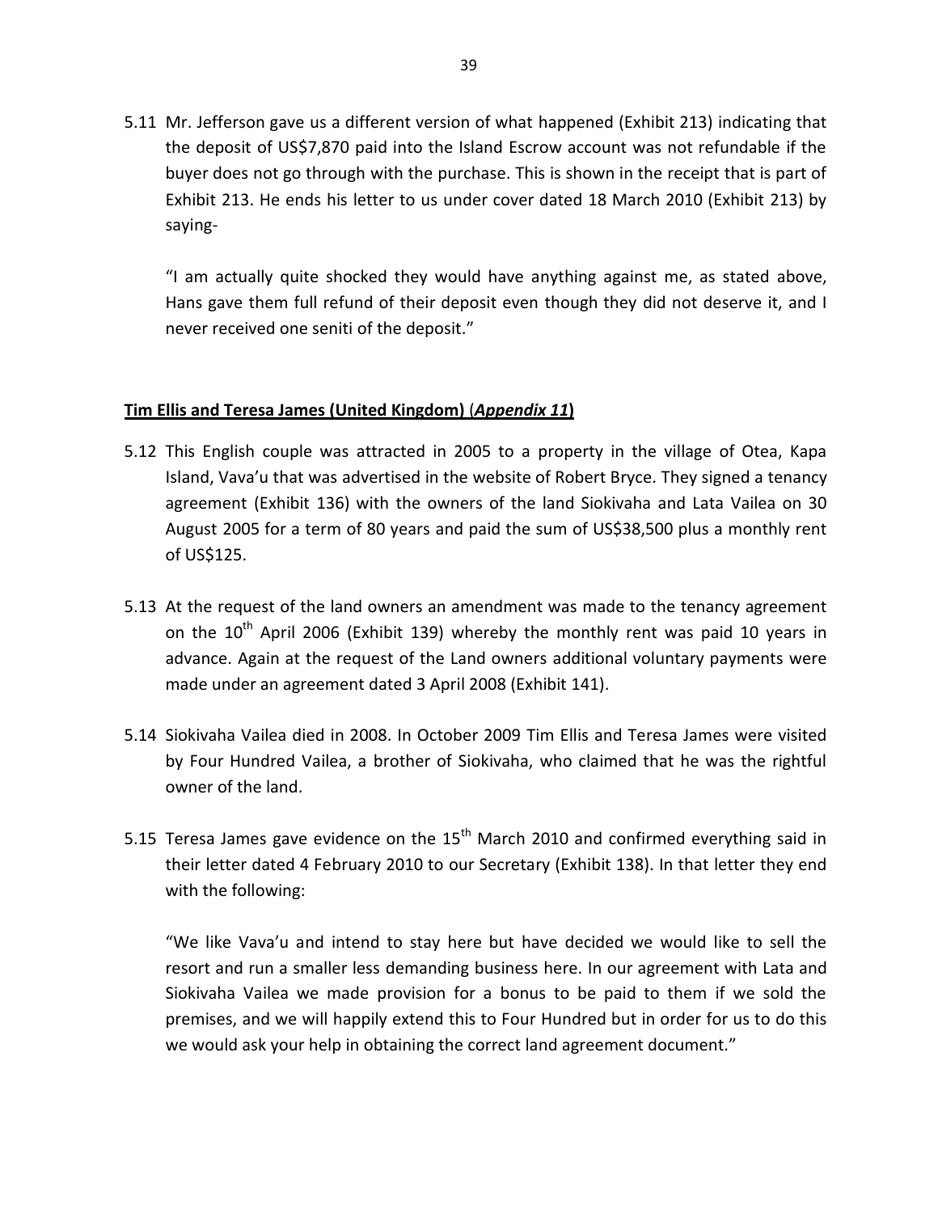5.11 Mr. Jefferson gave us a different version of what happened (Exhibit 213) indicating that the deposit of US$7,870 paid into the Island Escrow account was not refundable if the buyer does not go through with the purchase. This is shown in the receipt that is part of Exhibit 213. He ends his letter to us under cover dated 18 March 2010 (Exhibit 213) by saying-

"I am actually quite shocked they would have anything against me, as stated above, Hans gave them full refund of their deposit even though they did not deserve it, and I never received one seniti of the deposit."

**Tim Ellis and Teresa James (United Kingdom) (*Appendix 11*)**

5.12 This English couple was attracted in 2005 to a property in the village of Otea, Kapa Island, Vava'u that was advertised in the website of Robert Bryce. They signed a tenancy agreement (Exhibit 136) with the owners of the land Siokivaha and Lata Vailea on 30 August 2005 for a term of 80 years and paid the sum of US$38,500 plus a monthly rent of US$125.

5.13 At the request of the land owners an amendment was made to the tenancy agreement on the 10th April 2006 (Exhibit 139) whereby the monthly rent was paid 10 years in advance. Again at the request of the Land owners additional voluntary payments were made under an agreement dated 3 April 2008 (Exhibit 141).

5.14 Siokivaha Vailea died in 2008. In October 2009 Tim Ellis and Teresa James were visited by Four Hundred Vailea, a brother of Siokivaha, who claimed that he was the rightful owner of the land.

5.15 Teresa James gave evidence on the 15th March 2010 and confirmed everything said in their letter dated 4 February 2010 to our Secretary (Exhibit 138). In that letter they end with the following:

"We like Vava'u and intend to stay here but have decided we would like to sell the resort and run a smaller less demanding business here. In our agreement with Lata and Siokivaha Vailea we made provision for a bonus to be paid to them if we sold the premises, and we will happily extend this to Four Hundred but in order for us to do this we would ask your help in obtaining the correct land agreement document."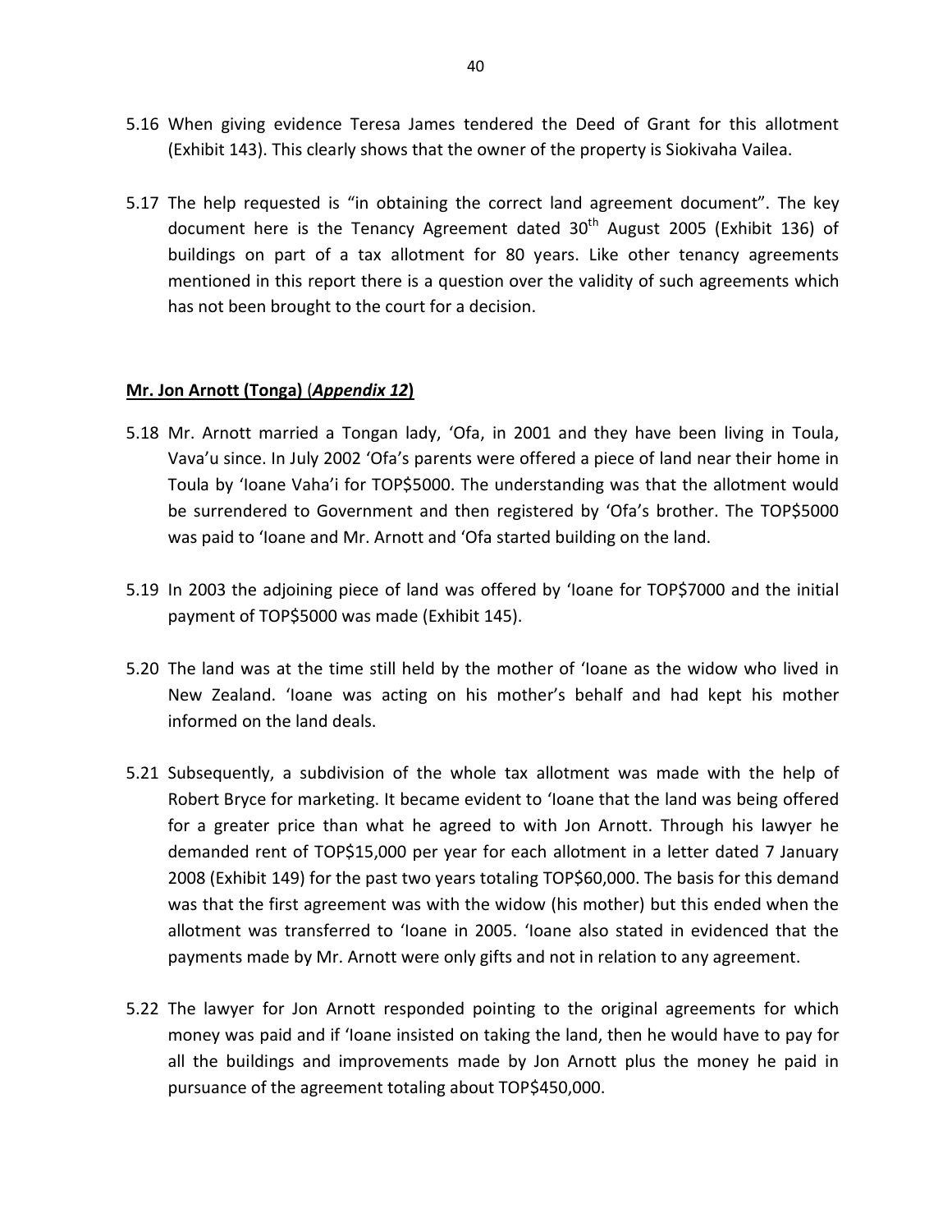5.16 When giving evidence Teresa James tendered the Deed of Grant for this allotment (Exhibit 143). This clearly shows that the owner of the property is Siokivaha Vailea.

5.17 The help requested is "in obtaining the correct land agreement document". The key document here is the Tenancy Agreement dated 30th August 2005 (Exhibit 136) of buildings on part of a tax allotment for 80 years. Like other tenancy agreements mentioned in this report there is a question over the validity of such agreements which has not been brought to the court for a decision.

**Mr. Jon Arnott (Tonga)** (***Appendix 12***)

5.18 Mr. Arnott married a Tongan lady, 'Ofa, in 2001 and they have been living in Toula, Vava'u since. In July 2002 'Ofa's parents were offered a piece of land near their home in Toula by 'Ioane Vaha'i for TOP$5000. The understanding was that the allotment would be surrendered to Government and then registered by 'Ofa's brother. The TOP$5000 was paid to 'Ioane and Mr. Arnott and 'Ofa started building on the land.

5.19 In 2003 the adjoining piece of land was offered by 'Ioane for TOP$7000 and the initial payment of TOP$5000 was made (Exhibit 145).

5.20 The land was at the time still held by the mother of 'Ioane as the widow who lived in New Zealand. 'Ioane was acting on his mother's behalf and had kept his mother informed on the land deals.

5.21 Subsequently, a subdivision of the whole tax allotment was made with the help of Robert Bryce for marketing. It became evident to 'Ioane that the land was being offered for a greater price than what he agreed to with Jon Arnott. Through his lawyer he demanded rent of TOP$15,000 per year for each allotment in a letter dated 7 January 2008 (Exhibit 149) for the past two years totaling TOP$60,000. The basis for this demand was that the first agreement was with the widow (his mother) but this ended when the allotment was transferred to 'Ioane in 2005. 'Ioane also stated in evidenced that the payments made by Mr. Arnott were only gifts and not in relation to any agreement.

5.22 The lawyer for Jon Arnott responded pointing to the original agreements for which money was paid and if 'Ioane insisted on taking the land, then he would have to pay for all the buildings and improvements made by Jon Arnott plus the money he paid in pursuance of the agreement totaling about TOP$450,000.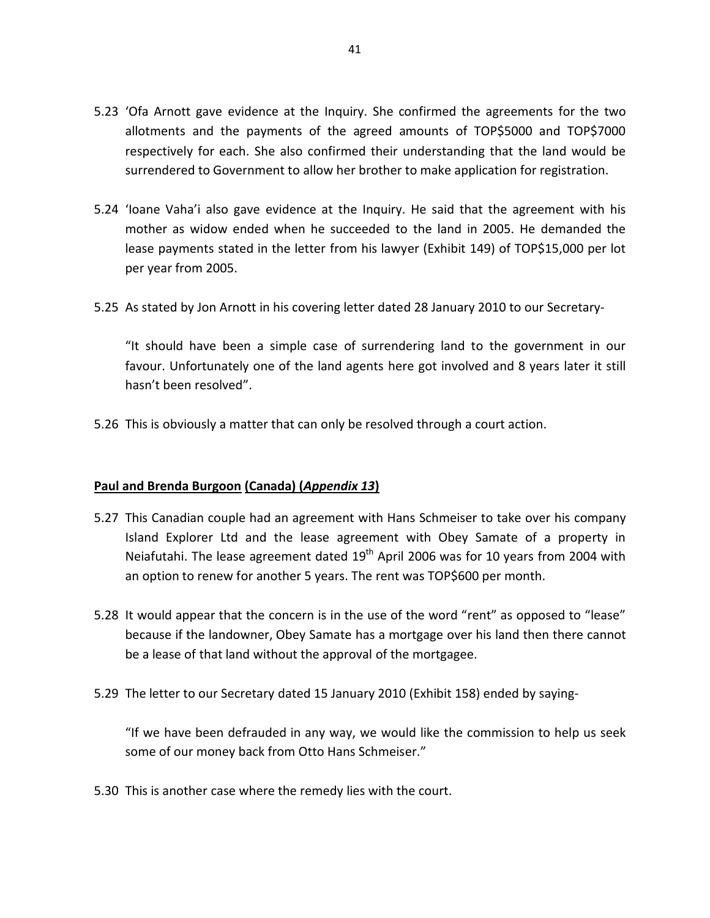5.23 'Ofa Arnott gave evidence at the Inquiry. She confirmed the agreements for the two allotments and the payments of the agreed amounts of TOP$5000 and TOP$7000 respectively for each. She also confirmed their understanding that the land would be surrendered to Government to allow her brother to make application for registration.

5.24 'Ioane Vaha'i also gave evidence at the Inquiry. He said that the agreement with his mother as widow ended when he succeeded to the land in 2005. He demanded the lease payments stated in the letter from his lawyer (Exhibit 149) of TOP$15,000 per lot per year from 2005.

5.25 As stated by Jon Arnott in his covering letter dated 28 January 2010 to our Secretary-

"It should have been a simple case of surrendering land to the government in our favour. Unfortunately one of the land agents here got involved and 8 years later it still hasn't been resolved".

5.26 This is obviously a matter that can only be resolved through a court action.

**Paul and Brenda Burgoon (Canada) (*Appendix 13*)**

5.27 This Canadian couple had an agreement with Hans Schmeiser to take over his company Island Explorer Ltd and the lease agreement with Obey Samate of a property in Neiafutahi. The lease agreement dated 19th April 2006 was for 10 years from 2004 with an option to renew for another 5 years. The rent was TOP$600 per month.

5.28 It would appear that the concern is in the use of the word "rent" as opposed to "lease" because if the landowner, Obey Samate has a mortgage over his land then there cannot be a lease of that land without the approval of the mortgagee.

5.29 The letter to our Secretary dated 15 January 2010 (Exhibit 158) ended by saying-

"If we have been defrauded in any way, we would like the commission to help us seek some of our money back from Otto Hans Schmeiser."

5.30 This is another case where the remedy lies with the court.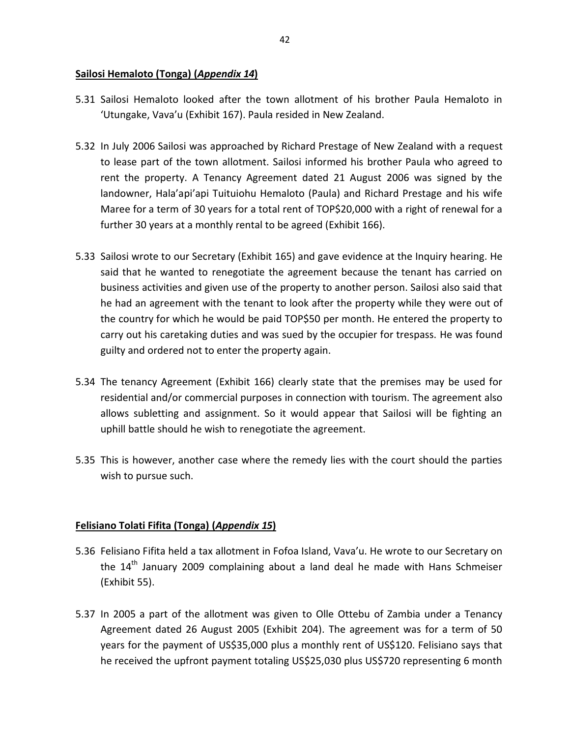**Sailosi Hemaloto (Tonga) (*Appendix 14*)**

5.31 Sailosi Hemaloto looked after the town allotment of his brother Paula Hemaloto in 'Utungake, Vava'u (Exhibit 167). Paula resided in New Zealand.

5.32 In July 2006 Sailosi was approached by Richard Prestage of New Zealand with a request to lease part of the town allotment. Sailosi informed his brother Paula who agreed to rent the property. A Tenancy Agreement dated 21 August 2006 was signed by the landowner, Hala'api'api Tuituiohu Hemaloto (Paula) and Richard Prestage and his wife Maree for a term of 30 years for a total rent of TOP$20,000 with a right of renewal for a further 30 years at a monthly rental to be agreed (Exhibit 166).

5.33 Sailosi wrote to our Secretary (Exhibit 165) and gave evidence at the Inquiry hearing. He said that he wanted to renegotiate the agreement because the tenant has carried on business activities and given use of the property to another person. Sailosi also said that he had an agreement with the tenant to look after the property while they were out of the country for which he would be paid TOP$50 per month. He entered the property to carry out his caretaking duties and was sued by the occupier for trespass. He was found guilty and ordered not to enter the property again.

5.34 The tenancy Agreement (Exhibit 166) clearly state that the premises may be used for residential and/or commercial purposes in connection with tourism. The agreement also allows subletting and assignment. So it would appear that Sailosi will be fighting an uphill battle should he wish to renegotiate the agreement.

5.35 This is however, another case where the remedy lies with the court should the parties wish to pursue such.

**Felisiano Tolati Fifita (Tonga) (*Appendix 15*)**

5.36 Felisiano Fifita held a tax allotment in Fofoa Island, Vava'u. He wrote to our Secretary on the 14th January 2009 complaining about a land deal he made with Hans Schmeiser (Exhibit 55).

5.37 In 2005 a part of the allotment was given to Olle Ottebu of Zambia under a Tenancy Agreement dated 26 August 2005 (Exhibit 204). The agreement was for a term of 50 years for the payment of US$35,000 plus a monthly rent of US$120. Felisiano says that he received the upfront payment totaling US$25,030 plus US$720 representing 6 month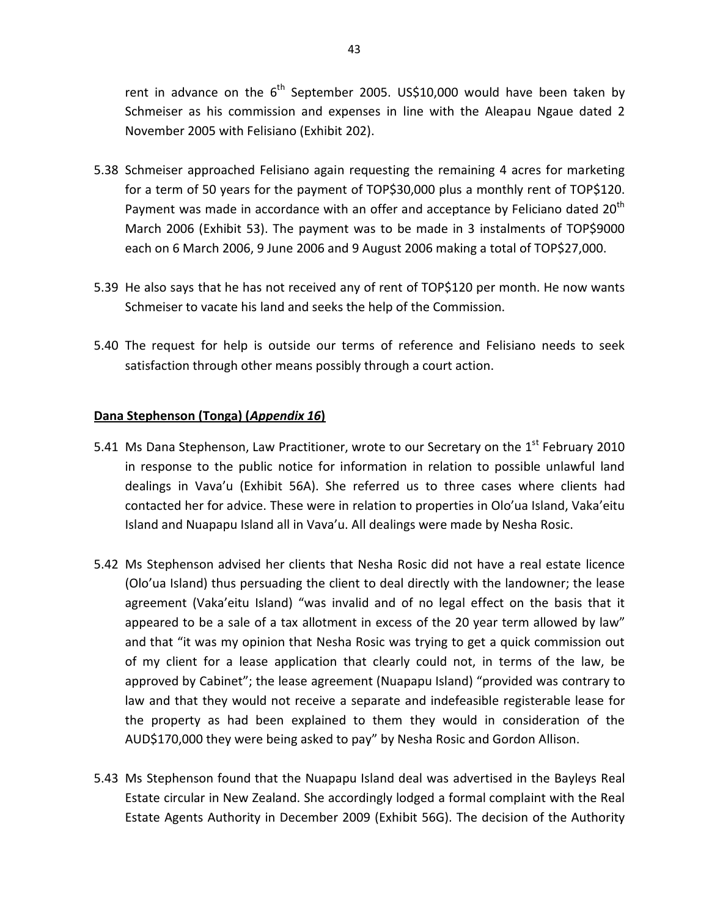rent in advance on the 6th September 2005. US$10,000 would have been taken by Schmeiser as his commission and expenses in line with the Aleapau Ngaue dated 2 November 2005 with Felisiano (Exhibit 202).

5.38 Schmeiser approached Felisiano again requesting the remaining 4 acres for marketing for a term of 50 years for the payment of TOP$30,000 plus a monthly rent of TOP$120. Payment was made in accordance with an offer and acceptance by Feliciano dated 20th March 2006 (Exhibit 53). The payment was to be made in 3 instalments of TOP$9000 each on 6 March 2006, 9 June 2006 and 9 August 2006 making a total of TOP$27,000.

5.39 He also says that he has not received any of rent of TOP$120 per month. He now wants Schmeiser to vacate his land and seeks the help of the Commission.

5.40 The request for help is outside our terms of reference and Felisiano needs to seek satisfaction through other means possibly through a court action.

**Dana Stephenson (Tonga) (*Appendix 16*)**

5.41 Ms Dana Stephenson, Law Practitioner, wrote to our Secretary on the 1st February 2010 in response to the public notice for information in relation to possible unlawful land dealings in Vava'u (Exhibit 56A). She referred us to three cases where clients had contacted her for advice. These were in relation to properties in Olo'ua Island, Vaka'eitu Island and Nuapapu Island all in Vava'u. All dealings were made by Nesha Rosic.

5.42 Ms Stephenson advised her clients that Nesha Rosic did not have a real estate licence (Olo'ua Island) thus persuading the client to deal directly with the landowner; the lease agreement (Vaka'eitu Island) "was invalid and of no legal effect on the basis that it appeared to be a sale of a tax allotment in excess of the 20 year term allowed by law" and that "it was my opinion that Nesha Rosic was trying to get a quick commission out of my client for a lease application that clearly could not, in terms of the law, be approved by Cabinet"; the lease agreement (Nuapapu Island) "provided was contrary to law and that they would not receive a separate and indefeasible registerable lease for the property as had been explained to them they would in consideration of the AUD$170,000 they were being asked to pay" by Nesha Rosic and Gordon Allison.

5.43 Ms Stephenson found that the Nuapapu Island deal was advertised in the Bayleys Real Estate circular in New Zealand. She accordingly lodged a formal complaint with the Real Estate Agents Authority in December 2009 (Exhibit 56G). The decision of the Authority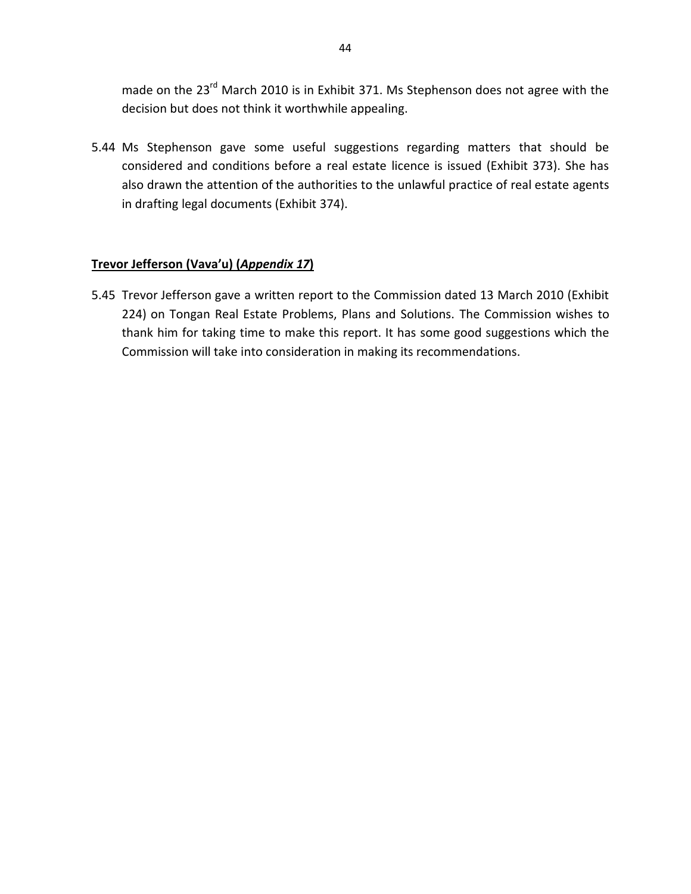made on the 23rd March 2010 is in Exhibit 371. Ms Stephenson does not agree with the decision but does not think it worthwhile appealing.

5.44 Ms Stephenson gave some useful suggestions regarding matters that should be considered and conditions before a real estate licence is issued (Exhibit 373). She has also drawn the attention of the authorities to the unlawful practice of real estate agents in drafting legal documents (Exhibit 374).

**Trevor Jefferson (Vava'u) (*Appendix 17*)**

5.45 Trevor Jefferson gave a written report to the Commission dated 13 March 2010 (Exhibit 224) on Tongan Real Estate Problems, Plans and Solutions. The Commission wishes to thank him for taking time to make this report. It has some good suggestions which the Commission will take into consideration in making its recommendations.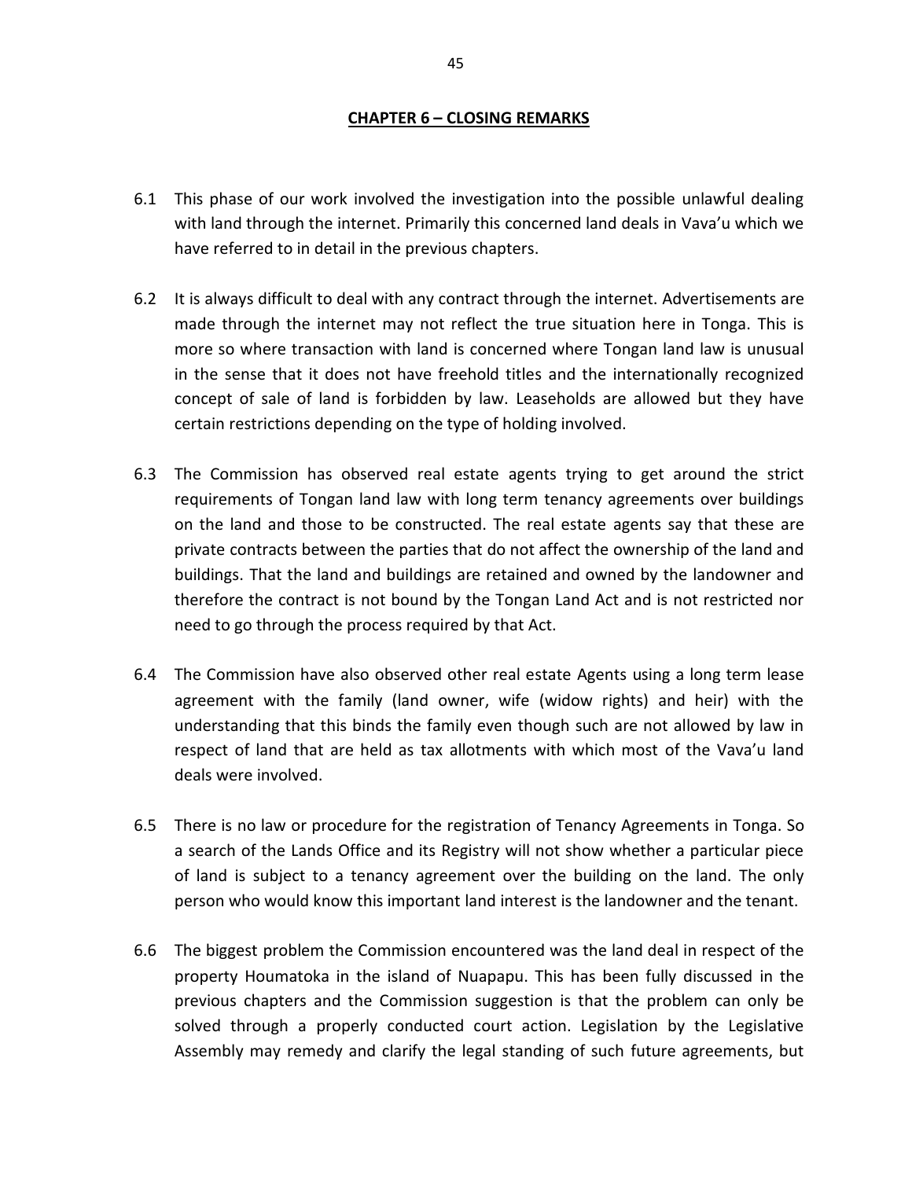## CHAPTER 6 – CLOSING REMARKS

6.1 This phase of our work involved the investigation into the possible unlawful dealing with land through the internet. Primarily this concerned land deals in Vava'u which we have referred to in detail in the previous chapters.

6.2 It is always difficult to deal with any contract through the internet. Advertisements are made through the internet may not reflect the true situation here in Tonga. This is more so where transaction with land is concerned where Tongan land law is unusual in the sense that it does not have freehold titles and the internationally recognized concept of sale of land is forbidden by law. Leaseholds are allowed but they have certain restrictions depending on the type of holding involved.

6.3 The Commission has observed real estate agents trying to get around the strict requirements of Tongan land law with long term tenancy agreements over buildings on the land and those to be constructed. The real estate agents say that these are private contracts between the parties that do not affect the ownership of the land and buildings. That the land and buildings are retained and owned by the landowner and therefore the contract is not bound by the Tongan Land Act and is not restricted nor need to go through the process required by that Act.

6.4 The Commission have also observed other real estate Agents using a long term lease agreement with the family (land owner, wife (widow rights) and heir) with the understanding that this binds the family even though such are not allowed by law in respect of land that are held as tax allotments with which most of the Vava'u land deals were involved.

6.5 There is no law or procedure for the registration of Tenancy Agreements in Tonga. So a search of the Lands Office and its Registry will not show whether a particular piece of land is subject to a tenancy agreement over the building on the land. The only person who would know this important land interest is the landowner and the tenant.

6.6 The biggest problem the Commission encountered was the land deal in respect of the property Houmatoka in the island of Nuapapu. This has been fully discussed in the previous chapters and the Commission suggestion is that the problem can only be solved through a properly conducted court action. Legislation by the Legislative Assembly may remedy and clarify the legal standing of such future agreements, but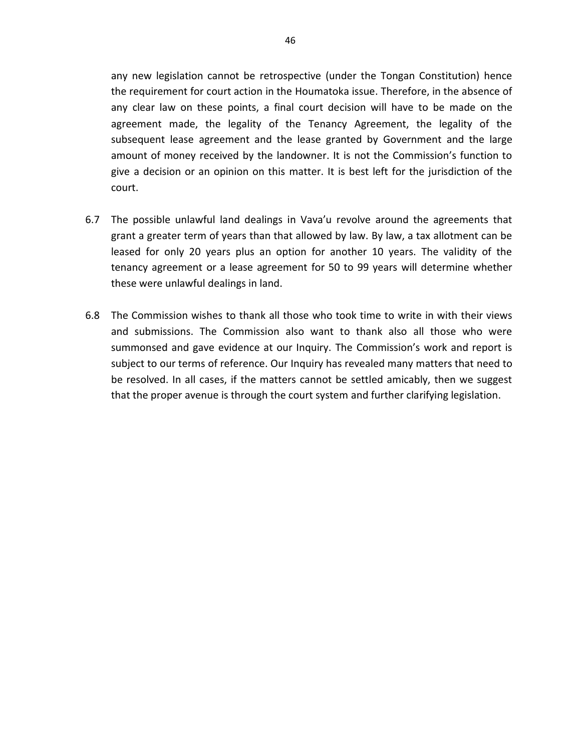any new legislation cannot be retrospective (under the Tongan Constitution) hence the requirement for court action in the Houmatoka issue. Therefore, in the absence of any clear law on these points, a final court decision will have to be made on the agreement made, the legality of the Tenancy Agreement, the legality of the subsequent lease agreement and the lease granted by Government and the large amount of money received by the landowner. It is not the Commission's function to give a decision or an opinion on this matter. It is best left for the jurisdiction of the court.

6.7 The possible unlawful land dealings in Vava'u revolve around the agreements that grant a greater term of years than that allowed by law. By law, a tax allotment can be leased for only 20 years plus an option for another 10 years. The validity of the tenancy agreement or a lease agreement for 50 to 99 years will determine whether these were unlawful dealings in land.

6.8 The Commission wishes to thank all those who took time to write in with their views and submissions. The Commission also want to thank also all those who were summonsed and gave evidence at our Inquiry. The Commission's work and report is subject to our terms of reference. Our Inquiry has revealed many matters that need to be resolved. In all cases, if the matters cannot be settled amicably, then we suggest that the proper avenue is through the court system and further clarifying legislation.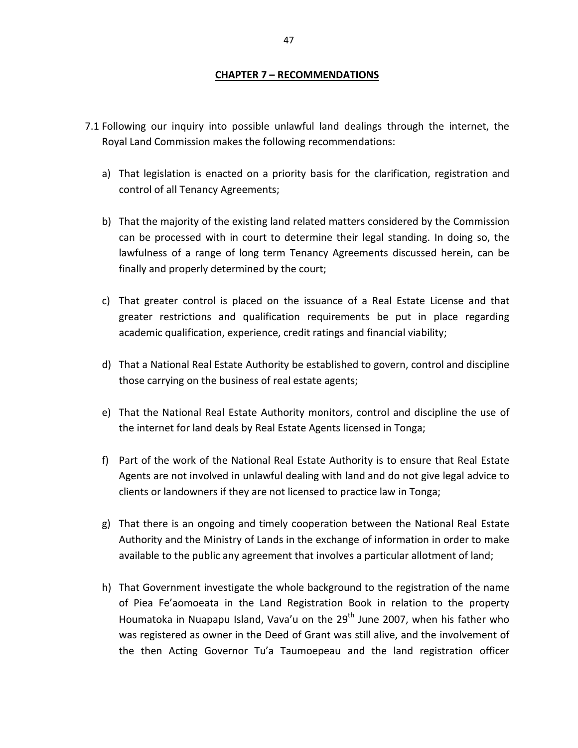## CHAPTER 7 – RECOMMENDATIONS

7.1 Following our inquiry into possible unlawful land dealings through the internet, the Royal Land Commission makes the following recommendations:

a) That legislation is enacted on a priority basis for the clarification, registration and control of all Tenancy Agreements;

b) That the majority of the existing land related matters considered by the Commission can be processed with in court to determine their legal standing. In doing so, the lawfulness of a range of long term Tenancy Agreements discussed herein, can be finally and properly determined by the court;

c) That greater control is placed on the issuance of a Real Estate License and that greater restrictions and qualification requirements be put in place regarding academic qualification, experience, credit ratings and financial viability;

d) That a National Real Estate Authority be established to govern, control and discipline those carrying on the business of real estate agents;

e) That the National Real Estate Authority monitors, control and discipline the use of the internet for land deals by Real Estate Agents licensed in Tonga;

f) Part of the work of the National Real Estate Authority is to ensure that Real Estate Agents are not involved in unlawful dealing with land and do not give legal advice to clients or landowners if they are not licensed to practice law in Tonga;

g) That there is an ongoing and timely cooperation between the National Real Estate Authority and the Ministry of Lands in the exchange of information in order to make available to the public any agreement that involves a particular allotment of land;

h) That Government investigate the whole background to the registration of the name of Piea Fe'aomoeata in the Land Registration Book in relation to the property Houmatoka in Nuapapu Island, Vava'u on the 29th June 2007, when his father who was registered as owner in the Deed of Grant was still alive, and the involvement of the then Acting Governor Tu'a Taumoepeau and the land registration officer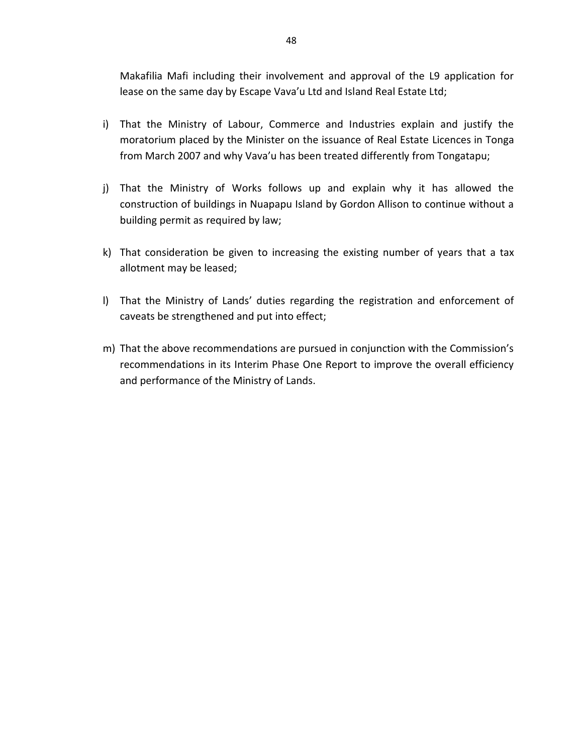Makafilia Mafi including their involvement and approval of the L9 application for lease on the same day by Escape Vava'u Ltd and Island Real Estate Ltd;

i) That the Ministry of Labour, Commerce and Industries explain and justify the moratorium placed by the Minister on the issuance of Real Estate Licences in Tonga from March 2007 and why Vava'u has been treated differently from Tongatapu;

j) That the Ministry of Works follows up and explain why it has allowed the construction of buildings in Nuapapu Island by Gordon Allison to continue without a building permit as required by law;

k) That consideration be given to increasing the existing number of years that a tax allotment may be leased;

l) That the Ministry of Lands' duties regarding the registration and enforcement of caveats be strengthened and put into effect;

m) That the above recommendations are pursued in conjunction with the Commission's recommendations in its Interim Phase One Report to improve the overall efficiency and performance of the Ministry of Lands.